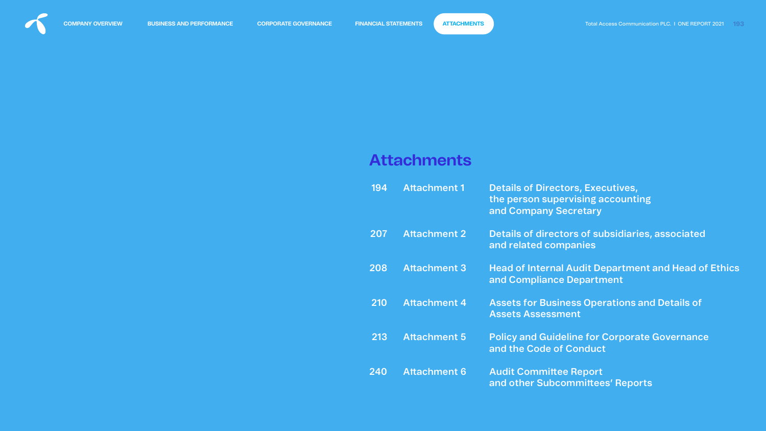# Attachments

| | | |
|---|---|---|
| 194 | Attachment 1 | Details of Directors, Executives, the person supervising accounting and Company Secretary |
| 207 | Attachment 2 | Details of directors of subsidiaries, associated and related companies |
| 208 | Attachment 3 | Head of Internal Audit Department and Head of Ethics and Compliance Department |
| 210 | Attachment 4 | Assets for Business Operations and Details of Assets Assessment |
| 213 | Attachment 5 | Policy and Guideline for Corporate Governance and the Code of Conduct |
| 240 | Attachment 6 | Audit Committee Report and other Subcommittees' Reports |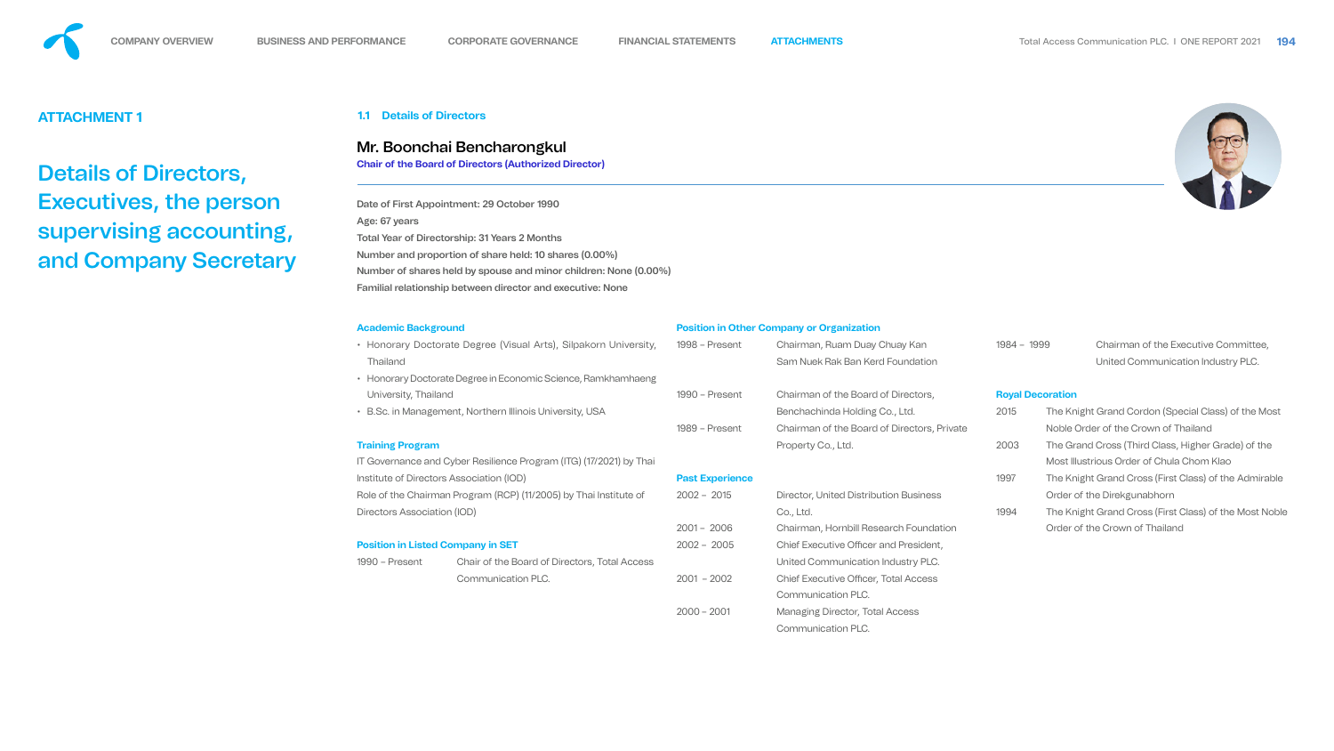# ATTACHMENT 1

## Details of Directors, Executives, the person supervising accounting, and Company Secretary

### 1.1 Details of Directors

**Mr. Boonchai Bencharongkul**
Chair of the Board of Directors (Authorized Director)

Date of First Appointment: 29 October 1990
Age: 67 years
Total Year of Directorship: 31 Years 2 Months
Number and proportion of share held: 10 shares (0.00%)
Number of shares held by spouse and minor children: None (0.00%)
Familial relationship between director and executive: None

#### Academic Background

- Honorary Doctorate Degree (Visual Arts), Silpakorn University, Thailand
- Honorary Doctorate Degree in Economic Science, Ramkhamhaeng University, Thailand
- B.Sc. in Management, Northern Illinois University, USA

#### Training Program

IT Governance and Cyber Resilience Program (ITG) (17/2021) by Thai Institute of Directors Association (IOD)
Role of the Chairman Program (RCP) (11/2005) by Thai Institute of Directors Association (IOD)

#### Position in Listed Company in SET

| Period | Position |
|---|---|
| 1990 – Present | Chair of the Board of Directors, Total Access Communication PLC. |

#### Position in Other Company or Organization

| Period | Position |
|---|---|
| 1998 – Present | Chairman, Ruam Duay Chuay Kan Sam Nuek Rak Ban Kerd Foundation |
| 1990 – Present | Chairman of the Board of Directors, Benchachinda Holding Co., Ltd. |
| 1989 – Present | Chairman of the Board of Directors, Private Property Co., Ltd. |

#### Past Experience

| Period | Position |
|---|---|
| 2002 – 2015 | Director, United Distribution Business Co., Ltd. |
| 2001 – 2006 | Chairman, Hornbill Research Foundation |
| 2002 – 2005 | Chief Executive Officer and President, United Communication Industry PLC. |
| 2001 – 2002 | Chief Executive Officer, Total Access Communication PLC. |
| 2000 – 2001 | Managing Director, Total Access Communication PLC. |
| 1984 – 1999 | Chairman of the Executive Committee, United Communication Industry PLC. |

#### Royal Decoration

| Year | Decoration |
|---|---|
| 2015 | The Knight Grand Cordon (Special Class) of the Most Noble Order of the Crown of Thailand |
| 2003 | The Grand Cross (Third Class, Higher Grade) of the Most Illustrious Order of Chula Chom Klao |
| 1997 | The Knight Grand Cross (First Class) of the Admirable Order of the Direkgunabhorn |
| 1994 | The Knight Grand Cross (First Class) of the Most Noble Order of the Crown of Thailand |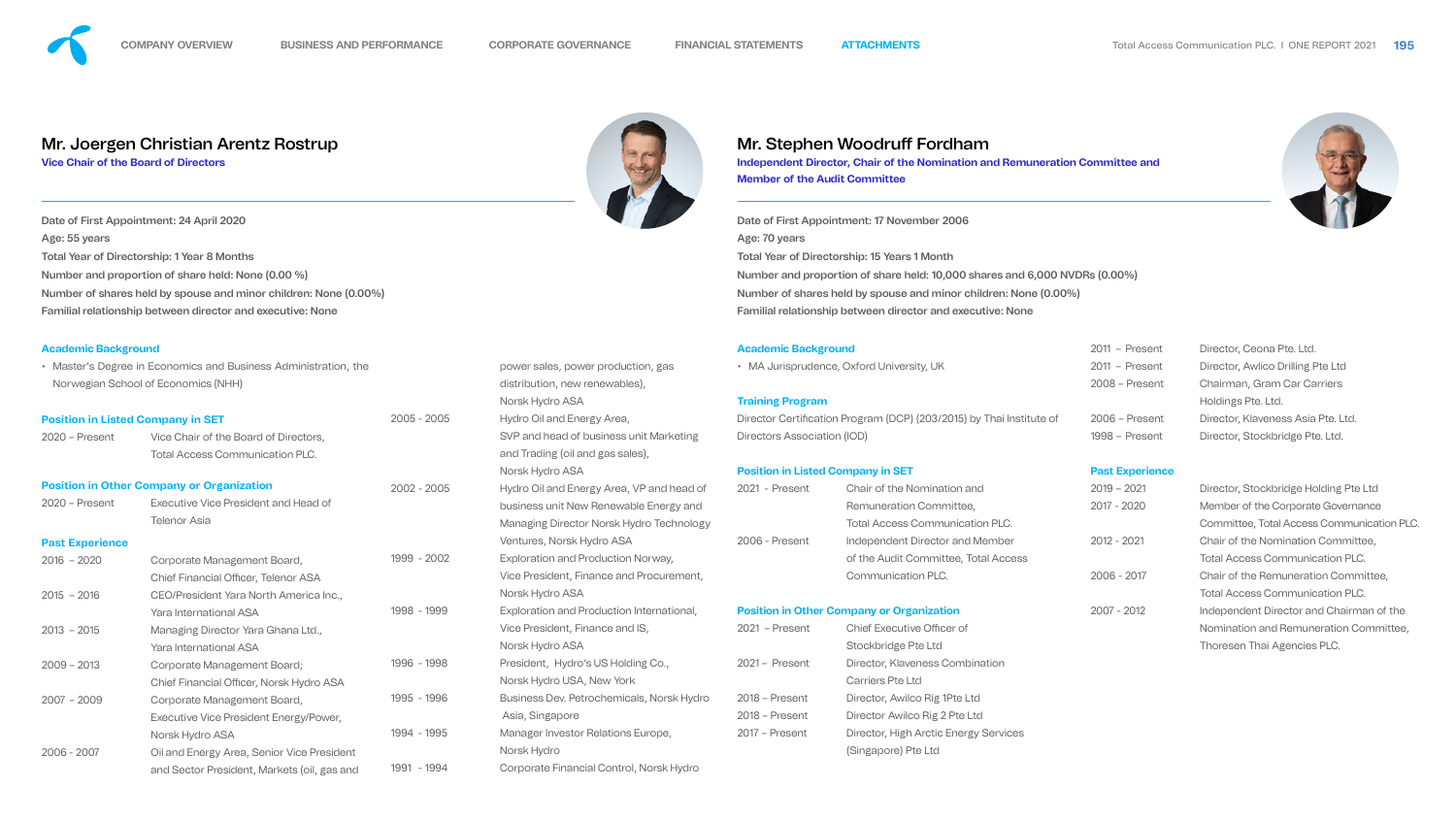## Mr. Joergen Christian Arentz Rostrup

**Vice Chair of the Board of Directors**

Date of First Appointment: 24 April 2020
Age: 55 years
Total Year of Directorship: 1 Year 8 Months
Number and proportion of share held: None (0.00 %)
Number of shares held by spouse and minor children: None (0.00%)
Familial relationship between director and executive: None

### Academic Background

- Master's Degree in Economics and Business Administration, the Norwegian School of Economics (NHH)

### Position in Listed Company in SET

| | |
|---|---|
| 2020 – Present | Vice Chair of the Board of Directors, Total Access Communication PLC. |

### Position in Other Company or Organization

| | |
|---|---|
| 2020 – Present | Executive Vice President and Head of Telenor Asia |

### Past Experience

| | |
|---|---|
| 2016 – 2020 | Corporate Management Board, Chief Financial Officer, Telenor ASA |
| 2015 – 2016 | CEO/President Yara North America Inc., Yara International ASA |
| 2013 – 2015 | Managing Director Yara Ghana Ltd., Yara International ASA |
| 2009 – 2013 | Corporate Management Board; Chief Financial Officer, Norsk Hydro ASA |
| 2007 – 2009 | Corporate Management Board, Executive Vice President Energy/Power, Norsk Hydro ASA |
| 2006 - 2007 | Oil and Energy Area, Senior Vice President and Sector President, Markets (oil, gas and power sales, power production, gas distribution, new renewables), Norsk Hydro ASA |
| 2005 - 2005 | Hydro Oil and Energy Area, SVP and head of business unit Marketing and Trading (oil and gas sales), Norsk Hydro ASA |
| 2002 - 2005 | Hydro Oil and Energy Area, VP and head of business unit New Renewable Energy and Managing Director Norsk Hydro Technology Ventures, Norsk Hydro ASA |
| 1999 - 2002 | Exploration and Production Norway, Vice President, Finance and Procurement, Norsk Hydro ASA |
| 1998 - 1999 | Exploration and Production International, Vice President, Finance and IS, Norsk Hydro ASA |
| 1996 - 1998 | President, Hydro's US Holding Co., Norsk Hydro USA, New York |
| 1995 - 1996 | Business Dev. Petrochemicals, Norsk Hydro Asia, Singapore |
| 1994 - 1995 | Manager Investor Relations Europe, Norsk Hydro |
| 1991 - 1994 | Corporate Financial Control, Norsk Hydro |

## Mr. Stephen Woodruff Fordham

**Independent Director, Chair of the Nomination and Remuneration Committee and Member of the Audit Committee**

Date of First Appointment: 17 November 2006
Age: 70 years
Total Year of Directorship: 15 Years 1 Month
Number and proportion of share held: 10,000 shares and 6,000 NVDRs (0.00%)
Number of shares held by spouse and minor children: None (0.00%)
Familial relationship between director and executive: None

### Academic Background

- MA Jurisprudence, Oxford University, UK

### Training Program

Director Certification Program (DCP) (203/2015) by Thai Institute of Directors Association (IOD)

### Position in Listed Company in SET

| | |
|---|---|
| 2021 - Present | Chair of the Nomination and Remuneration Committee, Total Access Communication PLC. |
| 2006 - Present | Independent Director and Member of the Audit Committee, Total Access Communication PLC. |

### Position in Other Company or Organization

| | |
|---|---|
| 2021 – Present | Chief Executive Officer of Stockbridge Pte Ltd |
| 2021 – Present | Director, Klaveness Combination Carriers Pte Ltd |
| 2018 – Present | Director, Awilco Rig 1Pte Ltd |
| 2018 – Present | Director Awilco Rig 2 Pte Ltd |
| 2017 – Present | Director, High Arctic Energy Services (Singapore) Pte Ltd |
| 2011 – Present | Director, Ceona Pte. Ltd. |
| 2011 – Present | Director, Awilco Drilling Pte Ltd |
| 2008 – Present | Chairman, Gram Car Carriers Holdings Pte. Ltd. |
| 2006 – Present | Director, Klaveness Asia Pte. Ltd. |
| 1998 – Present | Director, Stockbridge Pte. Ltd. |

### Past Experience

| | |
|---|---|
| 2019 – 2021 | Director, Stockbridge Holding Pte Ltd |
| 2017 - 2020 | Member of the Corporate Governance Committee, Total Access Communication PLC. |
| 2012 - 2021 | Chair of the Nomination Committee, Total Access Communication PLC. |
| 2006 - 2017 | Chair of the Remuneration Committee, Total Access Communication PLC. |
| 2007 - 2012 | Independent Director and Chairman of the Nomination and Remuneration Committee, Thoresen Thai Agencies PLC. |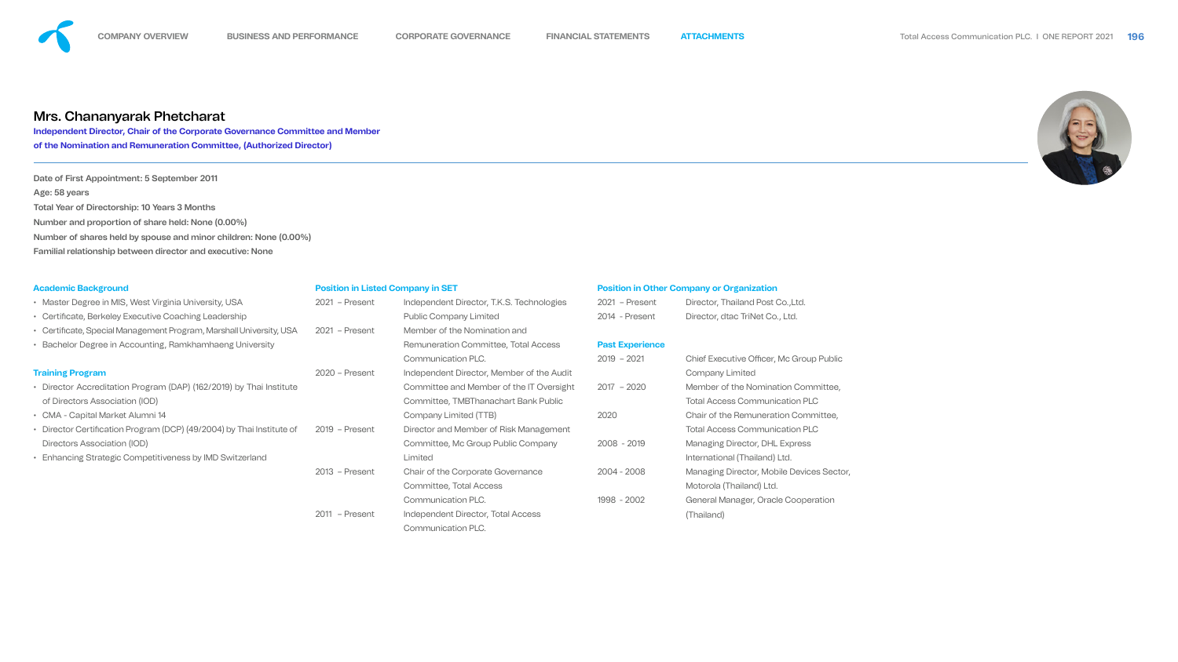## Mrs. Chananyarak Phetcharat

**Independent Director, Chair of the Corporate Governance Committee and Member of the Nomination and Remuneration Committee, (Authorized Director)**

Date of First Appointment: 5 September 2011
Age: 58 years
Total Year of Directorship: 10 Years 3 Months
Number and proportion of share held: None (0.00%)
Number of shares held by spouse and minor children: None (0.00%)
Familial relationship between director and executive: None

### Academic Background

- Master Degree in MIS, West Virginia University, USA
- Certificate, Berkeley Executive Coaching Leadership
- Certificate, Special Management Program, Marshall University, USA
- Bachelor Degree in Accounting, Ramkhamhaeng University

### Training Program

- Director Accreditation Program (DAP) (162/2019) by Thai Institute of Directors Association (IOD)
- CMA - Capital Market Alumni 14
- Director Certification Program (DCP) (49/2004) by Thai Institute of Directors Association (IOD)
- Enhancing Strategic Competitiveness by IMD Switzerland

### Position in Listed Company in SET

| Period | Position |
|---|---|
| 2021 – Present | Independent Director, T.K.S. Technologies Public Company Limited |
| 2021 – Present | Member of the Nomination and Remuneration Committee, Total Access Communication PLC. |
| 2020 – Present | Independent Director, Member of the Audit Committee and Member of the IT Oversight Committee, TMBThanachart Bank Public Company Limited (TTB) |
| 2019 – Present | Director and Member of Risk Management Committee, Mc Group Public Company Limited |
| 2013 – Present | Chair of the Corporate Governance Committee, Total Access Communication PLC. |
| 2011 – Present | Independent Director, Total Access Communication PLC. |

### Position in Other Company or Organization

| Period | Position |
|---|---|
| 2021 – Present | Director, Thailand Post Co.,Ltd. |
| 2014 - Present | Director, dtac TriNet Co., Ltd. |

### Past Experience

| Period | Position |
|---|---|
| 2019 – 2021 | Chief Executive Officer, Mc Group Public Company Limited |
| 2017 – 2020 | Member of the Nomination Committee, Total Access Communication PLC |
| 2020 | Chair of the Remuneration Committee, Total Access Communication PLC |
| 2008 - 2019 | Managing Director, DHL Express International (Thailand) Ltd. |
| 2004 - 2008 | Managing Director, Mobile Devices Sector, Motorola (Thailand) Ltd. |
| 1998 - 2002 | General Manager, Oracle Cooperation (Thailand) |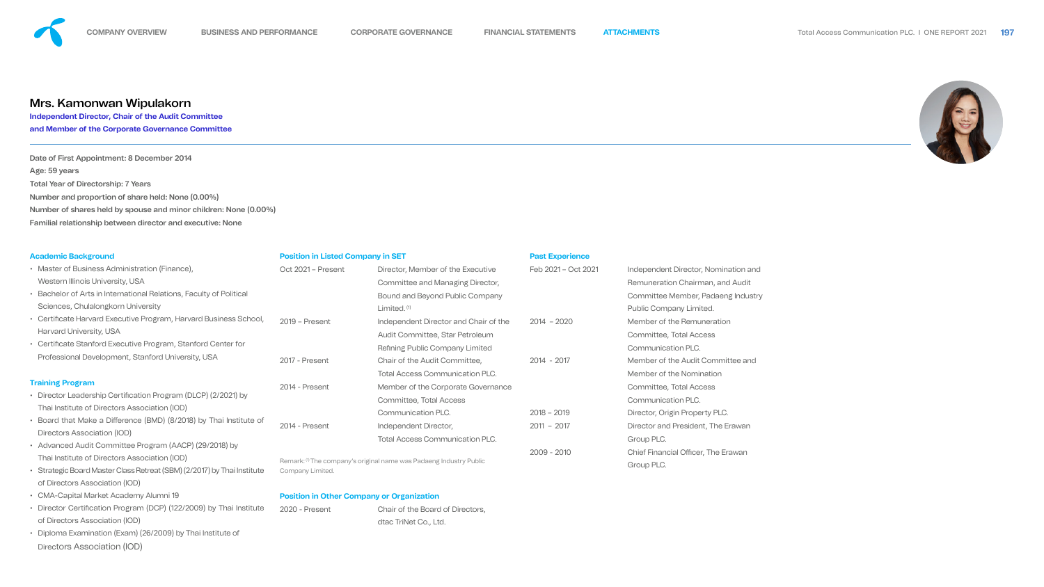## Mrs. Kamonwan Wipulakorn

**Independent Director, Chair of the Audit Committee and Member of the Corporate Governance Committee**

Date of First Appointment: 8 December 2014
Age: 59 years
Total Year of Directorship: 7 Years
Number and proportion of share held: None (0.00%)
Number of shares held by spouse and minor children: None (0.00%)
Familial relationship between director and executive: None

### Academic Background

- Master of Business Administration (Finance), Western Illinois University, USA
- Bachelor of Arts in International Relations, Faculty of Political Sciences, Chulalongkorn University
- Certificate Harvard Executive Program, Harvard Business School, Harvard University, USA
- Certificate Stanford Executive Program, Stanford Center for Professional Development, Stanford University, USA

### Training Program

- Director Leadership Certification Program (DLCP) (2/2021) by Thai Institute of Directors Association (IOD)
- Board that Make a Difference (BMD) (8/2018) by Thai Institute of Directors Association (IOD)
- Advanced Audit Committee Program (AACP) (29/2018) by Thai Institute of Directors Association (IOD)
- Strategic Board Master Class Retreat (SBM) (2/2017) by Thai Institute of Directors Association (IOD)
- CMA-Capital Market Academy Alumni 19
- Director Certification Program (DCP) (122/2009) by Thai Institute of Directors Association (IOD)
- Diploma Examination (Exam) (26/2009) by Thai Institute of Directors Association (IOD)

### Position in Listed Company in SET

| Period | Position |
|---|---|
| Oct 2021 – Present | Director, Member of the Executive Committee and Managing Director, Bound and Beyond Public Company Limited.[1] |
| 2019 – Present | Independent Director and Chair of the Audit Committee, Star Petroleum Refining Public Company Limited |
| 2017 - Present | Chair of the Audit Committee, Total Access Communication PLC. |
| 2014 - Present | Member of the Corporate Governance Committee, Total Access Communication PLC. |
| 2014 - Present | Independent Director, Total Access Communication PLC. |

Remark: [1] The company's original name was Padaeng Industry Public Company Limited.

### Position in Other Company or Organization

| Period | Position |
|---|---|
| 2020 - Present | Chair of the Board of Directors, dtac TriNet Co., Ltd. |

### Past Experience

| Period | Position |
|---|---|
| Feb 2021 – Oct 2021 | Independent Director, Nomination and Remuneration Chairman, and Audit Committee Member, Padaeng Industry Public Company Limited. |
| 2014 – 2020 | Member of the Remuneration Committee, Total Access Communication PLC. |
| 2014 - 2017 | Member of the Audit Committee and Member of the Nomination Committee, Total Access Communication PLC. |
| 2018 – 2019 | Director, Origin Property PLC. |
| 2011 – 2017 | Director and President, The Erawan Group PLC. |
| 2009 - 2010 | Chief Financial Officer, The Erawan Group PLC. |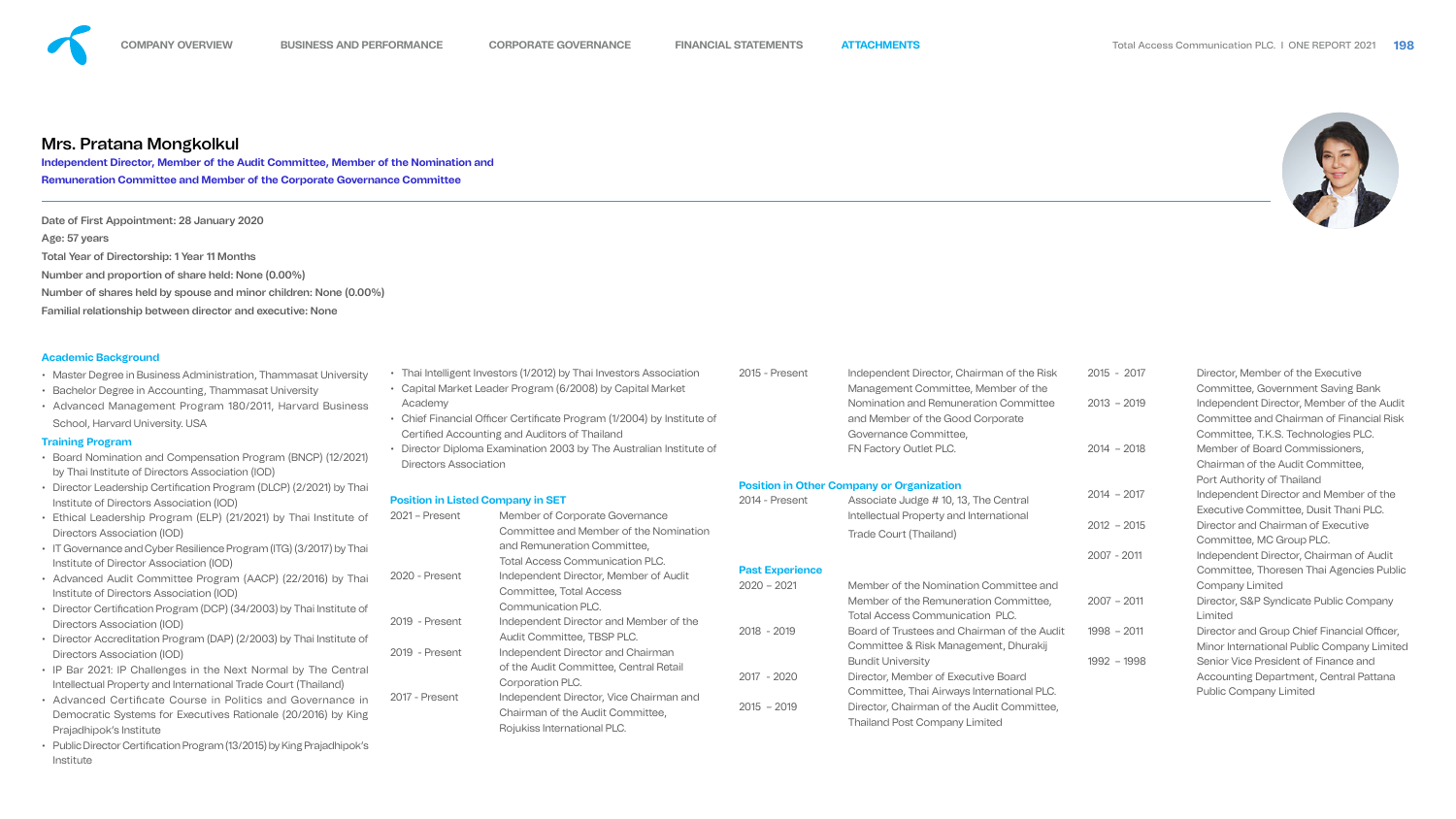## Mrs. Pratana Mongkolkul

**Independent Director, Member of the Audit Committee, Member of the Nomination and Remuneration Committee and Member of the Corporate Governance Committee**

Date of First Appointment: 28 January 2020
Age: 57 years
Total Year of Directorship: 1 Year 11 Months
Number and proportion of share held: None (0.00%)
Number of shares held by spouse and minor children: None (0.00%)
Familial relationship between director and executive: None

### Academic Background

- Master Degree in Business Administration, Thammasat University
- Bachelor Degree in Accounting, Thammasat University
- Advanced Management Program 180/2011, Harvard Business School, Harvard University. USA

### Training Program

- Board Nomination and Compensation Program (BNCP) (12/2021) by Thai Institute of Directors Association (IOD)
- Director Leadership Certification Program (DLCP) (2/2021) by Thai Institute of Directors Association (IOD)
- Ethical Leadership Program (ELP) (21/2021) by Thai Institute of Directors Association (IOD)
- IT Governance and Cyber Resilience Program (ITG) (3/2017) by Thai Institute of Director Association (IOD)
- Advanced Audit Committee Program (AACP) (22/2016) by Thai Institute of Directors Association (IOD)
- Director Certification Program (DCP) (34/2003) by Thai Institute of Directors Association (IOD)
- Director Accreditation Program (DAP) (2/2003) by Thai Institute of Directors Association (IOD)
- IP Bar 2021: IP Challenges in the Next Normal by The Central Intellectual Property and International Trade Court (Thailand)
- Advanced Certificate Course in Politics and Governance in Democratic Systems for Executives Rationale (20/2016) by King Prajadhipok's Institute
- Public Director Certification Program (13/2015) by King Prajadhipok's Institute
- Thai Intelligent Investors (1/2012) by Thai Investors Association
- Capital Market Leader Program (6/2008) by Capital Market Academy
- Chief Financial Officer Certificate Program (1/2004) by Institute of Certified Accounting and Auditors of Thailand
- Director Diploma Examination 2003 by The Australian Institute of Directors Association

### Position in Listed Company in SET

| | |
|---|---|
| 2021 – Present | Member of Corporate Governance Committee and Member of the Nomination and Remuneration Committee, Total Access Communication PLC. |
| 2020 - Present | Independent Director, Member of Audit Committee, Total Access Communication PLC. |
| 2019 - Present | Independent Director and Member of the Audit Committee, TBSP PLC. |
| 2019 - Present | Independent Director and Chairman of the Audit Committee, Central Retail Corporation PLC. |
| 2017 - Present | Independent Director, Vice Chairman and Chairman of the Audit Committee, Rojukiss International PLC. |
| 2015 - Present | Independent Director, Chairman of the Risk Management Committee, Member of the Nomination and Remuneration Committee and Member of the Good Corporate Governance Committee, FN Factory Outlet PLC. |

### Position in Other Company or Organization

| | |
|---|---|
| 2014 - Present | Associate Judge # 10, 13, The Central Intellectual Property and International Trade Court (Thailand) |

### Past Experience

| | |
|---|---|
| 2020 – 2021 | Member of the Nomination Committee and Member of the Remuneration Committee, Total Access Communication PLC. |
| 2018 - 2019 | Board of Trustees and Chairman of the Audit Committee & Risk Management, Dhurakij Bundit University |
| 2017 - 2020 | Director, Member of Executive Board Committee, Thai Airways International PLC. |
| 2015 – 2019 | Director, Chairman of the Audit Committee, Thailand Post Company Limited |
| 2015 - 2017 | Director, Member of the Executive Committee, Government Saving Bank |
| 2013 – 2019 | Independent Director, Member of the Audit Committee and Chairman of Financial Risk Committee, T.K.S. Technologies PLC. |
| 2014 – 2018 | Member of Board Commissioners, Chairman of the Audit Committee, Port Authority of Thailand |
| 2014 – 2017 | Independent Director and Member of the Executive Committee, Dusit Thani PLC. |
| 2012 – 2015 | Director and Chairman of Executive Committee, MC Group PLC. |
| 2007 - 2011 | Independent Director, Chairman of Audit Committee, Thoresen Thai Agencies Public Company Limited |
| 2007 – 2011 | Director, S&P Syndicate Public Company Limited |
| 1998 – 2011 | Director and Group Chief Financial Officer, Minor International Public Company Limited |
| 1992 – 1998 | Senior Vice President of Finance and Accounting Department, Central Pattana Public Company Limited |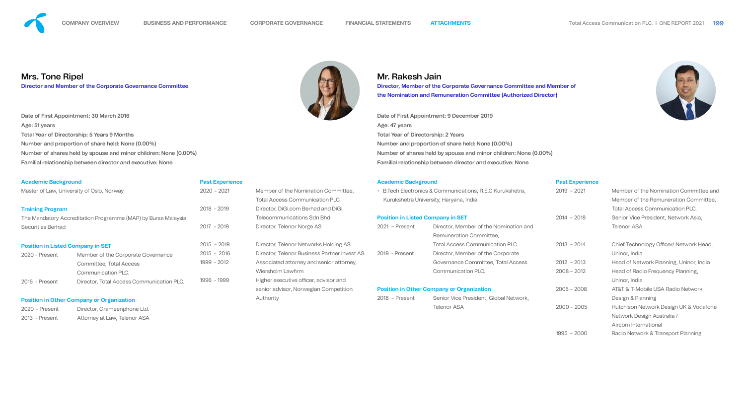## Mrs. Tone Ripel

**Director and Member of the Corporate Governance Committee**

Date of First Appointment: 30 March 2016
Age: 51 years
Total Year of Directorship: 5 Years 9 Months
Number and proportion of share held: None (0.00%)
Number of shares held by spouse and minor children: None (0.00%)
Familial relationship between director and executive: None

### Academic Background

Master of Law, University of Oslo, Norway

### Training Program

The Mandatory Accreditation Programme (MAP) by Bursa Malaysia Securities Berhad

### Position in Listed Company in SET

| | |
|---|---|
| 2020 - Present | Member of the Corporate Governance Committee, Total Access Communication PLC. |
| 2016 - Present | Director, Total Access Communication PLC. |

### Position in Other Company or Organization

| | |
|---|---|
| 2020 – Present | Director, Grameenphone Ltd. |
| 2013 - Present | Attorney at Law, Telenor ASA |

### Past Experience

| | |
|---|---|
| 2020 – 2021 | Member of the Nomination Committee, Total Access Communication PLC. |
| 2018 - 2019 | Director, DiGi.com Berhad and DiGi Telecommunications Sdn Bhd |
| 2017 - 2019 | Director, Telenor Norge AS |
| 2015 - 2019 | Director, Telenor Networks Holding AS |
| 2015 - 2016 | Director, Telenor Business Partner Invest AS |
| 1999 - 2012 | Associated attorney and senior attorney, Wiersholm Lawfirm |
| 1996 - 1999 | Higher executive officer, advisor and senior advisor, Norwegian Competition Authority |

## Mr. Rakesh Jain

**Director, Member of the Corporate Governance Committee and Member of the Nomination and Remuneration Committee (Authorized Director)**

Date of First Appointment: 9 December 2019
Age: 47 years
Total Year of Directorship: 2 Years
Number and proportion of share held: None (0.00%)
Number of shares held by spouse and minor children: None (0.00%)
Familial relationship between director and executive: None

### Academic Background

- B.Tech Electronics & Communications, R.E.C Kurukshetra, Kurukshetra University, Haryana, India

### Position in Listed Company in SET

| | |
|---|---|
| 2021 – Present | Director, Member of the Nomination and Remuneration Committee, Total Access Communication PLC. |
| 2019 - Present | Director, Member of the Corporate Governance Committee, Total Access Communication PLC. |

### Position in Other Company or Organization

| | |
|---|---|
| 2018 – Present | Senior Vice President, Global Network, Telenor ASA |

### Past Experience

| | |
|---|---|
| 2019 – 2021 | Member of the Nomination Committee and Member of the Remuneration Committee, Total Access Communication PLC. |
| 2014 – 2018 | Senior Vice President, Network Asia, Telenor ASA |
| 2013 – 2014 | Chief Technology Officer/ Network Head, Uninor, India |
| 2012 – 2013 | Head of Network Planning, Uninor, India |
| 2008 – 2012 | Head of Radio Frequency Planning, Uninor, India |
| 2005 – 2008 | AT&T & T-Mobile USA Radio Network Design & Planning |
| 2000 – 2005 | Hutchison Network Design UK & Vodafone Network Design Australia / Aircom International |
| 1995 – 2000 | Radio Network & Transport Planning |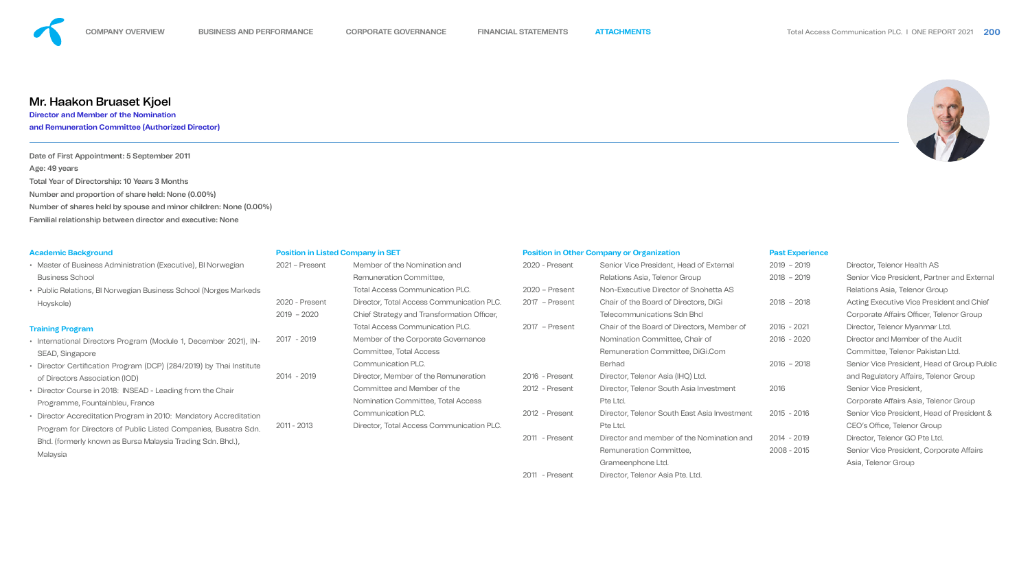## Mr. Haakon Bruaset Kjoel

**Director and Member of the Nomination and Remuneration Committee (Authorized Director)**

Date of First Appointment: 5 September 2011
Age: 49 years
Total Year of Directorship: 10 Years 3 Months
Number and proportion of share held: None (0.00%)
Number of shares held by spouse and minor children: None (0.00%)
Familial relationship between director and executive: None

### Academic Background

- Master of Business Administration (Executive), BI Norwegian Business School
- Public Relations, BI Norwegian Business School (Norges Markeds Hoyskole)

### Training Program

- International Directors Program (Module 1, December 2021), IN-SEAD, Singapore
- Director Certification Program (DCP) (284/2019) by Thai Institute of Directors Association (IOD)
- Director Course in 2018: INSEAD - Leading from the Chair Programme, Fountainbleu, France
- Director Accreditation Program in 2010: Mandatory Accreditation Program for Directors of Public Listed Companies, Busatra Sdn. Bhd. (formerly known as Bursa Malaysia Trading Sdn. Bhd.), Malaysia

### Position in Listed Company in SET

| Period | Position |
|---|---|
| 2021 – Present | Member of the Nomination and Remuneration Committee, Total Access Communication PLC. |
| 2020 - Present | Director, Total Access Communication PLC. |
| 2019 – 2020 | Chief Strategy and Transformation Officer, Total Access Communication PLC. |
| 2017 - 2019 | Member of the Corporate Governance Committee, Total Access Communication PLC. |
| 2014 - 2019 | Director, Member of the Remuneration Committee and Member of the Nomination Committee, Total Access Communication PLC. |
| 2011 - 2013 | Director, Total Access Communication PLC. |

### Position in Other Company or Organization

| Period | Position |
|---|---|
| 2020 - Present | Senior Vice President, Head of External Relations Asia, Telenor Group |
| 2020 – Present | Non-Executive Director of Snohetta AS |
| 2017 – Present | Chair of the Board of Directors, DiGi Telecommunications Sdn Bhd |
| 2017 – Present | Chair of the Board of Directors, Member of Nomination Committee, Chair of Remuneration Committee, DiGi.Com Berhad |
| 2016 - Present | Director, Telenor Asia (IHQ) Ltd. |
| 2012 - Present | Director, Telenor South Asia Investment Pte Ltd. |
| 2012 - Present | Director, Telenor South East Asia Investment Pte Ltd. |
| 2011 - Present | Director and member of the Nomination and Remuneration Committee, Grameenphone Ltd. |
| 2011 - Present | Director, Telenor Asia Pte. Ltd. |

### Past Experience

| Period | Position |
|---|---|
| 2019 – 2019 | Director, Telenor Health AS |
| 2018 – 2019 | Senior Vice President, Partner and External Relations Asia, Telenor Group |
| 2018 – 2018 | Acting Executive Vice President and Chief Corporate Affairs Officer, Telenor Group |
| 2016 - 2021 | Director, Telenor Myanmar Ltd. |
| 2016 - 2020 | Director and Member of the Audit Committee, Telenor Pakistan Ltd. |
| 2016 – 2018 | Senior Vice President, Head of Group Public and Regulatory Affairs, Telenor Group |
| 2016 | Senior Vice President, Corporate Affairs Asia, Telenor Group |
| 2015 - 2016 | Senior Vice President, Head of President & CEO's Office, Telenor Group |
| 2014 - 2019 | Director, Telenor GO Pte Ltd. |
| 2008 - 2015 | Senior Vice President, Corporate Affairs Asia, Telenor Group |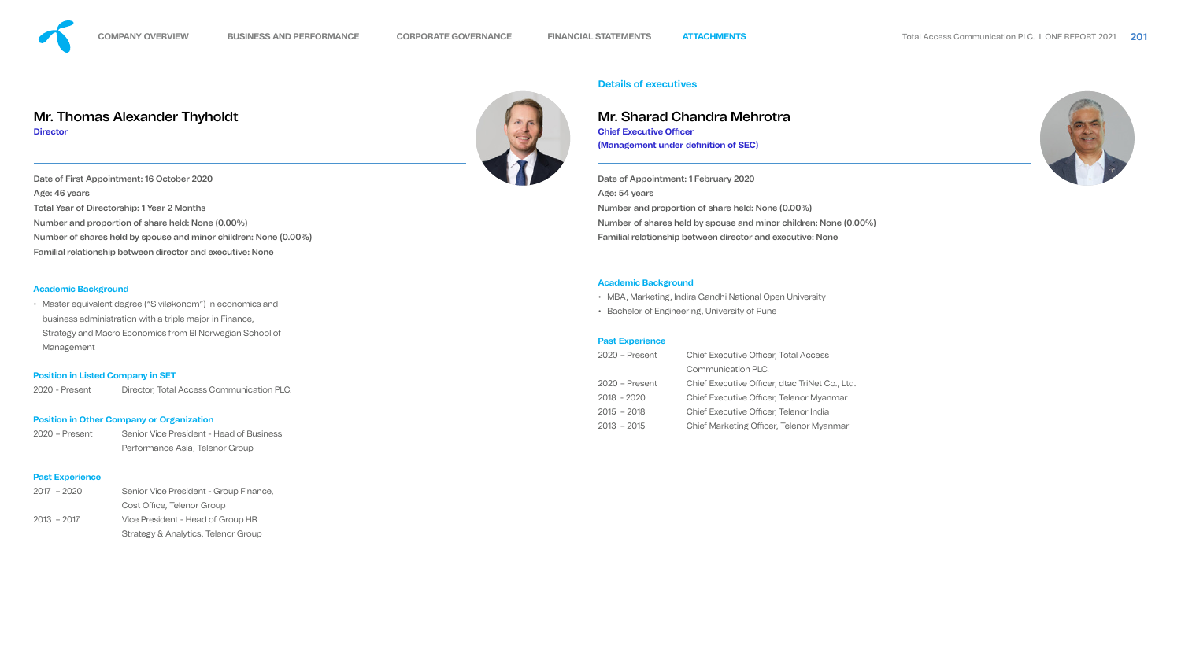## Mr. Thomas Alexander Thyholdt

**Director**

Date of First Appointment: 16 October 2020
Age: 46 years
Total Year of Directorship: 1 Year 2 Months
Number and proportion of share held: None (0.00%)
Number of shares held by spouse and minor children: None (0.00%)
Familial relationship between director and executive: None

### Academic Background

- Master equivalent degree ("Siviløkonom") in economics and business administration with a triple major in Finance, Strategy and Macro Economics from BI Norwegian School of Management

### Position in Listed Company in SET

| | |
|---|---|
| 2020 - Present | Director, Total Access Communication PLC. |

### Position in Other Company or Organization

| | |
|---|---|
| 2020 – Present | Senior Vice President - Head of Business Performance Asia, Telenor Group |

### Past Experience

| | |
|---|---|
| 2017 – 2020 | Senior Vice President - Group Finance, Cost Office, Telenor Group |
| 2013 – 2017 | Vice President - Head of Group HR Strategy & Analytics, Telenor Group |

## Details of executives

## Mr. Sharad Chandra Mehrotra

**Chief Executive Officer**
**(Management under definition of SEC)**

Date of Appointment: 1 February 2020
Age: 54 years
Number and proportion of share held: None (0.00%)
Number of shares held by spouse and minor children: None (0.00%)
Familial relationship between director and executive: None

### Academic Background

- MBA, Marketing, Indira Gandhi National Open University
- Bachelor of Engineering, University of Pune

### Past Experience

| | |
|---|---|
| 2020 – Present | Chief Executive Officer, Total Access Communication PLC. |
| 2020 – Present | Chief Executive Officer, dtac TriNet Co., Ltd. |
| 2018 - 2020 | Chief Executive Officer, Telenor Myanmar |
| 2015 – 2018 | Chief Executive Officer, Telenor India |
| 2013 – 2015 | Chief Marketing Officer, Telenor Myanmar |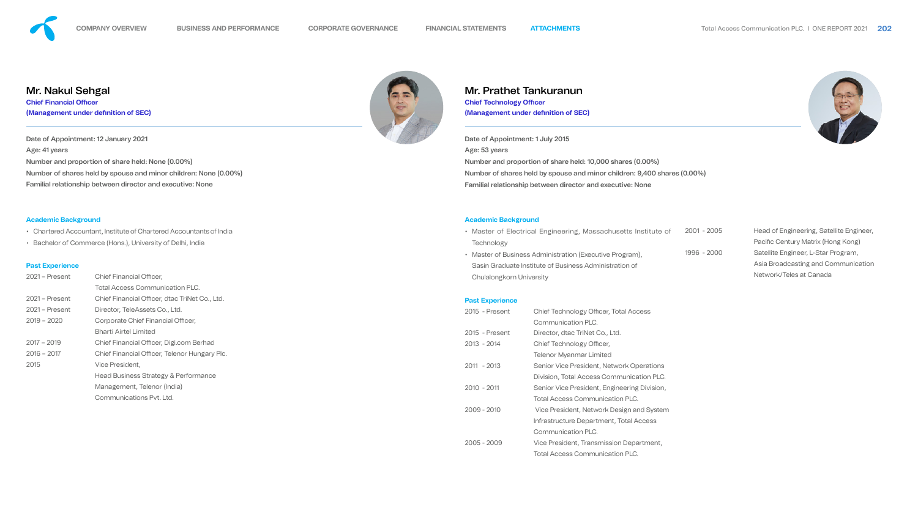## Mr. Nakul Sehgal

**Chief Financial Officer**
**(Management under definition of SEC)**

Date of Appointment: 12 January 2021
Age: 41 years
Number and proportion of share held: None (0.00%)
Number of shares held by spouse and minor children: None (0.00%)
Familial relationship between director and executive: None

### Academic Background

- Chartered Accountant, Institute of Chartered Accountants of India
- Bachelor of Commerce (Hons.), University of Delhi, India

### Past Experience

| | |
|---|---|
| 2021 – Present | Chief Financial Officer, Total Access Communication PLC. |
| 2021 – Present | Chief Financial Officer, dtac TriNet Co., Ltd. |
| 2021 – Present | Director, TeleAssets Co., Ltd. |
| 2019 – 2020 | Corporate Chief Financial Officer, Bharti Airtel Limited |
| 2017 – 2019 | Chief Financial Officer, Digi.com Berhad |
| 2016 – 2017 | Chief Financial Officer, Telenor Hungary Plc. |
| 2015 | Vice President, Head Business Strategy & Performance Management, Telenor (India) Communications Pvt. Ltd. |

## Mr. Prathet Tankuranun

**Chief Technology Officer**
**(Management under definition of SEC)**

Date of Appointment: 1 July 2015
Age: 53 years
Number and proportion of share held: 10,000 shares (0.00%)
Number of shares held by spouse and minor children: 9,400 shares (0.00%)
Familial relationship between director and executive: None

### Academic Background

- Master of Electrical Engineering, Massachusetts Institute of Technology
- Master of Business Administration (Executive Program), Sasin Graduate Institute of Business Administration of Chulalongkorn University

### Past Experience

| | |
|---|---|
| 2015 - Present | Chief Technology Officer, Total Access Communication PLC. |
| 2015 - Present | Director, dtac TriNet Co., Ltd. |
| 2013 - 2014 | Chief Technology Officer, Telenor Myanmar Limited |
| 2011 - 2013 | Senior Vice President, Network Operations Division, Total Access Communication PLC. |
| 2010 - 2011 | Senior Vice President, Engineering Division, Total Access Communication PLC. |
| 2009 - 2010 | Vice President, Network Design and System Infrastructure Department, Total Access Communication PLC. |
| 2005 - 2009 | Vice President, Transmission Department, Total Access Communication PLC. |
| 2001 - 2005 | Head of Engineering, Satellite Engineer, Pacific Century Matrix (Hong Kong) |
| 1996 - 2000 | Satellite Engineer, L-Star Program, Asia Broadcasting and Communication Network/Teles at Canada |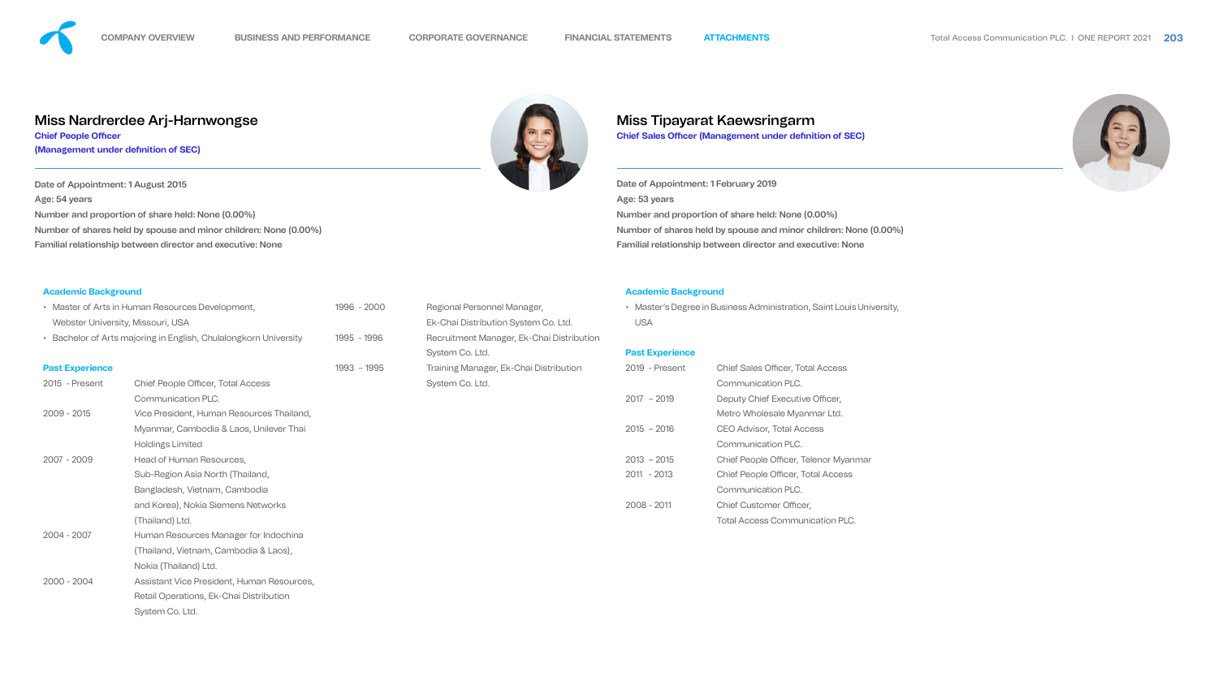## Miss Nardrerdee Arj-Harnwongse

**Chief People Officer**
**(Management under definition of SEC)**

Date of Appointment: 1 August 2015
Age: 54 years
Number and proportion of share held: None (0.00%)
Number of shares held by spouse and minor children: None (0.00%)
Familial relationship between director and executive: None

### Academic Background

- Master of Arts in Human Resources Development, Webster University, Missouri, USA
- Bachelor of Arts majoring in English, Chulalongkorn University

### Past Experience

| | |
|---|---|
| 2015 - Present | Chief People Officer, Total Access Communication PLC. |
| 2009 - 2015 | Vice President, Human Resources Thailand, Myanmar, Cambodia & Laos, Unilever Thai Holdings Limited |
| 2007 - 2009 | Head of Human Resources, Sub-Region Asia North (Thailand, Bangladesh, Vietnam, Cambodia and Korea), Nokia Siemens Networks (Thailand) Ltd. |
| 2004 - 2007 | Human Resources Manager for Indochina (Thailand, Vietnam, Cambodia & Laos), Nokia (Thailand) Ltd. |
| 2000 - 2004 | Assistant Vice President, Human Resources, Retail Operations, Ek-Chai Distribution System Co. Ltd. |
| 1996 - 2000 | Regional Personnel Manager, Ek-Chai Distribution System Co. Ltd. |
| 1995 - 1996 | Recruitment Manager, Ek-Chai Distribution System Co. Ltd. |
| 1993 – 1995 | Training Manager, Ek-Chai Distribution System Co. Ltd. |

## Miss Tipayarat Kaewsringarm

**Chief Sales Officer (Management under definition of SEC)**

Date of Appointment: 1 February 2019
Age: 53 years
Number and proportion of share held: None (0.00%)
Number of shares held by spouse and minor children: None (0.00%)
Familial relationship between director and executive: None

### Academic Background

- Master's Degree in Business Administration, Saint Louis University, USA

### Past Experience

| | |
|---|---|
| 2019 - Present | Chief Sales Officer, Total Access Communication PLC. |
| 2017 – 2019 | Deputy Chief Executive Officer, Metro Wholesale Myanmar Ltd. |
| 2015 – 2016 | CEO Advisor, Total Access Communication PLC. |
| 2013 – 2015 | Chief People Officer, Telenor Myanmar |
| 2011 - 2013 | Chief People Officer, Total Access Communication PLC. |
| 2008 - 2011 | Chief Customer Officer, Total Access Communication PLC. |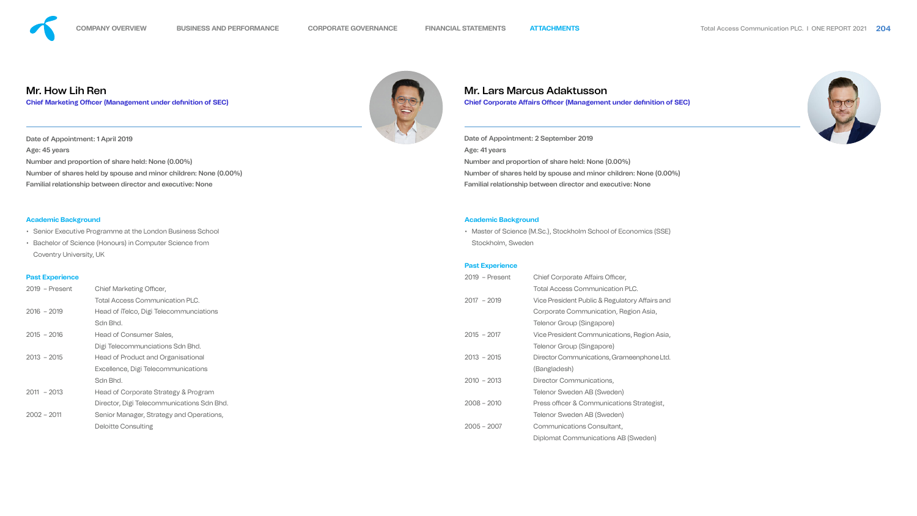## Mr. How Lih Ren

**Chief Marketing Officer (Management under definition of SEC)**

Date of Appointment: 1 April 2019
Age: 45 years
Number and proportion of share held: None (0.00%)
Number of shares held by spouse and minor children: None (0.00%)
Familial relationship between director and executive: None

### Academic Background

- Senior Executive Programme at the London Business School
- Bachelor of Science (Honours) in Computer Science from Coventry University, UK

### Past Experience

| | |
|---|---|
| 2019 – Present | Chief Marketing Officer, Total Access Communication PLC. |
| 2016 – 2019 | Head of iTelco, Digi Telecommunciations Sdn Bhd. |
| 2015 – 2016 | Head of Consumer Sales, Digi Telecommunciations Sdn Bhd. |
| 2013 – 2015 | Head of Product and Organisational Excellence, Digi Telecommunications Sdn Bhd. |
| 2011 – 2013 | Head of Corporate Strategy & Program Director, Digi Telecommunications Sdn Bhd. |
| 2002 – 2011 | Senior Manager, Strategy and Operations, Deloitte Consulting |

## Mr. Lars Marcus Adaktusson

**Chief Corporate Affairs Officer (Management under definition of SEC)**

Date of Appointment: 2 September 2019
Age: 41 years
Number and proportion of share held: None (0.00%)
Number of shares held by spouse and minor children: None (0.00%)
Familial relationship between director and executive: None

### Academic Background

- Master of Science (M.Sc.), Stockholm School of Economics (SSE) Stockholm, Sweden

### Past Experience

| | |
|---|---|
| 2019 – Present | Chief Corporate Affairs Officer, Total Access Communication PLC. |
| 2017 – 2019 | Vice President Public & Regulatory Affairs and Corporate Communication, Region Asia, Telenor Group (Singapore) |
| 2015 – 2017 | Vice President Communications, Region Asia, Telenor Group (Singapore) |
| 2013 – 2015 | Director Communications, Grameenphone Ltd. (Bangladesh) |
| 2010 – 2013 | Director Communications, Telenor Sweden AB (Sweden) |
| 2008 – 2010 | Press officer & Communications Strategist, Telenor Sweden AB (Sweden) |
| 2005 – 2007 | Communications Consultant, Diplomat Communications AB (Sweden) |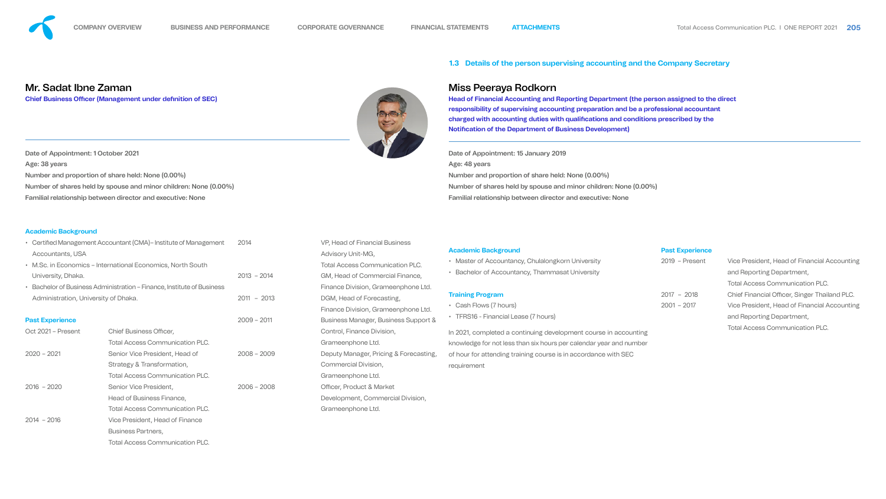## Mr. Sadat Ibne Zaman

**Chief Business Officer (Management under definition of SEC)**

Date of Appointment: 1 October 2021
Age: 38 years
Number and proportion of share held: None (0.00%)
Number of shares held by spouse and minor children: None (0.00%)
Familial relationship between director and executive: None

### Academic Background

- Certified Management Accountant (CMA)– Institute of Management Accountants, USA
- M.Sc. in Economics – International Economics, North South University, Dhaka.
- Bachelor of Business Administration – Finance, Institute of Business Administration, University of Dhaka.

### Past Experience

| Period | Position |
|---|---|
| Oct 2021 – Present | Chief Business Officer, Total Access Communication PLC. |
| 2020 – 2021 | Senior Vice President, Head of Strategy & Transformation, Total Access Communication PLC. |
| 2016 – 2020 | Senior Vice President, Head of Business Finance, Total Access Communication PLC. |
| 2014 – 2016 | Vice President, Head of Finance Business Partners, Total Access Communication PLC. |
| 2014 | VP, Head of Financial Business Advisory Unit-MG, Total Access Communication PLC. |
| 2013 – 2014 | GM, Head of Commercial Finance, Finance Division, Grameenphone Ltd. |
| 2011 – 2013 | DGM, Head of Forecasting, Finance Division, Grameenphone Ltd. |
| 2009 – 2011 | Business Manager, Business Support & Control, Finance Division, Grameenphone Ltd. |
| 2008 – 2009 | Deputy Manager, Pricing & Forecasting, Commercial Division, Grameenphone Ltd. |
| 2006 – 2008 | Officer, Product & Market Development, Commercial Division, Grameenphone Ltd. |

## 1.3 Details of the person supervising accounting and the Company Secretary

## Miss Peeraya Rodkorn

**Head of Financial Accounting and Reporting Department (the person assigned to the direct responsibility of supervising accounting preparation and be a professional accountant charged with accounting duties with qualifications and conditions prescribed by the Notification of the Department of Business Development)**

Date of Appointment: 15 January 2019
Age: 48 years
Number and proportion of share held: None (0.00%)
Number of shares held by spouse and minor children: None (0.00%)
Familial relationship between director and executive: None

### Academic Background

- Master of Accountancy, Chulalongkorn University
- Bachelor of Accountancy, Thammasat University

### Training Program

- Cash Flows (7 hours)
- TFRS16 - Financial Lease (7 hours)

In 2021, completed a continuing development course in accounting knowledge for not less than six hours per calendar year and number of hour for attending training course is in accordance with SEC requirement

### Past Experience

| Period | Position |
|---|---|
| 2019 – Present | Vice President, Head of Financial Accounting and Reporting Department, Total Access Communication PLC. |
| 2017 – 2018 | Chief Financial Officer, Singer Thailand PLC. |
| 2001 – 2017 | Vice President, Head of Financial Accounting and Reporting Department, Total Access Communication PLC. |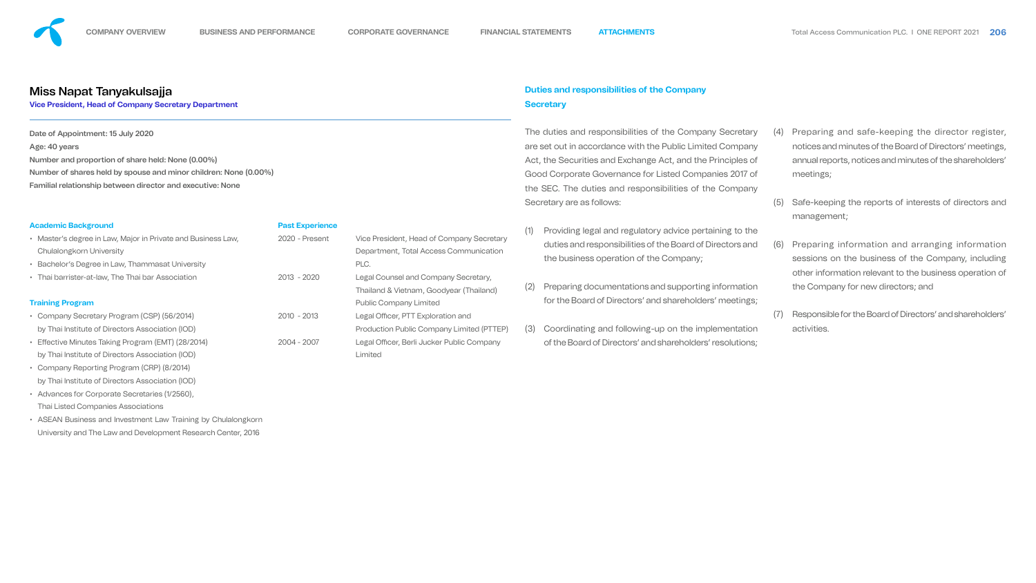## Miss Napat Tanyakulsajja

**Vice President, Head of Company Secretary Department**

Date of Appointment: 15 July 2020
Age: 40 years
Number and proportion of share held: None (0.00%)
Number of shares held by spouse and minor children: None (0.00%)
Familial relationship between director and executive: None

### Academic Background

- Master's degree in Law, Major in Private and Business Law, Chulalongkorn University
- Bachelor's Degree in Law, Thammasat University
- Thai barrister-at-law, The Thai bar Association

### Training Program

- Company Secretary Program (CSP) (56/2014) by Thai Institute of Directors Association (IOD)
- Effective Minutes Taking Program (EMT) (28/2014) by Thai Institute of Directors Association (IOD)
- Company Reporting Program (CRP) (8/2014) by Thai Institute of Directors Association (IOD)
- Advances for Corporate Secretaries (1/2560), Thai Listed Companies Associations
- ASEAN Business and Investment Law Training by Chulalongkorn University and The Law and Development Research Center, 2016

### Past Experience

| | |
|---|---|
| 2020 - Present | Vice President, Head of Company Secretary Department, Total Access Communication PLC. |
| 2013 - 2020 | Legal Counsel and Company Secretary, Thailand & Vietnam, Goodyear (Thailand) Public Company Limited |
| 2010 - 2013 | Legal Officer, PTT Exploration and Production Public Company Limited (PTTEP) |
| 2004 - 2007 | Legal Officer, Berli Jucker Public Company Limited |

## Duties and responsibilities of the Company Secretary

The duties and responsibilities of the Company Secretary are set out in accordance with the Public Limited Company Act, the Securities and Exchange Act, and the Principles of Good Corporate Governance for Listed Companies 2017 of the SEC. The duties and responsibilities of the Company Secretary are as follows:

(1) Providing legal and regulatory advice pertaining to the duties and responsibilities of the Board of Directors and the business operation of the Company;

(2) Preparing documentations and supporting information for the Board of Directors' and shareholders' meetings;

(3) Coordinating and following-up on the implementation of the Board of Directors' and shareholders' resolutions;

(4) Preparing and safe-keeping the director register, notices and minutes of the Board of Directors' meetings, annual reports, notices and minutes of the shareholders' meetings;

(5) Safe-keeping the reports of interests of directors and management;

(6) Preparing information and arranging information sessions on the business of the Company, including other information relevant to the business operation of the Company for new directors; and

(7) Responsible for the Board of Directors' and shareholders' activities.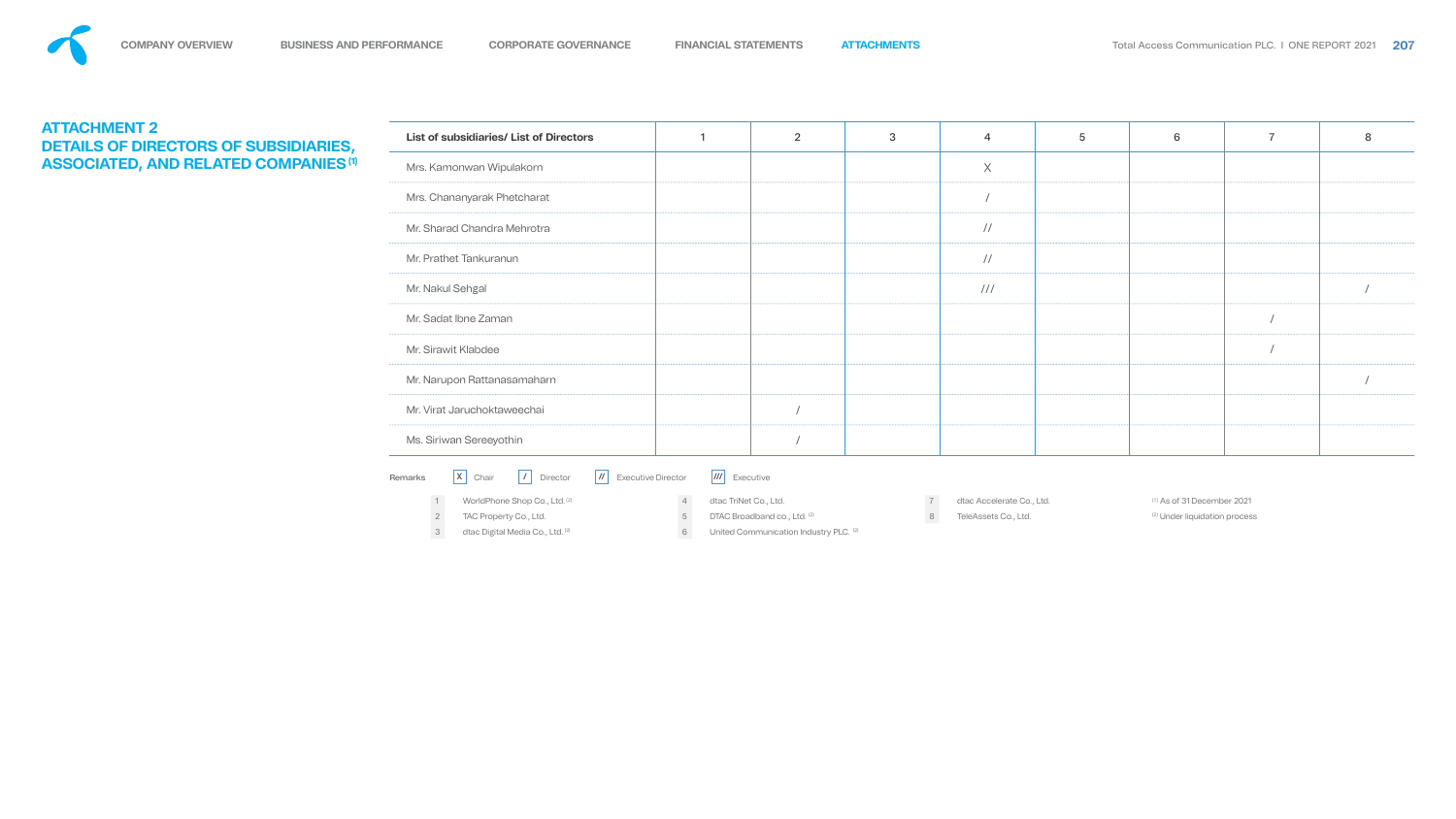## ATTACHMENT 2
## DETAILS OF DIRECTORS OF SUBSIDIARIES, ASSOCIATED, AND RELATED COMPANIES [1]

| List of subsidiaries/ List of Directors | 1 | 2 | 3 | 4 | 5 | 6 | 7 | 8 |
|---|---|---|---|---|---|---|---|---|
| Mrs. Kamonwan Wipulakorn | | | | X | | | | |
| Mrs. Chananyarak Phetcharat | | | | / | | | | |
| Mr. Sharad Chandra Mehrotra | | | | // | | | | |
| Mr. Prathet Tankuranun | | | | // | | | | |
| Mr. Nakul Sehgal | | | | /// | | | | / |
| Mr. Sadat Ibne Zaman | | | | | | | / | |
| Mr. Sirawit Klabdee | | | | | | | / | |
| Mr. Narupon Rattanasamaharn | | | | | | | | / |
| Mr. Virat Jaruchoktaweechai | | / | | | | | | |
| Ms. Siriwan Sereeyothin | | / | | | | | | |

Remarks: X Chair, / Director, // Executive Director, /// Executive

1. WorldPhone Shop Co., Ltd. [2]
2. TAC Property Co., Ltd.
3. dtac Digital Media Co., Ltd. [2]
4. dtac TriNet Co., Ltd.
5. DTAC Broadband co., Ltd. [2]
6. United Communication Industry PLC. [2]
7. dtac Accelerate Co., Ltd.
8. TeleAssets Co., Ltd.

[1] As of 31 December 2021
[2] Under liquidation process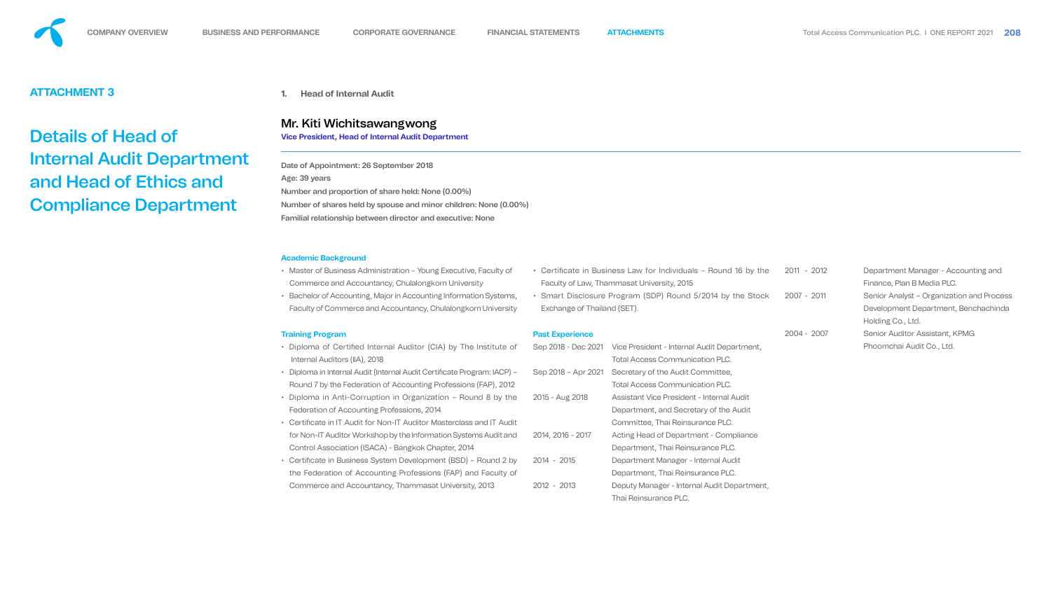## ATTACHMENT 3

# Details of Head of Internal Audit Department and Head of Ethics and Compliance Department

**1. Head of Internal Audit**

### Mr. Kiti Wichitsawangwong

**Vice President, Head of Internal Audit Department**

Date of Appointment: 26 September 2018
Age: 39 years
Number and proportion of share held: None (0.00%)
Number of shares held by spouse and minor children: None (0.00%)
Familial relationship between director and executive: None

**Academic Background**

- Master of Business Administration – Young Executive, Faculty of Commerce and Accountancy, Chulalongkorn University
- Bachelor of Accounting, Major in Accounting Information Systems, Faculty of Commerce and Accountancy, Chulalongkorn University

**Training Program**

- Diploma of Certified Internal Auditor (CIA) by The Institute of Internal Auditors (IIA), 2018
- Diploma in Internal Audit (Internal Audit Certificate Program: IACP) – Round 7 by the Federation of Accounting Professions (FAP), 2012
- Diploma in Anti-Corruption in Organization – Round 8 by the Federation of Accounting Professions, 2014
- Certificate in IT Audit for Non-IT Auditor Masterclass and IT Audit for Non-IT Auditor Workshop by the Information Systems Audit and Control Association (ISACA) - Bangkok Chapter, 2014
- Certificate in Business System Development (BSD) – Round 2 by the Federation of Accounting Professions (FAP) and Faculty of Commerce and Accountancy, Thammasat University, 2013
- Certificate in Business Law for Individuals – Round 16 by the Faculty of Law, Thammasat University, 2015
- Smart Disclosure Program (SDP) Round 5/2014 by the Stock Exchange of Thailand (SET).

**Past Experience**

| Period | Position |
|---|---|
| Sep 2018 - Dec 2021 | Vice President - Internal Audit Department, Total Access Communication PLC. |
| Sep 2018 – Apr 2021 | Secretary of the Audit Committee, Total Access Communication PLC. |
| 2015 - Aug 2018 | Assistant Vice President - Internal Audit Department, and Secretary of the Audit Committee, Thai Reinsurance PLC. |
| 2014, 2016 - 2017 | Acting Head of Department - Compliance Department, Thai Reinsurance PLC. |
| 2014 - 2015 | Department Manager - Internal Audit Department, Thai Reinsurance PLC. |
| 2012 - 2013 | Deputy Manager - Internal Audit Department, Thai Reinsurance PLC. |
| 2011 - 2012 | Department Manager - Accounting and Finance, Plan B Media PLC. |
| 2007 - 2011 | Senior Analyst – Organization and Process Development Department, Benchachinda Holding Co., Ltd. |
| 2004 - 2007 | Senior Auditor Assistant, KPMG Phoomchai Audit Co., Ltd. |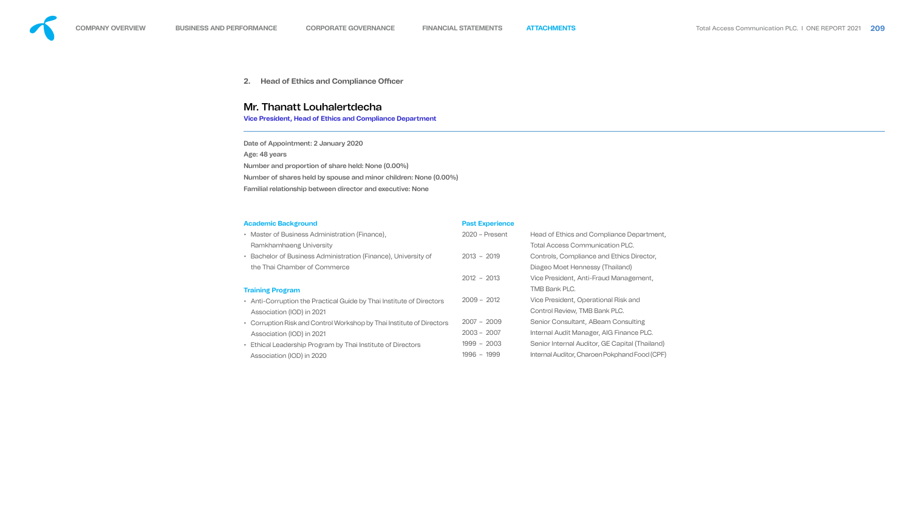## 2. Head of Ethics and Compliance Officer

### Mr. Thanatt Louhalertdecha

**Vice President, Head of Ethics and Compliance Department**

Date of Appointment: 2 January 2020

Age: 48 years

Number and proportion of share held: None (0.00%)

Number of shares held by spouse and minor children: None (0.00%)

Familial relationship between director and executive: None

**Academic Background**

- Master of Business Administration (Finance), Ramkhamhaeng University
- Bachelor of Business Administration (Finance), University of the Thai Chamber of Commerce

**Training Program**

- Anti-Corruption the Practical Guide by Thai Institute of Directors Association (IOD) in 2021
- Corruption Risk and Control Workshop by Thai Institute of Directors Association (IOD) in 2021
- Ethical Leadership Program by Thai Institute of Directors Association (IOD) in 2020

**Past Experience**

| Period | Position |
|---|---|
| 2020 – Present | Head of Ethics and Compliance Department, Total Access Communication PLC. |
| 2013 – 2019 | Controls, Compliance and Ethics Director, Diageo Moet Hennessy (Thailand) |
| 2012 – 2013 | Vice President, Anti-Fraud Management, TMB Bank PLC. |
| 2009 – 2012 | Vice President, Operational Risk and Control Review, TMB Bank PLC. |
| 2007 – 2009 | Senior Consultant, ABeam Consulting |
| 2003 – 2007 | Internal Audit Manager, AIG Finance PLC. |
| 1999 – 2003 | Senior Internal Auditor, GE Capital (Thailand) |
| 1996 – 1999 | Internal Auditor, Charoen Pokphand Food (CPF) |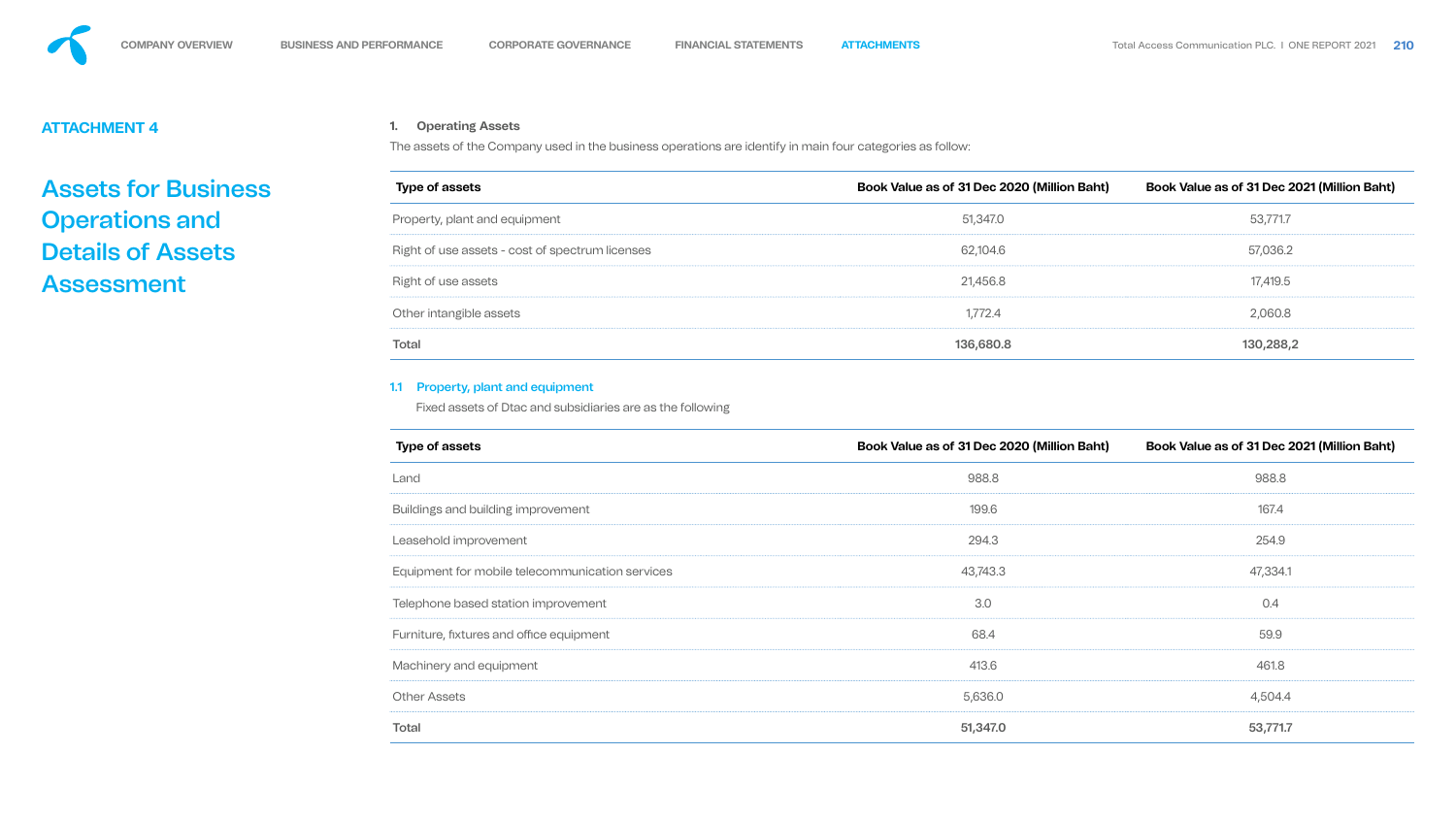## ATTACHMENT 4

# Assets for Business Operations and Details of Assets Assessment

### 1. Operating Assets

The assets of the Company used in the business operations are identify in main four categories as follow:

| Type of assets | Book Value as of 31 Dec 2020 (Million Baht) | Book Value as of 31 Dec 2021 (Million Baht) |
|---|---|---|
| Property, plant and equipment | 51,347.0 | 53,771.7 |
| Right of use assets - cost of spectrum licenses | 62,104.6 | 57,036.2 |
| Right of use assets | 21,456.8 | 17,419.5 |
| Other intangible assets | 1,772.4 | 2,060.8 |
| **Total** | **136,680.8** | **130,288,2** |

#### 1.1 Property, plant and equipment

Fixed assets of Dtac and subsidiaries are as the following

| Type of assets | Book Value as of 31 Dec 2020 (Million Baht) | Book Value as of 31 Dec 2021 (Million Baht) |
|---|---|---|
| Land | 988.8 | 988.8 |
| Buildings and building improvement | 199.6 | 167.4 |
| Leasehold improvement | 294.3 | 254.9 |
| Equipment for mobile telecommunication services | 43,743.3 | 47,334.1 |
| Telephone based station improvement | 3.0 | 0.4 |
| Furniture, fixtures and office equipment | 68.4 | 59.9 |
| Machinery and equipment | 413.6 | 461.8 |
| Other Assets | 5,636.0 | 4,504.4 |
| **Total** | **51,347.0** | **53,771.7** |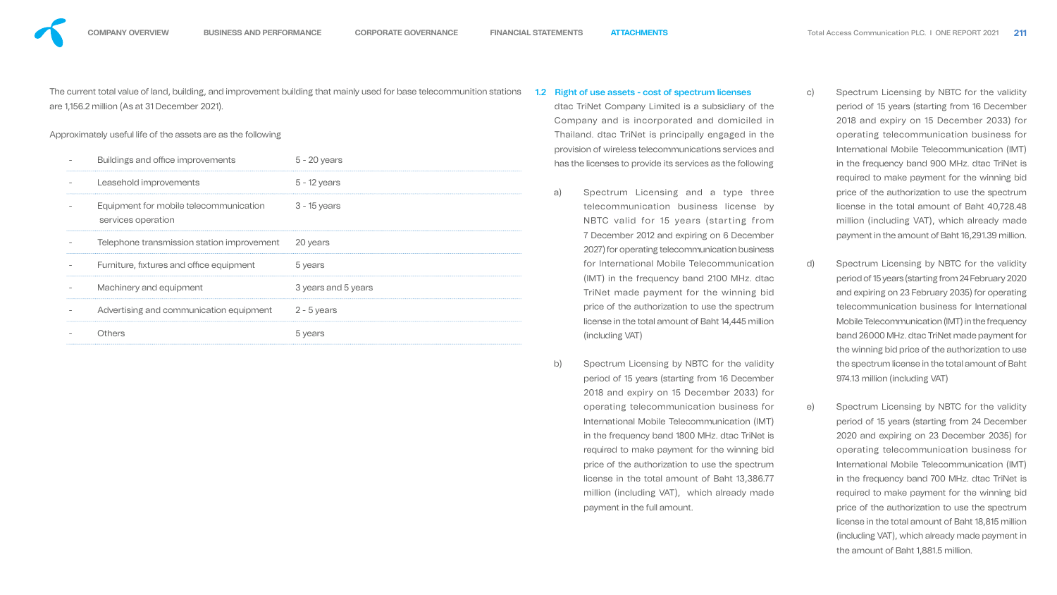The current total value of land, building, and improvement building that mainly used for base telecommunition stations are 1,156.2 million (As at 31 December 2021).

Approximately useful life of the assets are as the following

| | | |
|---|---|---|
| - | Buildings and office improvements | 5 - 20 years |
| - | Leasehold improvements | 5 - 12 years |
| - | Equipment for mobile telecommunication services operation | 3 - 15 years |
| - | Telephone transmission station improvement | 20 years |
| - | Furniture, fixtures and office equipment | 5 years |
| - | Machinery and equipment | 3 years and 5 years |
| - | Advertising and communication equipment | 2 - 5 years |
| - | Others | 5 years |

## 1.2 Right of use assets - cost of spectrum licenses

dtac TriNet Company Limited is a subsidiary of the Company and is incorporated and domiciled in Thailand. dtac TriNet is principally engaged in the provision of wireless telecommunications services and has the licenses to provide its services as the following

a) Spectrum Licensing and a type three telecommunication business license by NBTC valid for 15 years (starting from 7 December 2012 and expiring on 6 December 2027) for operating telecommunication business for International Mobile Telecommunication (IMT) in the frequency band 2100 MHz. dtac TriNet made payment for the winning bid price of the authorization to use the spectrum license in the total amount of Baht 14,445 million (including VAT)

b) Spectrum Licensing by NBTC for the validity period of 15 years (starting from 16 December 2018 and expiry on 15 December 2033) for operating telecommunication business for International Mobile Telecommunication (IMT) in the frequency band 1800 MHz. dtac TriNet is required to make payment for the winning bid price of the authorization to use the spectrum license in the total amount of Baht 13,386.77 million (including VAT), which already made payment in the full amount.

c) Spectrum Licensing by NBTC for the validity period of 15 years (starting from 16 December 2018 and expiry on 15 December 2033) for operating telecommunication business for International Mobile Telecommunication (IMT) in the frequency band 900 MHz. dtac TriNet is required to make payment for the winning bid price of the authorization to use the spectrum license in the total amount of Baht 40,728.48 million (including VAT), which already made payment in the amount of Baht 16,291.39 million.

d) Spectrum Licensing by NBTC for the validity period of 15 years (starting from 24 February 2020 and expiring on 23 February 2035) for operating telecommunication business for International Mobile Telecommunication (IMT) in the frequency band 26000 MHz. dtac TriNet made payment for the winning bid price of the authorization to use the spectrum license in the total amount of Baht 974.13 million (including VAT)

e) Spectrum Licensing by NBTC for the validity period of 15 years (starting from 24 December 2020 and expiring on 23 December 2035) for operating telecommunication business for International Mobile Telecommunication (IMT) in the frequency band 700 MHz. dtac TriNet is required to make payment for the winning bid price of the authorization to use the spectrum license in the total amount of Baht 18,815 million (including VAT), which already made payment in the amount of Baht 1,881.5 million.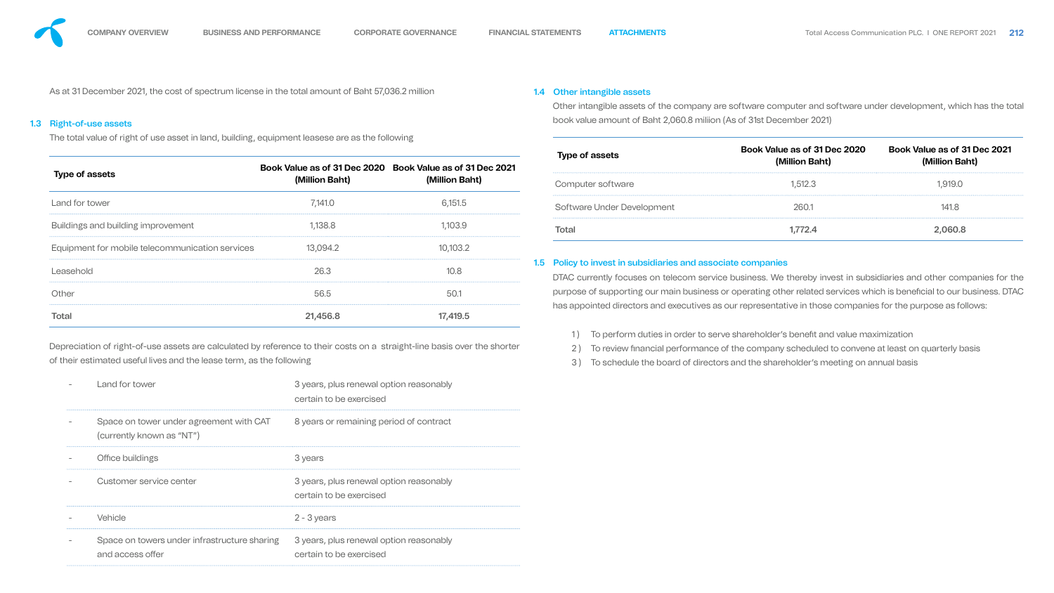As at 31 December 2021, the cost of spectrum license in the total amount of Baht 57,036.2 million

### 1.3 Right-of-use assets

The total value of right of use asset in land, building, equipment leasese are as the following

| Type of assets | Book Value as of 31 Dec 2020 (Million Baht) | Book Value as of 31 Dec 2021 (Million Baht) |
|---|---|---|
| Land for tower | 7,141.0 | 6,151.5 |
| Buildings and building improvement | 1,138.8 | 1,103.9 |
| Equipment for mobile telecommunication services | 13,094.2 | 10,103.2 |
| Leasehold | 26.3 | 10.8 |
| Other | 56.5 | 50.1 |
| **Total** | **21,456.8** | **17,419.5** |

Depreciation of right-of-use assets are calculated by reference to their costs on a straight-line basis over the shorter of their estimated useful lives and the lease term, as the following

| | | |
|---|---|---|
| - | Land for tower | 3 years, plus renewal option reasonably certain to be exercised |
| - | Space on tower under agreement with CAT (currently known as "NT") | 8 years or remaining period of contract |
| - | Office buildings | 3 years |
| - | Customer service center | 3 years, plus renewal option reasonably certain to be exercised |
| - | Vehicle | 2 - 3 years |
| - | Space on towers under infrastructure sharing and access offer | 3 years, plus renewal option reasonably certain to be exercised |

### 1.4 Other intangible assets

Other intangible assets of the company are software computer and software under development, which has the total book value amount of Baht 2,060.8 miliion (As of 31st December 2021)

| Type of assets | Book Value as of 31 Dec 2020 (Million Baht) | Book Value as of 31 Dec 2021 (Million Baht) |
|---|---|---|
| Computer software | 1,512.3 | 1,919.0 |
| Software Under Development | 260.1 | 141.8 |
| **Total** | **1,772.4** | **2,060.8** |

### 1.5 Policy to invest in subsidiaries and associate companies

DTAC currently focuses on telecom service business. We thereby invest in subsidiaries and other companies for the purpose of supporting our main business or operating other related services which is beneficial to our business. DTAC has appointed directors and executives as our representative in those companies for the purpose as follows:

1) To perform duties in order to serve shareholder's benefit and value maximization
2) To review financial performance of the company scheduled to convene at least on quarterly basis
3) To schedule the board of directors and the shareholder's meeting on annual basis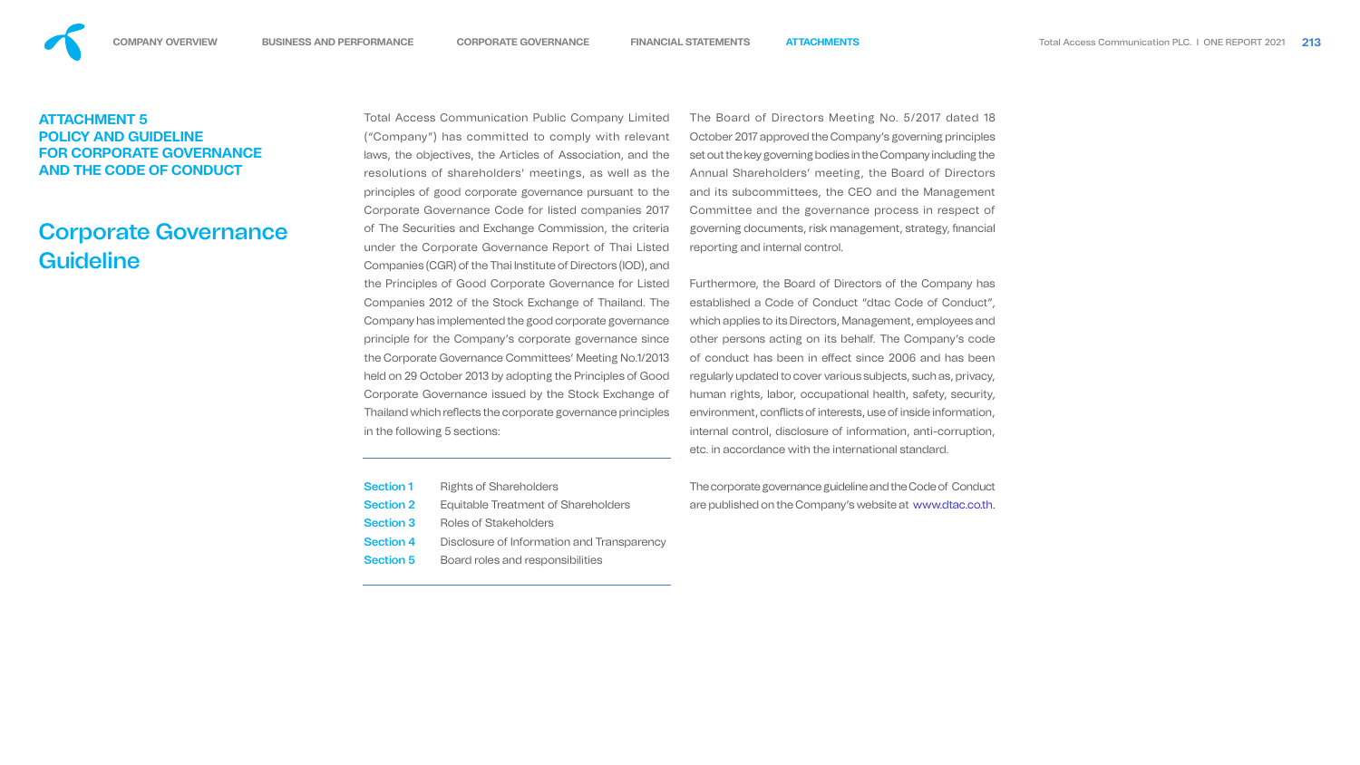## ATTACHMENT 5 POLICY AND GUIDELINE FOR CORPORATE GOVERNANCE AND THE CODE OF CONDUCT

# Corporate Governance Guideline

Total Access Communication Public Company Limited ("Company") has committed to comply with relevant laws, the objectives, the Articles of Association, and the resolutions of shareholders' meetings, as well as the principles of good corporate governance pursuant to the Corporate Governance Code for listed companies 2017 of The Securities and Exchange Commission, the criteria under the Corporate Governance Report of Thai Listed Companies (CGR) of the Thai Institute of Directors (IOD), and the Principles of Good Corporate Governance for Listed Companies 2012 of the Stock Exchange of Thailand. The Company has implemented the good corporate governance principle for the Company's corporate governance since the Corporate Governance Committees' Meeting No.1/2013 held on 29 October 2013 by adopting the Principles of Good Corporate Governance issued by the Stock Exchange of Thailand which reflects the corporate governance principles in the following 5 sections:

| | |
|---|---|
| **Section 1** | Rights of Shareholders |
| **Section 2** | Equitable Treatment of Shareholders |
| **Section 3** | Roles of Stakeholders |
| **Section 4** | Disclosure of Information and Transparency |
| **Section 5** | Board roles and responsibilities |

The Board of Directors Meeting No. 5/2017 dated 18 October 2017 approved the Company's governing principles set out the key governing bodies in the Company including the Annual Shareholders' meeting, the Board of Directors and its subcommittees, the CEO and the Management Committee and the governance process in respect of governing documents, risk management, strategy, financial reporting and internal control.

Furthermore, the Board of Directors of the Company has established a Code of Conduct "dtac Code of Conduct", which applies to its Directors, Management, employees and other persons acting on its behalf. The Company's code of conduct has been in effect since 2006 and has been regularly updated to cover various subjects, such as, privacy, human rights, labor, occupational health, safety, security, environment, conflicts of interests, use of inside information, internal control, disclosure of information, anti-corruption, etc. in accordance with the international standard.

The corporate governance guideline and the Code of Conduct are published on the Company's website at www.dtac.co.th.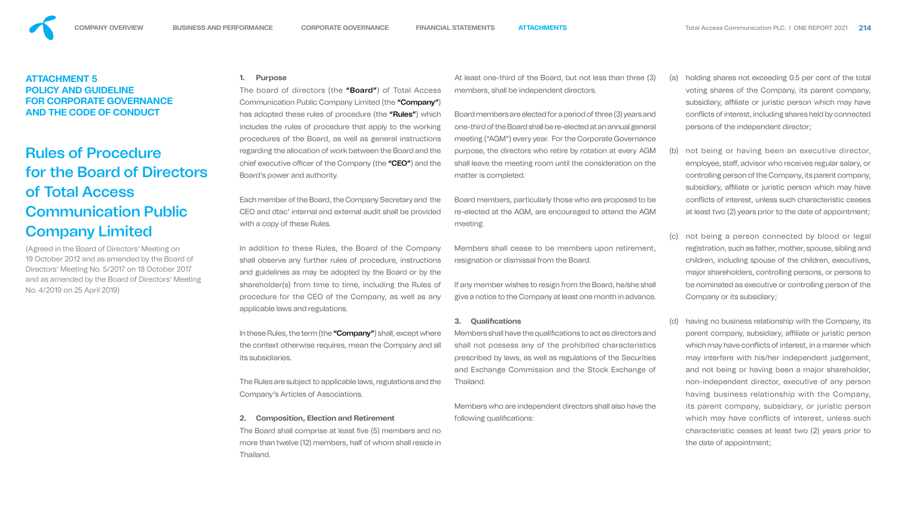## ATTACHMENT 5
## POLICY AND GUIDELINE FOR CORPORATE GOVERNANCE AND THE CODE OF CONDUCT

# Rules of Procedure for the Board of Directors of Total Access Communication Public Company Limited

(Agreed in the Board of Directors' Meeting on 19 October 2012 and as amended by the Board of Directors' Meeting No. 5/2017 on 18 October 2017 and as amended by the Board of Directors' Meeting No. 4/2019 on 25 April 2019)

### 1. Purpose

The board of directors (the **"Board"**) of Total Access Communication Public Company Limited (the **"Company"**) has adopted these rules of procedure (the **"Rules"**) which includes the rules of procedure that apply to the working procedures of the Board, as well as general instructions regarding the allocation of work between the Board and the chief executive officer of the Company (the **"CEO"**) and the Board's power and authority.

Each member of the Board, the Company Secretary and the CEO and dtac' internal and external audit shall be provided with a copy of these Rules.

In addition to these Rules, the Board of the Company shall observe any further rules of procedure, instructions and guidelines as may be adopted by the Board or by the shareholder(s) from time to time, including the Rules of procedure for the CEO of the Company, as well as any applicable laws and regulations.

In these Rules, the term (the **"Company"**) shall, except where the context otherwise requires, mean the Company and all its subsidiaries.

The Rules are subject to applicable laws, regulations and the Company's Articles of Associations.

### 2. Composition, Election and Retirement

The Board shall comprise at least five (5) members and no more than twelve (12) members, half of whom shall reside in Thailand.

At least one-third of the Board, but not less than three (3) members, shall be independent directors.

Board members are elected for a period of three (3) years and one-third of the Board shall be re-elected at an annual general meeting ("AGM") every year. For the Corporate Governance purpose, the directors who retire by rotation at every AGM shall leave the meeting room until the consideration on the matter is completed.

Board members, particularly those who are proposed to be re-elected at the AGM, are encouraged to attend the AGM meeting.

Members shall cease to be members upon retirement, resignation or dismissal from the Board.

If any member wishes to resign from the Board, he/she shall give a notice to the Company at least one month in advance.

### 3. Qualifications

Members shall have the qualifications to act as directors and shall not possess any of the prohibited characteristics prescribed by laws, as well as regulations of the Securities and Exchange Commission and the Stock Exchange of Thailand.

Members who are independent directors shall also have the following qualifications:

(a) holding shares not exceeding 0.5 per cent of the total voting shares of the Company, its parent company, subsidiary, affiliate or juristic person which may have conflicts of interest, including shares held by connected persons of the independent director;

(b) not being or having been an executive director, employee, staff, advisor who receives regular salary, or controlling person of the Company, its parent company, subsidiary, affiliate or juristic person which may have conflicts of interest, unless such characteristic ceases at least two (2) years prior to the date of appointment;

(c) not being a person connected by blood or legal registration, such as father, mother, spouse, sibling and children, including spouse of the children, executives, major shareholders, controlling persons, or persons to be nominated as executive or controlling person of the Company or its subsidiary;

(d) having no business relationship with the Company, its parent company, subsidiary, affiliate or juristic person which may have conflicts of interest, in a manner which may interfere with his/her independent judgement, and not being or having been a major shareholder, non-independent director, executive of any person having business relationship with the Company, its parent company, subsidiary, or juristic person which may have conflicts of interest, unless such characteristic ceases at least two (2) years prior to the date of appointment;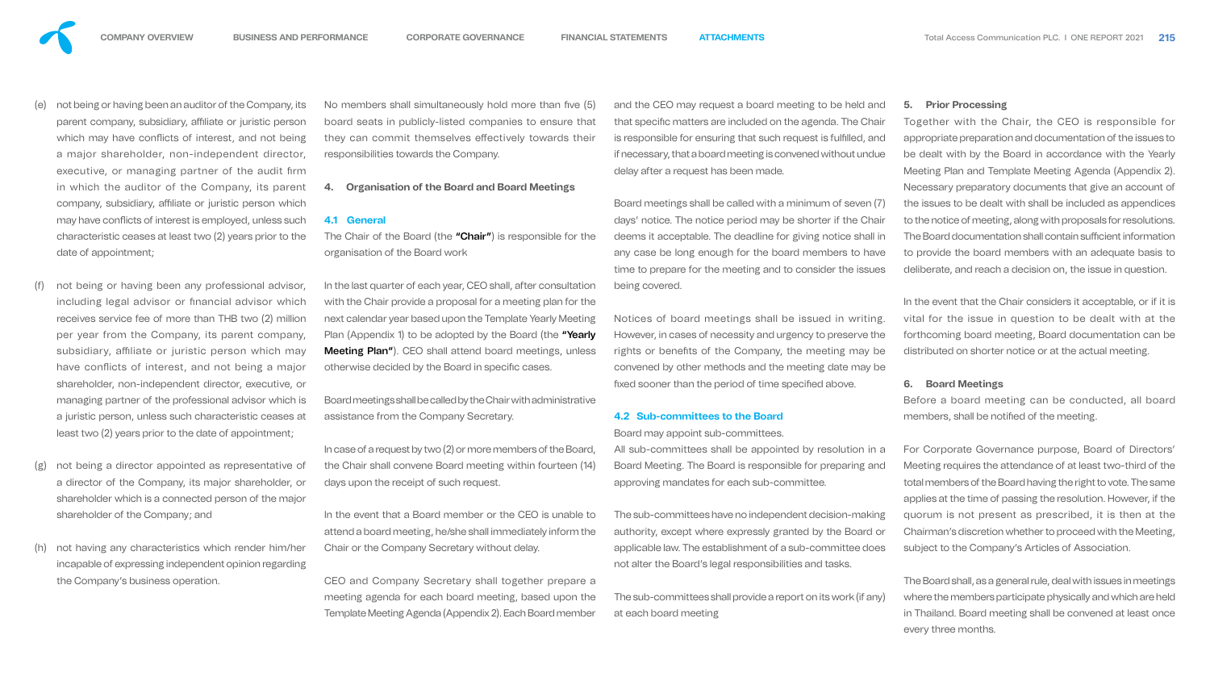(e) not being or having been an auditor of the Company, its parent company, subsidiary, affiliate or juristic person which may have conflicts of interest, and not being a major shareholder, non-independent director, executive, or managing partner of the audit firm in which the auditor of the Company, its parent company, subsidiary, affiliate or juristic person which may have conflicts of interest is employed, unless such characteristic ceases at least two (2) years prior to the date of appointment;

(f) not being or having been any professional advisor, including legal advisor or financial advisor which receives service fee of more than THB two (2) million per year from the Company, its parent company, subsidiary, affiliate or juristic person which may have conflicts of interest, and not being a major shareholder, non-independent director, executive, or managing partner of the professional advisor which is a juristic person, unless such characteristic ceases at least two (2) years prior to the date of appointment;

(g) not being a director appointed as representative of a director of the Company, its major shareholder, or shareholder which is a connected person of the major shareholder of the Company; and

(h) not having any characteristics which render him/her incapable of expressing independent opinion regarding the Company's business operation.

No members shall simultaneously hold more than five (5) board seats in publicly-listed companies to ensure that they can commit themselves effectively towards their responsibilities towards the Company.

### 4. Organisation of the Board and Board Meetings

#### 4.1 General

The Chair of the Board (the **"Chair"**) is responsible for the organisation of the Board work

In the last quarter of each year, CEO shall, after consultation with the Chair provide a proposal for a meeting plan for the next calendar year based upon the Template Yearly Meeting Plan (Appendix 1) to be adopted by the Board (the **"Yearly Meeting Plan"**). CEO shall attend board meetings, unless otherwise decided by the Board in specific cases.

Board meetings shall be called by the Chair with administrative assistance from the Company Secretary.

In case of a request by two (2) or more members of the Board, the Chair shall convene Board meeting within fourteen (14) days upon the receipt of such request.

In the event that a Board member or the CEO is unable to attend a board meeting, he/she shall immediately inform the Chair or the Company Secretary without delay.

CEO and Company Secretary shall together prepare a meeting agenda for each board meeting, based upon the Template Meeting Agenda (Appendix 2). Each Board member and the CEO may request a board meeting to be held and that specific matters are included on the agenda. The Chair is responsible for ensuring that such request is fulfilled, and if necessary, that a board meeting is convened without undue delay after a request has been made.

Board meetings shall be called with a minimum of seven (7) days' notice. The notice period may be shorter if the Chair deems it acceptable. The deadline for giving notice shall in any case be long enough for the board members to have time to prepare for the meeting and to consider the issues being covered.

Notices of board meetings shall be issued in writing. However, in cases of necessity and urgency to preserve the rights or benefits of the Company, the meeting may be convened by other methods and the meeting date may be fixed sooner than the period of time specified above.

#### 4.2 Sub-committees to the Board

Board may appoint sub-committees.

All sub-committees shall be appointed by resolution in a Board Meeting. The Board is responsible for preparing and approving mandates for each sub-committee.

The sub-committees have no independent decision-making authority, except where expressly granted by the Board or applicable law. The establishment of a sub-committee does not alter the Board's legal responsibilities and tasks.

The sub-committees shall provide a report on its work (if any) at each board meeting

### 5. Prior Processing

Together with the Chair, the CEO is responsible for appropriate preparation and documentation of the issues to be dealt with by the Board in accordance with the Yearly Meeting Plan and Template Meeting Agenda (Appendix 2). Necessary preparatory documents that give an account of the issues to be dealt with shall be included as appendices to the notice of meeting, along with proposals for resolutions. The Board documentation shall contain sufficient information to provide the board members with an adequate basis to deliberate, and reach a decision on, the issue in question.

In the event that the Chair considers it acceptable, or if it is vital for the issue in question to be dealt with at the forthcoming board meeting, Board documentation can be distributed on shorter notice or at the actual meeting.

### 6. Board Meetings

Before a board meeting can be conducted, all board members, shall be notified of the meeting.

For Corporate Governance purpose, Board of Directors' Meeting requires the attendance of at least two-third of the total members of the Board having the right to vote. The same applies at the time of passing the resolution. However, if the quorum is not present as prescribed, it is then at the Chairman's discretion whether to proceed with the Meeting, subject to the Company's Articles of Association.

The Board shall, as a general rule, deal with issues in meetings where the members participate physically and which are held in Thailand. Board meeting shall be convened at least once every three months.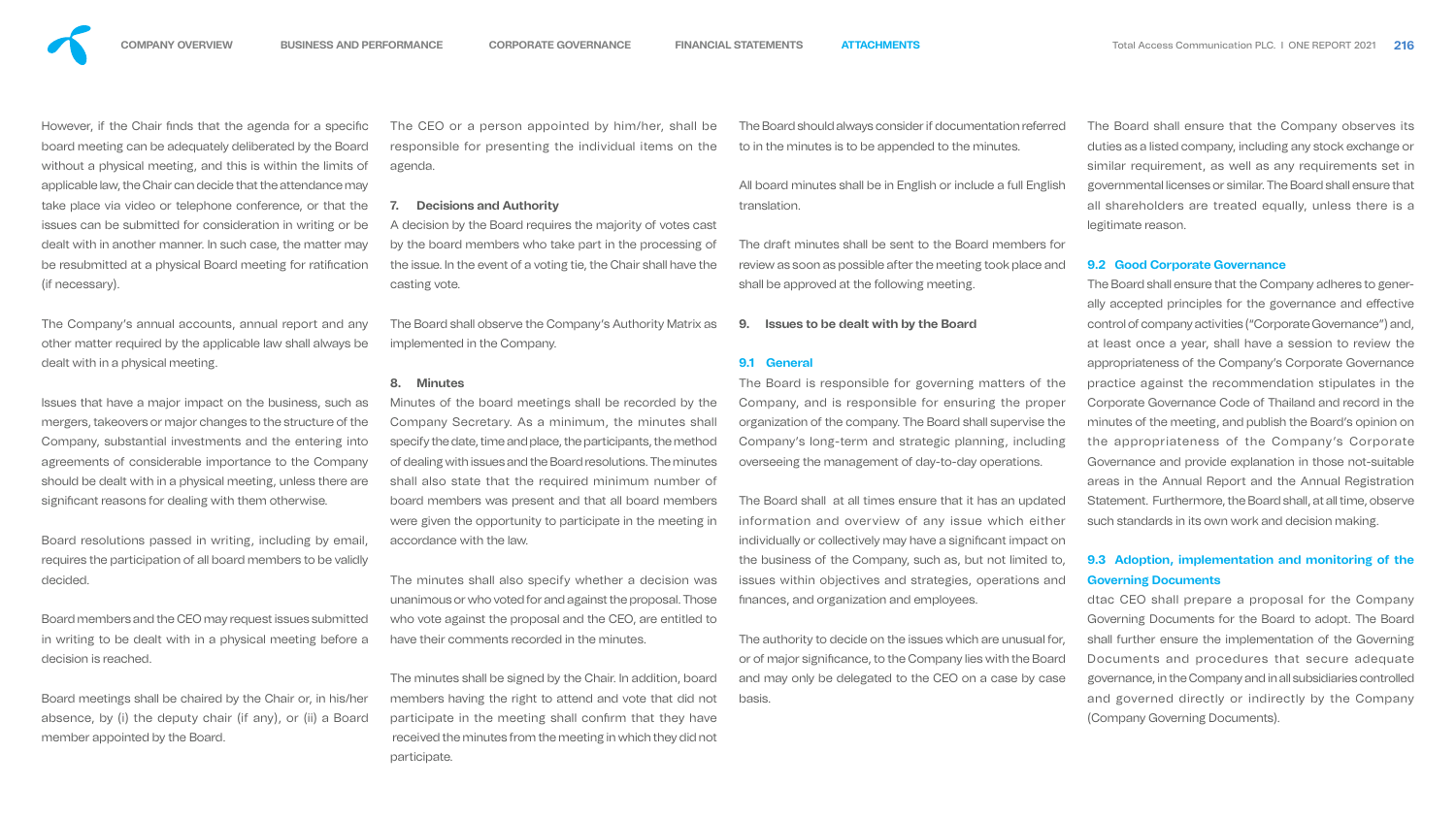However, if the Chair finds that the agenda for a specific board meeting can be adequately deliberated by the Board without a physical meeting, and this is within the limits of applicable law, the Chair can decide that the attendance may take place via video or telephone conference, or that the issues can be submitted for consideration in writing or be dealt with in another manner. In such case, the matter may be resubmitted at a physical Board meeting for ratification (if necessary).

The Company's annual accounts, annual report and any other matter required by the applicable law shall always be dealt with in a physical meeting.

Issues that have a major impact on the business, such as mergers, takeovers or major changes to the structure of the Company, substantial investments and the entering into agreements of considerable importance to the Company should be dealt with in a physical meeting, unless there are significant reasons for dealing with them otherwise.

Board resolutions passed in writing, including by email, requires the participation of all board members to be validly decided.

Board members and the CEO may request issues submitted in writing to be dealt with in a physical meeting before a decision is reached.

Board meetings shall be chaired by the Chair or, in his/her absence, by (i) the deputy chair (if any), or (ii) a Board member appointed by the Board.

The CEO or a person appointed by him/her, shall be responsible for presenting the individual items on the agenda.

### 7. Decisions and Authority

A decision by the Board requires the majority of votes cast by the board members who take part in the processing of the issue. In the event of a voting tie, the Chair shall have the casting vote.

The Board shall observe the Company's Authority Matrix as implemented in the Company.

### 8. Minutes

Minutes of the board meetings shall be recorded by the Company Secretary. As a minimum, the minutes shall specify the date, time and place, the participants, the method of dealing with issues and the Board resolutions. The minutes shall also state that the required minimum number of board members was present and that all board members were given the opportunity to participate in the meeting in accordance with the law.

The minutes shall also specify whether a decision was unanimous or who voted for and against the proposal. Those who vote against the proposal and the CEO, are entitled to have their comments recorded in the minutes.

The minutes shall be signed by the Chair. In addition, board members having the right to attend and vote that did not participate in the meeting shall confirm that they have received the minutes from the meeting in which they did not participate.

The Board should always consider if documentation referred to in the minutes is to be appended to the minutes.

All board minutes shall be in English or include a full English translation.

The draft minutes shall be sent to the Board members for review as soon as possible after the meeting took place and shall be approved at the following meeting.

### 9. Issues to be dealt with by the Board

#### 9.1 General

The Board is responsible for governing matters of the Company, and is responsible for ensuring the proper organization of the company. The Board shall supervise the Company's long-term and strategic planning, including overseeing the management of day-to-day operations.

The Board shall at all times ensure that it has an updated information and overview of any issue which either individually or collectively may have a significant impact on the business of the Company, such as, but not limited to, issues within objectives and strategies, operations and finances, and organization and employees.

The authority to decide on the issues which are unusual for, or of major significance, to the Company lies with the Board and may only be delegated to the CEO on a case by case basis.

The Board shall ensure that the Company observes its duties as a listed company, including any stock exchange or similar requirement, as well as any requirements set in governmental licenses or similar. The Board shall ensure that all shareholders are treated equally, unless there is a legitimate reason.

#### 9.2 Good Corporate Governance

The Board shall ensure that the Company adheres to generally accepted principles for the governance and effective control of company activities ("Corporate Governance") and, at least once a year, shall have a session to review the appropriateness of the Company's Corporate Governance practice against the recommendation stipulates in the Corporate Governance Code of Thailand and record in the minutes of the meeting, and publish the Board's opinion on the appropriateness of the Company's Corporate Governance and provide explanation in those not-suitable areas in the Annual Report and the Annual Registration Statement. Furthermore, the Board shall, at all time, observe such standards in its own work and decision making.

#### 9.3 Adoption, implementation and monitoring of the Governing Documents

dtac CEO shall prepare a proposal for the Company Governing Documents for the Board to adopt. The Board shall further ensure the implementation of the Governing Documents and procedures that secure adequate governance, in the Company and in all subsidiaries controlled and governed directly or indirectly by the Company (Company Governing Documents).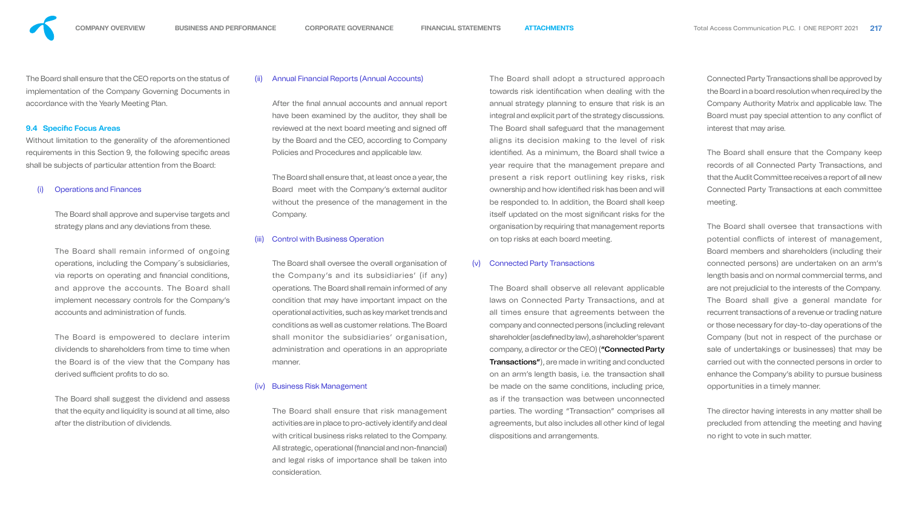The Board shall ensure that the CEO reports on the status of implementation of the Company Governing Documents in accordance with the Yearly Meeting Plan.

### 9.4 Specific Focus Areas

Without limitation to the generality of the aforementioned requirements in this Section 9, the following specific areas shall be subjects of particular attention from the Board:

#### (i) Operations and Finances

The Board shall approve and supervise targets and strategy plans and any deviations from these.

The Board shall remain informed of ongoing operations, including the Company´s subsidiaries, via reports on operating and financial conditions, and approve the accounts. The Board shall implement necessary controls for the Company's accounts and administration of funds.

The Board is empowered to declare interim dividends to shareholders from time to time when the Board is of the view that the Company has derived sufficient profits to do so.

The Board shall suggest the dividend and assess that the equity and liquidity is sound at all time, also after the distribution of dividends.

#### (ii) Annual Financial Reports (Annual Accounts)

After the final annual accounts and annual report have been examined by the auditor, they shall be reviewed at the next board meeting and signed off by the Board and the CEO, according to Company Policies and Procedures and applicable law.

The Board shall ensure that, at least once a year, the Board meet with the Company's external auditor without the presence of the management in the Company.

#### (iii) Control with Business Operation

The Board shall oversee the overall organisation of the Company's and its subsidiaries' (if any) operations. The Board shall remain informed of any condition that may have important impact on the operational activities, such as key market trends and conditions as well as customer relations. The Board shall monitor the subsidiaries' organisation, administration and operations in an appropriate manner.

#### (iv) Business Risk Management

The Board shall ensure that risk management activities are in place to pro-actively identify and deal with critical business risks related to the Company. All strategic, operational (financial and non-financial) and legal risks of importance shall be taken into consideration.

The Board shall adopt a structured approach towards risk identification when dealing with the annual strategy planning to ensure that risk is an integral and explicit part of the strategy discussions. The Board shall safeguard that the management aligns its decision making to the level of risk identified. As a minimum, the Board shall twice a year require that the management prepare and present a risk report outlining key risks, risk ownership and how identified risk has been and will be responded to. In addition, the Board shall keep itself updated on the most significant risks for the organisation by requiring that management reports on top risks at each board meeting.

#### (v) Connected Party Transactions

The Board shall observe all relevant applicable laws on Connected Party Transactions, and at all times ensure that agreements between the company and connected persons (including relevant shareholder (as defined by law), a shareholder's parent company, a director or the CEO) (**"Connected Party Transactions"**), are made in writing and conducted on an arm's length basis, i.e. the transaction shall be made on the same conditions, including price, as if the transaction was between unconnected parties. The wording "Transaction" comprises all agreements, but also includes all other kind of legal dispositions and arrangements.

Connected Party Transactions shall be approved by the Board in a board resolution when required by the Company Authority Matrix and applicable law. The Board must pay special attention to any conflict of interest that may arise.

The Board shall ensure that the Company keep records of all Connected Party Transactions, and that the Audit Committee receives a report of all new Connected Party Transactions at each committee meeting.

The Board shall oversee that transactions with potential conflicts of interest of management, Board members and shareholders (including their connected persons) are undertaken on an arm's length basis and on normal commercial terms, and are not prejudicial to the interests of the Company. The Board shall give a general mandate for recurrent transactions of a revenue or trading nature or those necessary for day-to-day operations of the Company (but not in respect of the purchase or sale of undertakings or businesses) that may be carried out with the connected persons in order to enhance the Company's ability to pursue business opportunities in a timely manner.

The director having interests in any matter shall be precluded from attending the meeting and having no right to vote in such matter.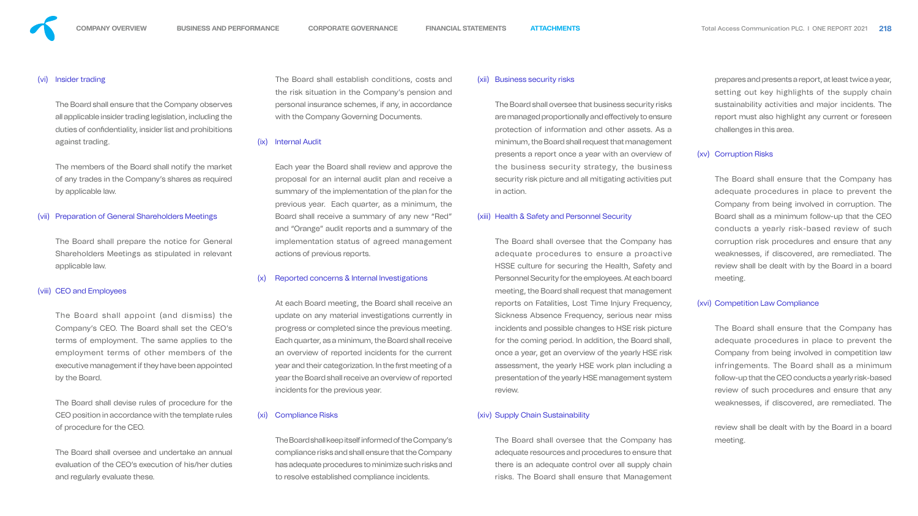### (vi) Insider trading

The Board shall ensure that the Company observes all applicable insider trading legislation, including the duties of confidentiality, insider list and prohibitions against trading.

The members of the Board shall notify the market of any trades in the Company's shares as required by applicable law.

### (vii) Preparation of General Shareholders Meetings

The Board shall prepare the notice for General Shareholders Meetings as stipulated in relevant applicable law.

### (viii) CEO and Employees

The Board shall appoint (and dismiss) the Company's CEO. The Board shall set the CEO's terms of employment. The same applies to the employment terms of other members of the executive management if they have been appointed by the Board.

The Board shall devise rules of procedure for the CEO position in accordance with the template rules of procedure for the CEO.

The Board shall oversee and undertake an annual evaluation of the CEO's execution of his/her duties and regularly evaluate these.

The Board shall establish conditions, costs and the risk situation in the Company's pension and personal insurance schemes, if any, in accordance with the Company Governing Documents.

### (ix) Internal Audit

Each year the Board shall review and approve the proposal for an internal audit plan and receive a summary of the implementation of the plan for the previous year. Each quarter, as a minimum, the Board shall receive a summary of any new "Red" and "Orange" audit reports and a summary of the implementation status of agreed management actions of previous reports.

### (x) Reported concerns & Internal Investigations

At each Board meeting, the Board shall receive an update on any material investigations currently in progress or completed since the previous meeting. Each quarter, as a minimum, the Board shall receive an overview of reported incidents for the current year and their categorization. In the first meeting of a year the Board shall receive an overview of reported incidents for the previous year.

### (xi) Compliance Risks

The Board shall keep itself informed of the Company's compliance risks and shall ensure that the Company has adequate procedures to minimize such risks and to resolve established compliance incidents.

### (xii) Business security risks

The Board shall oversee that business security risks are managed proportionally and effectively to ensure protection of information and other assets. As a minimum, the Board shall request that management presents a report once a year with an overview of the business security strategy, the business security risk picture and all mitigating activities put in action.

### (xiii) Health & Safety and Personnel Security

The Board shall oversee that the Company has adequate procedures to ensure a proactive HSSE culture for securing the Health, Safety and Personnel Security for the employees. At each board meeting, the Board shall request that management reports on Fatalities, Lost Time Injury Frequency, Sickness Absence Frequency, serious near miss incidents and possible changes to HSE risk picture for the coming period. In addition, the Board shall, once a year, get an overview of the yearly HSE risk assessment, the yearly HSE work plan including a presentation of the yearly HSE management system review.

### (xiv) Supply Chain Sustainability

The Board shall oversee that the Company has adequate resources and procedures to ensure that there is an adequate control over all supply chain risks. The Board shall ensure that Management prepares and presents a report, at least twice a year, setting out key highlights of the supply chain sustainability activities and major incidents. The report must also highlight any current or foreseen challenges in this area.

### (xv) Corruption Risks

The Board shall ensure that the Company has adequate procedures in place to prevent the Company from being involved in corruption. The Board shall as a minimum follow-up that the CEO conducts a yearly risk-based review of such corruption risk procedures and ensure that any weaknesses, if discovered, are remediated. The review shall be dealt with by the Board in a board meeting.

### (xvi) Competition Law Compliance

The Board shall ensure that the Company has adequate procedures in place to prevent the Company from being involved in competition law infringements. The Board shall as a minimum follow-up that the CEO conducts a yearly risk-based review of such procedures and ensure that any weaknesses, if discovered, are remediated. The review shall be dealt with by the Board in a board meeting.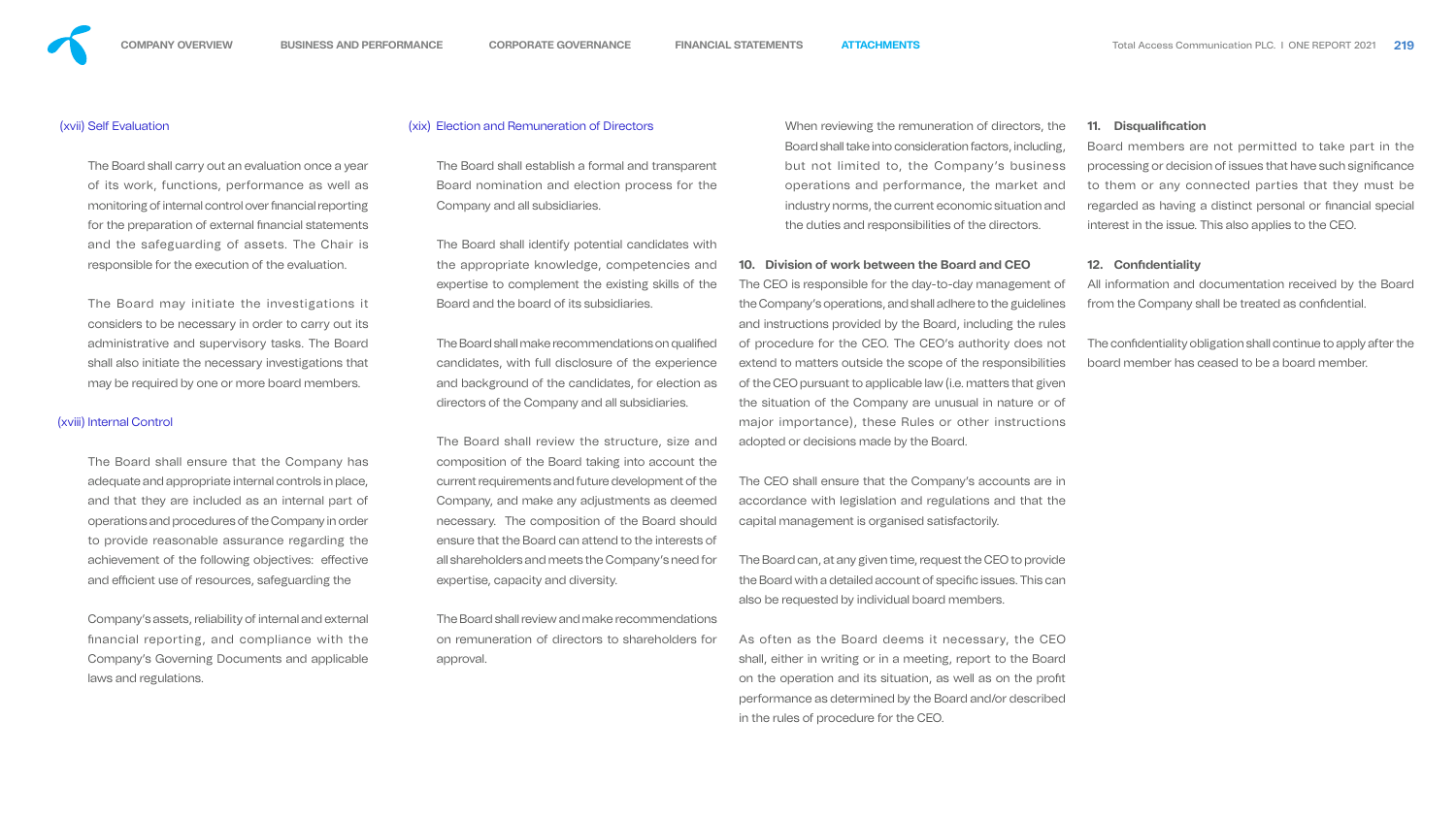### (xvii) Self Evaluation

The Board shall carry out an evaluation once a year of its work, functions, performance as well as monitoring of internal control over financial reporting for the preparation of external financial statements and the safeguarding of assets. The Chair is responsible for the execution of the evaluation.

The Board may initiate the investigations it considers to be necessary in order to carry out its administrative and supervisory tasks. The Board shall also initiate the necessary investigations that may be required by one or more board members.

### (xviii) Internal Control

The Board shall ensure that the Company has adequate and appropriate internal controls in place, and that they are included as an internal part of operations and procedures of the Company in order to provide reasonable assurance regarding the achievement of the following objectives: effective and efficient use of resources, safeguarding the

Company's assets, reliability of internal and external financial reporting, and compliance with the Company's Governing Documents and applicable laws and regulations.

### (xix) Election and Remuneration of Directors

The Board shall establish a formal and transparent Board nomination and election process for the Company and all subsidiaries.

The Board shall identify potential candidates with the appropriate knowledge, competencies and expertise to complement the existing skills of the Board and the board of its subsidiaries.

The Board shall make recommendations on qualified candidates, with full disclosure of the experience and background of the candidates, for election as directors of the Company and all subsidiaries.

The Board shall review the structure, size and composition of the Board taking into account the current requirements and future development of the Company, and make any adjustments as deemed necessary. The composition of the Board should ensure that the Board can attend to the interests of all shareholders and meets the Company's need for expertise, capacity and diversity.

The Board shall review and make recommendations on remuneration of directors to shareholders for approval.

When reviewing the remuneration of directors, the Board shall take into consideration factors, including, but not limited to, the Company's business operations and performance, the market and industry norms, the current economic situation and the duties and responsibilities of the directors.

## 10. Division of work between the Board and CEO

The CEO is responsible for the day-to-day management of the Company's operations, and shall adhere to the guidelines and instructions provided by the Board, including the rules of procedure for the CEO. The CEO's authority does not extend to matters outside the scope of the responsibilities of the CEO pursuant to applicable law (i.e. matters that given the situation of the Company are unusual in nature or of major importance), these Rules or other instructions adopted or decisions made by the Board.

The CEO shall ensure that the Company's accounts are in accordance with legislation and regulations and that the capital management is organised satisfactorily.

The Board can, at any given time, request the CEO to provide the Board with a detailed account of specific issues. This can also be requested by individual board members.

As often as the Board deems it necessary, the CEO shall, either in writing or in a meeting, report to the Board on the operation and its situation, as well as on the profit performance as determined by the Board and/or described in the rules of procedure for the CEO.

## 11. Disqualification

Board members are not permitted to take part in the processing or decision of issues that have such significance to them or any connected parties that they must be regarded as having a distinct personal or financial special interest in the issue. This also applies to the CEO.

## 12. Confidentiality

All information and documentation received by the Board from the Company shall be treated as confidential.

The confidentiality obligation shall continue to apply after the board member has ceased to be a board member.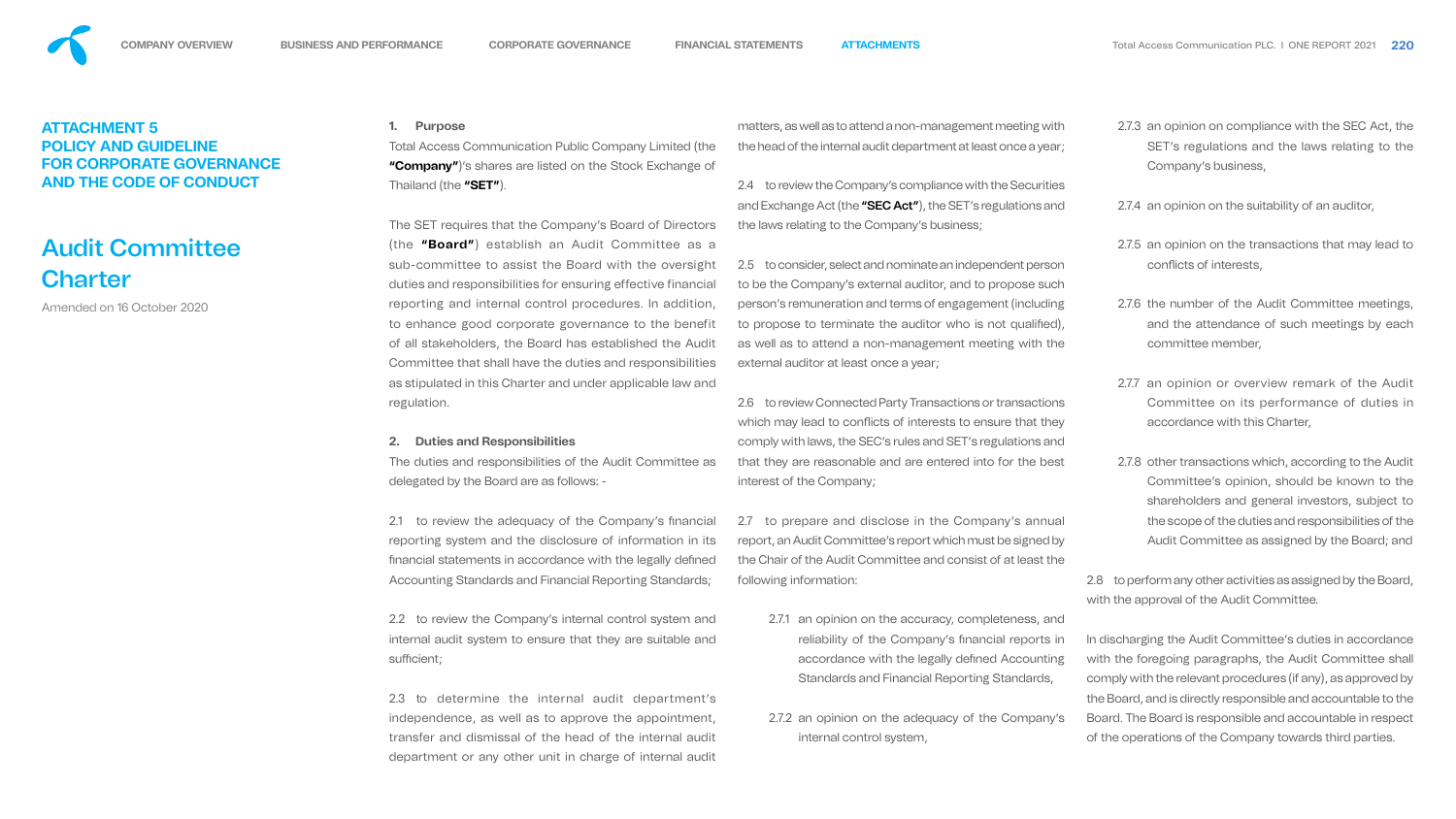## ATTACHMENT 5
## POLICY AND GUIDELINE FOR CORPORATE GOVERNANCE AND THE CODE OF CONDUCT

# Audit Committee Charter

Amended on 16 October 2020

**1. Purpose**

Total Access Communication Public Company Limited (the **"Company"**)'s shares are listed on the Stock Exchange of Thailand (the **"SET"**).

The SET requires that the Company's Board of Directors (the **"Board"**) establish an Audit Committee as a sub-committee to assist the Board with the oversight duties and responsibilities for ensuring effective financial reporting and internal control procedures. In addition, to enhance good corporate governance to the benefit of all stakeholders, the Board has established the Audit Committee that shall have the duties and responsibilities as stipulated in this Charter and under applicable law and regulation.

**2. Duties and Responsibilities**

The duties and responsibilities of the Audit Committee as delegated by the Board are as follows: -

2.1 to review the adequacy of the Company's financial reporting system and the disclosure of information in its financial statements in accordance with the legally defined Accounting Standards and Financial Reporting Standards;

2.2 to review the Company's internal control system and internal audit system to ensure that they are suitable and sufficient;

2.3 to determine the internal audit department's independence, as well as to approve the appointment, transfer and dismissal of the head of the internal audit department or any other unit in charge of internal audit matters, as well as to attend a non-management meeting with the head of the internal audit department at least once a year;

2.4 to review the Company's compliance with the Securities and Exchange Act (the **"SEC Act"**), the SET's regulations and the laws relating to the Company's business;

2.5 to consider, select and nominate an independent person to be the Company's external auditor, and to propose such person's remuneration and terms of engagement (including to propose to terminate the auditor who is not qualified), as well as to attend a non-management meeting with the external auditor at least once a year;

2.6 to review Connected Party Transactions or transactions which may lead to conflicts of interests to ensure that they comply with laws, the SEC's rules and SET's regulations and that they are reasonable and are entered into for the best interest of the Company;

2.7 to prepare and disclose in the Company's annual report, an Audit Committee's report which must be signed by the Chair of the Audit Committee and consist of at least the following information:

- 2.7.1 an opinion on the accuracy, completeness, and reliability of the Company's financial reports in accordance with the legally defined Accounting Standards and Financial Reporting Standards,
- 2.7.2 an opinion on the adequacy of the Company's internal control system,
- 2.7.3 an opinion on compliance with the SEC Act, the SET's regulations and the laws relating to the Company's business,
- 2.7.4 an opinion on the suitability of an auditor,
- 2.7.5 an opinion on the transactions that may lead to conflicts of interests,
- 2.7.6 the number of the Audit Committee meetings, and the attendance of such meetings by each committee member,
- 2.7.7 an opinion or overview remark of the Audit Committee on its performance of duties in accordance with this Charter,
- 2.7.8 other transactions which, according to the Audit Committee's opinion, should be known to the shareholders and general investors, subject to the scope of the duties and responsibilities of the Audit Committee as assigned by the Board; and

2.8 to perform any other activities as assigned by the Board, with the approval of the Audit Committee.

In discharging the Audit Committee's duties in accordance with the foregoing paragraphs, the Audit Committee shall comply with the relevant procedures (if any), as approved by the Board, and is directly responsible and accountable to the Board. The Board is responsible and accountable in respect of the operations of the Company towards third parties.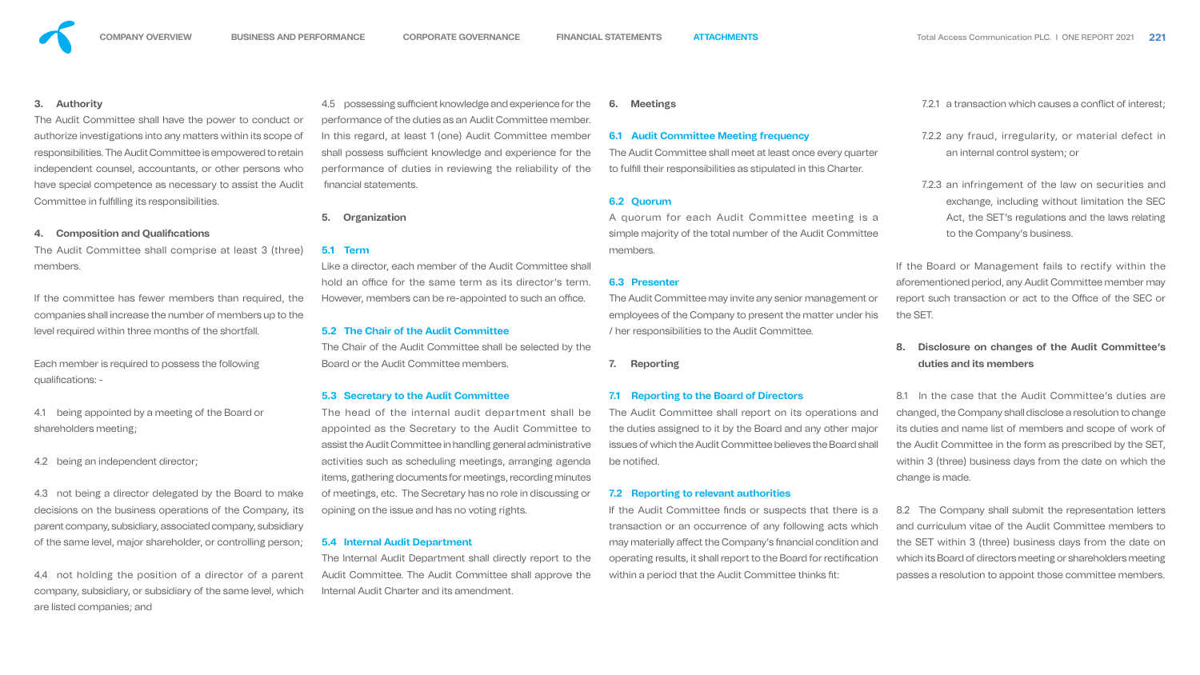### 3. Authority

The Audit Committee shall have the power to conduct or authorize investigations into any matters within its scope of responsibilities. The Audit Committee is empowered to retain independent counsel, accountants, or other persons who have special competence as necessary to assist the Audit Committee in fulfilling its responsibilities.

### 4. Composition and Qualifications

The Audit Committee shall comprise at least 3 (three) members.

If the committee has fewer members than required, the companies shall increase the number of members up to the level required within three months of the shortfall.

Each member is required to possess the following qualifications: -

4.1 being appointed by a meeting of the Board or shareholders meeting;

4.2 being an independent director;

4.3 not being a director delegated by the Board to make decisions on the business operations of the Company, its parent company, subsidiary, associated company, subsidiary of the same level, major shareholder, or controlling person;

4.4 not holding the position of a director of a parent company, subsidiary, or subsidiary of the same level, which are listed companies; and

4.5 possessing sufficient knowledge and experience for the performance of the duties as an Audit Committee member. In this regard, at least 1 (one) Audit Committee member shall possess sufficient knowledge and experience for the performance of duties in reviewing the reliability of the financial statements.

### 5. Organization

#### 5.1 Term

Like a director, each member of the Audit Committee shall hold an office for the same term as its director's term. However, members can be re-appointed to such an office.

#### 5.2 The Chair of the Audit Committee

The Chair of the Audit Committee shall be selected by the Board or the Audit Committee members.

#### 5.3 Secretary to the Audit Committee

The head of the internal audit department shall be appointed as the Secretary to the Audit Committee to assist the Audit Committee in handling general administrative activities such as scheduling meetings, arranging agenda items, gathering documents for meetings, recording minutes of meetings, etc. The Secretary has no role in discussing or opining on the issue and has no voting rights.

#### 5.4 Internal Audit Department

The Internal Audit Department shall directly report to the Audit Committee. The Audit Committee shall approve the Internal Audit Charter and its amendment.

### 6. Meetings

#### 6.1 Audit Committee Meeting frequency

The Audit Committee shall meet at least once every quarter to fulfill their responsibilities as stipulated in this Charter.

#### 6.2 Quorum

A quorum for each Audit Committee meeting is a simple majority of the total number of the Audit Committee members.

#### 6.3 Presenter

The Audit Committee may invite any senior management or employees of the Company to present the matter under his / her responsibilities to the Audit Committee.

### 7. Reporting

#### 7.1 Reporting to the Board of Directors

The Audit Committee shall report on its operations and the duties assigned to it by the Board and any other major issues of which the Audit Committee believes the Board shall be notified.

#### 7.2 Reporting to relevant authorities

If the Audit Committee finds or suspects that there is a transaction or an occurrence of any following acts which may materially affect the Company's financial condition and operating results, it shall report to the Board for rectification within a period that the Audit Committee thinks fit:

7.2.1 a transaction which causes a conflict of interest;

7.2.2 any fraud, irregularity, or material defect in an internal control system; or

7.2.3 an infringement of the law on securities and exchange, including without limitation the SEC Act, the SET's regulations and the laws relating to the Company's business.

If the Board or Management fails to rectify within the aforementioned period, any Audit Committee member may report such transaction or act to the Office of the SEC or the SET.

### 8. Disclosure on changes of the Audit Committee's duties and its members

8.1 In the case that the Audit Committee's duties are changed, the Company shall disclose a resolution to change its duties and name list of members and scope of work of the Audit Committee in the form as prescribed by the SET, within 3 (three) business days from the date on which the change is made.

8.2 The Company shall submit the representation letters and curriculum vitae of the Audit Committee members to the SET within 3 (three) business days from the date on which its Board of directors meeting or shareholders meeting passes a resolution to appoint those committee members.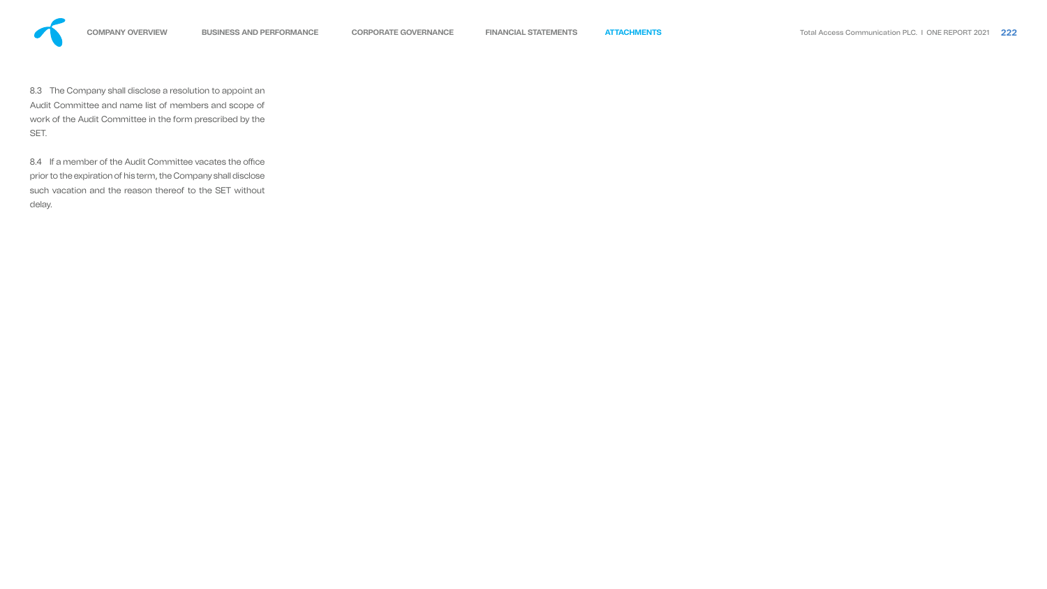8.3 The Company shall disclose a resolution to appoint an Audit Committee and name list of members and scope of work of the Audit Committee in the form prescribed by the SET.

8.4 If a member of the Audit Committee vacates the office prior to the expiration of his term, the Company shall disclose such vacation and the reason thereof to the SET without delay.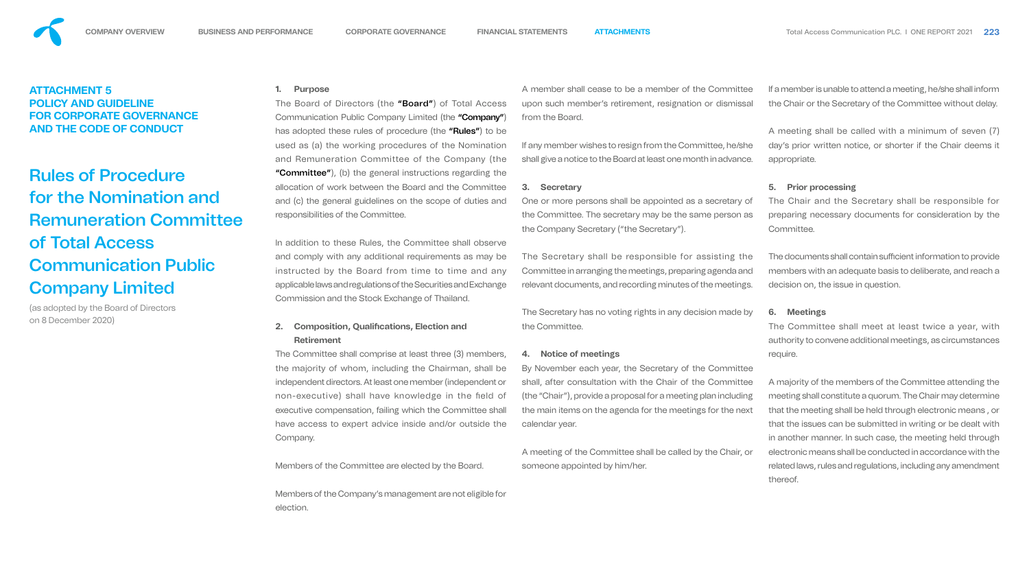## ATTACHMENT 5
## POLICY AND GUIDELINE FOR CORPORATE GOVERNANCE AND THE CODE OF CONDUCT

# Rules of Procedure for the Nomination and Remuneration Committee of Total Access Communication Public Company Limited

(as adopted by the Board of Directors on 8 December 2020)

### 1. Purpose

The Board of Directors (the **"Board"**) of Total Access Communication Public Company Limited (the **"Company"**) has adopted these rules of procedure (the **"Rules"**) to be used as (a) the working procedures of the Nomination and Remuneration Committee of the Company (the **"Committee"**), (b) the general instructions regarding the allocation of work between the Board and the Committee and (c) the general guidelines on the scope of duties and responsibilities of the Committee.

In addition to these Rules, the Committee shall observe and comply with any additional requirements as may be instructed by the Board from time to time and any applicable laws and regulations of the Securities and Exchange Commission and the Stock Exchange of Thailand.

### 2. Composition, Qualifications, Election and Retirement

The Committee shall comprise at least three (3) members, the majority of whom, including the Chairman, shall be independent directors. At least one member (independent or non-executive) shall have knowledge in the field of executive compensation, failing which the Committee shall have access to expert advice inside and/or outside the Company.

Members of the Committee are elected by the Board.

Members of the Company's management are not eligible for election.

A member shall cease to be a member of the Committee upon such member's retirement, resignation or dismissal from the Board.

If any member wishes to resign from the Committee, he/she shall give a notice to the Board at least one month in advance.

### 3. Secretary

One or more persons shall be appointed as a secretary of the Committee. The secretary may be the same person as the Company Secretary ("the Secretary").

The Secretary shall be responsible for assisting the Committee in arranging the meetings, preparing agenda and relevant documents, and recording minutes of the meetings.

The Secretary has no voting rights in any decision made by the Committee.

### 4. Notice of meetings

By November each year, the Secretary of the Committee shall, after consultation with the Chair of the Committee (the "Chair"), provide a proposal for a meeting plan including the main items on the agenda for the meetings for the next calendar year.

A meeting of the Committee shall be called by the Chair, or someone appointed by him/her.

If a member is unable to attend a meeting, he/she shall inform the Chair or the Secretary of the Committee without delay.

A meeting shall be called with a minimum of seven (7) day's prior written notice, or shorter if the Chair deems it appropriate.

### 5. Prior processing

The Chair and the Secretary shall be responsible for preparing necessary documents for consideration by the Committee.

The documents shall contain sufficient information to provide members with an adequate basis to deliberate, and reach a decision on, the issue in question.

### 6. Meetings

The Committee shall meet at least twice a year, with authority to convene additional meetings, as circumstances require.

A majority of the members of the Committee attending the meeting shall constitute a quorum. The Chair may determine that the meeting shall be held through electronic means , or that the issues can be submitted in writing or be dealt with in another manner. In such case, the meeting held through electronic means shall be conducted in accordance with the related laws, rules and regulations, including any amendment thereof.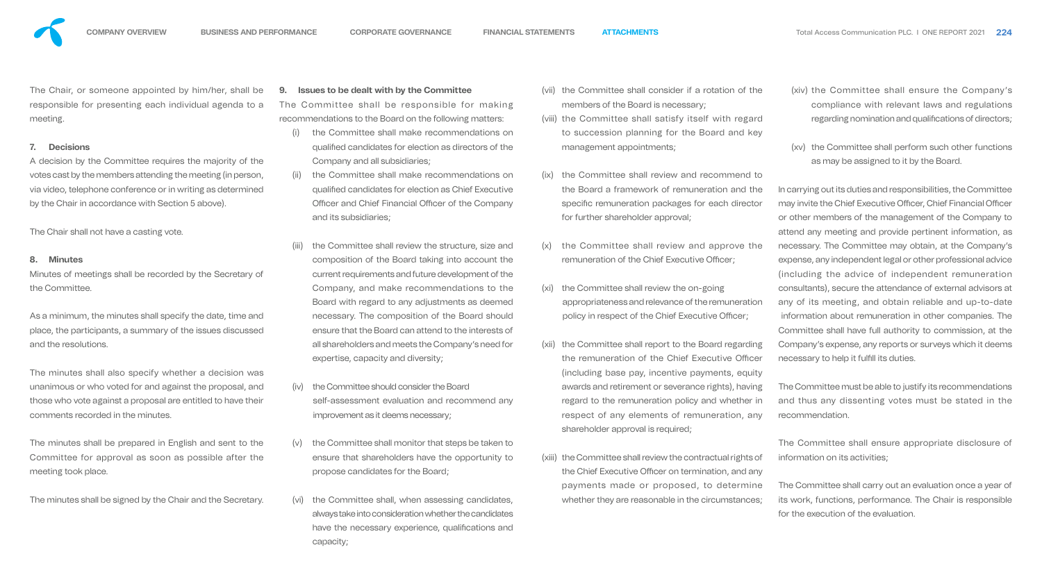The Chair, or someone appointed by him/her, shall be responsible for presenting each individual agenda to a meeting.

## 7. Decisions

A decision by the Committee requires the majority of the votes cast by the members attending the meeting (in person, via video, telephone conference or in writing as determined by the Chair in accordance with Section 5 above).

The Chair shall not have a casting vote.

## 8. Minutes

Minutes of meetings shall be recorded by the Secretary of the Committee.

As a minimum, the minutes shall specify the date, time and place, the participants, a summary of the issues discussed and the resolutions.

The minutes shall also specify whether a decision was unanimous or who voted for and against the proposal, and those who vote against a proposal are entitled to have their comments recorded in the minutes.

The minutes shall be prepared in English and sent to the Committee for approval as soon as possible after the meeting took place.

The minutes shall be signed by the Chair and the Secretary.

## 9. Issues to be dealt with by the Committee

The Committee shall be responsible for making recommendations to the Board on the following matters:

(i) the Committee shall make recommendations on qualified candidates for election as directors of the Company and all subsidiaries;

(ii) the Committee shall make recommendations on qualified candidates for election as Chief Executive Officer and Chief Financial Officer of the Company and its subsidiaries;

(iii) the Committee shall review the structure, size and composition of the Board taking into account the current requirements and future development of the Company, and make recommendations to the Board with regard to any adjustments as deemed necessary. The composition of the Board should ensure that the Board can attend to the interests of all shareholders and meets the Company's need for expertise, capacity and diversity;

(iv) the Committee should consider the Board self-assessment evaluation and recommend any improvement as it deems necessary;

(v) the Committee shall monitor that steps be taken to ensure that shareholders have the opportunity to propose candidates for the Board;

(vi) the Committee shall, when assessing candidates, always take into consideration whether the candidates have the necessary experience, qualifications and capacity;

(vii) the Committee shall consider if a rotation of the members of the Board is necessary;

(viii) the Committee shall satisfy itself with regard to succession planning for the Board and key management appointments;

(ix) the Committee shall review and recommend to the Board a framework of remuneration and the specific remuneration packages for each director for further shareholder approval;

(x) the Committee shall review and approve the remuneration of the Chief Executive Officer;

(xi) the Committee shall review the on-going appropriateness and relevance of the remuneration policy in respect of the Chief Executive Officer;

(xii) the Committee shall report to the Board regarding the remuneration of the Chief Executive Officer (including base pay, incentive payments, equity awards and retirement or severance rights), having regard to the remuneration policy and whether in respect of any elements of remuneration, any shareholder approval is required;

(xiii) the Committee shall review the contractual rights of the Chief Executive Officer on termination, and any payments made or proposed, to determine whether they are reasonable in the circumstances;

(xiv) the Committee shall ensure the Company's compliance with relevant laws and regulations regarding nomination and qualifications of directors;

(xv) the Committee shall perform such other functions as may be assigned to it by the Board.

In carrying out its duties and responsibilities, the Committee may invite the Chief Executive Officer, Chief Financial Officer or other members of the management of the Company to attend any meeting and provide pertinent information, as necessary. The Committee may obtain, at the Company's expense, any independent legal or other professional advice (including the advice of independent remuneration consultants), secure the attendance of external advisors at any of its meeting, and obtain reliable and up-to-date information about remuneration in other companies. The Committee shall have full authority to commission, at the Company's expense, any reports or surveys which it deems necessary to help it fulfill its duties.

The Committee must be able to justify its recommendations and thus any dissenting votes must be stated in the recommendation.

The Committee shall ensure appropriate disclosure of information on its activities;

The Committee shall carry out an evaluation once a year of its work, functions, performance. The Chair is responsible for the execution of the evaluation.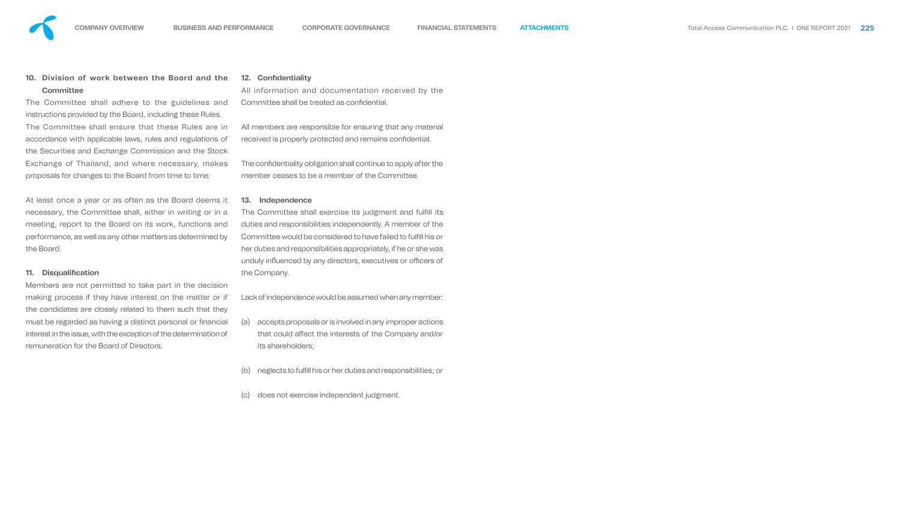### 10. Division of work between the Board and the Committee

The Committee shall adhere to the guidelines and instructions provided by the Board, including these Rules.

The Committee shall ensure that these Rules are in accordance with applicable laws, rules and regulations of the Securities and Exchange Commission and the Stock Exchange of Thailand, and where necessary, makes proposals for changes to the Board from time to time.

At least once a year or as often as the Board deems it necessary, the Committee shall, either in writing or in a meeting, report to the Board on its work, functions and performance, as well as any other matters as determined by the Board.

### 11. Disqualification

Members are not permitted to take part in the decision making process if they have interest on the matter or if the candidates are closely related to them such that they must be regarded as having a distinct personal or financial interest in the issue, with the exception of the determination of remuneration for the Board of Directors.

### 12. Confidentiality

All information and documentation received by the Committee shall be treated as confidential.

All members are responsible for ensuring that any material received is properly protected and remains confidential.

The confidentiality obligation shall continue to apply after the member ceases to be a member of the Committee.

### 13. Independence

The Committee shall exercise its judgment and fulfill its duties and responsibilities independently. A member of the Committee would be considered to have failed to fulfill his or her duties and responsibilities appropriately, if he or she was unduly influenced by any directors, executives or officers of the Company.

Lack of independence would be assumed when any member:

(a) accepts proposals or is involved in any improper actions that could affect the interests of the Company and/or its shareholders;

(b) neglects to fulfill his or her duties and responsibilities; or

(c) does not exercise independent judgment.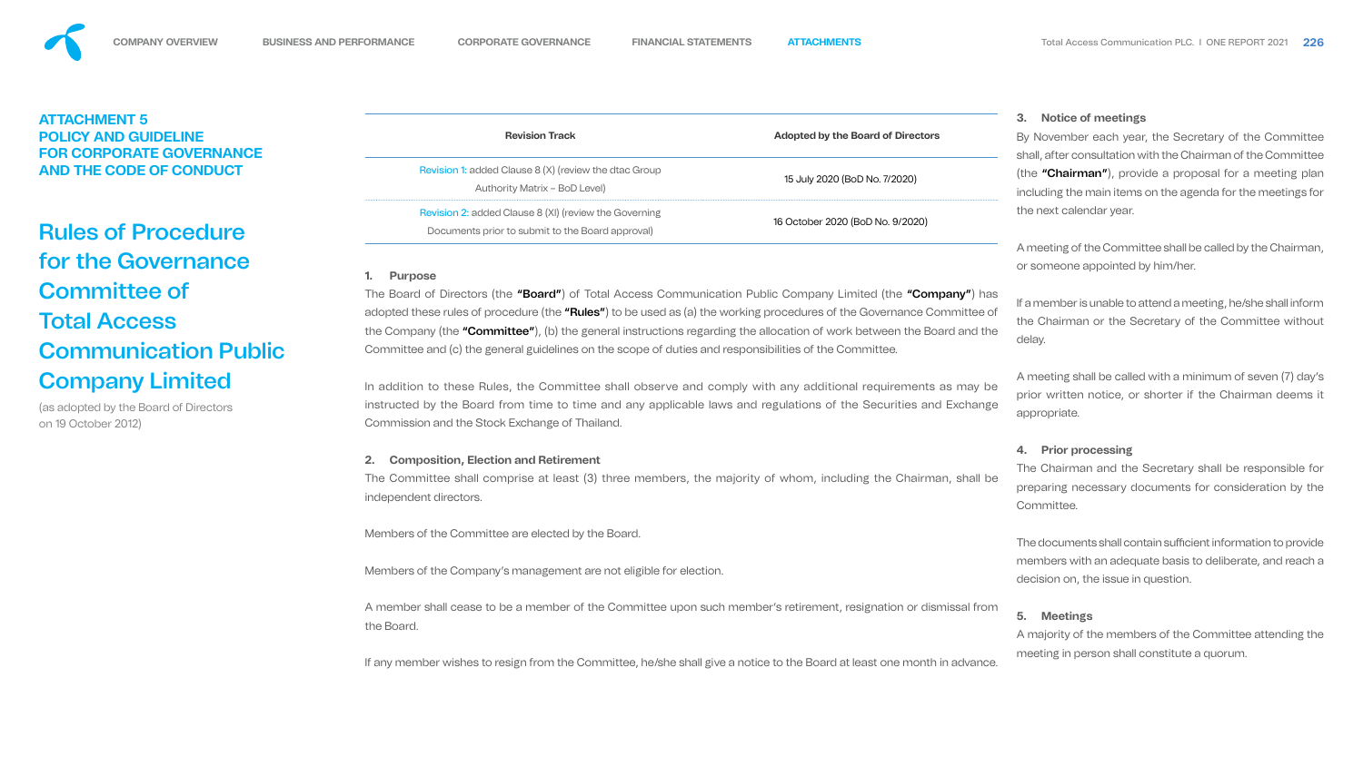## ATTACHMENT 5 POLICY AND GUIDELINE FOR CORPORATE GOVERNANCE AND THE CODE OF CONDUCT

# Rules of Procedure for the Governance Committee of Total Access Communication Public Company Limited

(as adopted by the Board of Directors on 19 October 2012)

| Revision Track | Adopted by the Board of Directors |
|---|---|
| Revision 1: added Clause 8 (X) (review the dtac Group Authority Matrix – BoD Level) | 15 July 2020 (BoD No. 7/2020) |
| Revision 2: added Clause 8 (XI) (review the Governing Documents prior to submit to the Board approval) | 16 October 2020 (BoD No. 9/2020) |

**1. Purpose**

The Board of Directors (the **"Board"**) of Total Access Communication Public Company Limited (the **"Company"**) has adopted these rules of procedure (the **"Rules"**) to be used as (a) the working procedures of the Governance Committee of the Company (the **"Committee"**), (b) the general instructions regarding the allocation of work between the Board and the Committee and (c) the general guidelines on the scope of duties and responsibilities of the Committee.

In addition to these Rules, the Committee shall observe and comply with any additional requirements as may be instructed by the Board from time to time and any applicable laws and regulations of the Securities and Exchange Commission and the Stock Exchange of Thailand.

**2. Composition, Election and Retirement**

The Committee shall comprise at least (3) three members, the majority of whom, including the Chairman, shall be independent directors.

Members of the Committee are elected by the Board.

Members of the Company's management are not eligible for election.

A member shall cease to be a member of the Committee upon such member's retirement, resignation or dismissal from the Board.

If any member wishes to resign from the Committee, he/she shall give a notice to the Board at least one month in advance.

**3. Notice of meetings**

By November each year, the Secretary of the Committee shall, after consultation with the Chairman of the Committee (the **"Chairman"**), provide a proposal for a meeting plan including the main items on the agenda for the meetings for the next calendar year.

A meeting of the Committee shall be called by the Chairman, or someone appointed by him/her.

If a member is unable to attend a meeting, he/she shall inform the Chairman or the Secretary of the Committee without delay.

A meeting shall be called with a minimum of seven (7) day's prior written notice, or shorter if the Chairman deems it appropriate.

**4. Prior processing**

The Chairman and the Secretary shall be responsible for preparing necessary documents for consideration by the Committee.

The documents shall contain sufficient information to provide members with an adequate basis to deliberate, and reach a decision on, the issue in question.

**5. Meetings**

A majority of the members of the Committee attending the meeting in person shall constitute a quorum.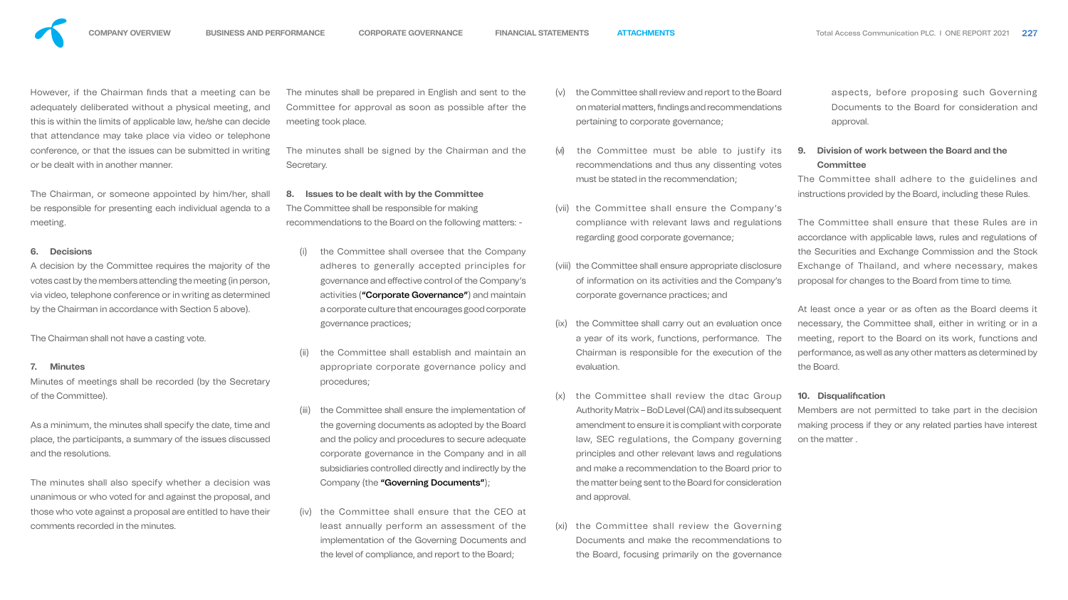However, if the Chairman finds that a meeting can be adequately deliberated without a physical meeting, and this is within the limits of applicable law, he/she can decide that attendance may take place via video or telephone conference, or that the issues can be submitted in writing or be dealt with in another manner.

The Chairman, or someone appointed by him/her, shall be responsible for presenting each individual agenda to a meeting.

### 6. Decisions

A decision by the Committee requires the majority of the votes cast by the members attending the meeting (in person, via video, telephone conference or in writing as determined by the Chairman in accordance with Section 5 above).

The Chairman shall not have a casting vote.

### 7. Minutes

Minutes of meetings shall be recorded (by the Secretary of the Committee).

As a minimum, the minutes shall specify the date, time and place, the participants, a summary of the issues discussed and the resolutions.

The minutes shall also specify whether a decision was unanimous or who voted for and against the proposal, and those who vote against a proposal are entitled to have their comments recorded in the minutes.

The minutes shall be prepared in English and sent to the Committee for approval as soon as possible after the meeting took place.

The minutes shall be signed by the Chairman and the Secretary.

### 8. Issues to be dealt with by the Committee

The Committee shall be responsible for making recommendations to the Board on the following matters: -

(i) the Committee shall oversee that the Company adheres to generally accepted principles for governance and effective control of the Company's activities (**"Corporate Governance"**) and maintain a corporate culture that encourages good corporate governance practices;

(ii) the Committee shall establish and maintain an appropriate corporate governance policy and procedures;

(iii) the Committee shall ensure the implementation of the governing documents as adopted by the Board and the policy and procedures to secure adequate corporate governance in the Company and in all subsidiaries controlled directly and indirectly by the Company (the **"Governing Documents"**);

(iv) the Committee shall ensure that the CEO at least annually perform an assessment of the implementation of the Governing Documents and the level of compliance, and report to the Board;

(v) the Committee shall review and report to the Board on material matters, findings and recommendations pertaining to corporate governance;

(vi) the Committee must be able to justify its recommendations and thus any dissenting votes must be stated in the recommendation;

(vii) the Committee shall ensure the Company's compliance with relevant laws and regulations regarding good corporate governance;

(viii) the Committee shall ensure appropriate disclosure of information on its activities and the Company's corporate governance practices; and

(ix) the Committee shall carry out an evaluation once a year of its work, functions, performance. The Chairman is responsible for the execution of the evaluation.

(x) the Committee shall review the dtac Group Authority Matrix – BoD Level (CAI) and its subsequent amendment to ensure it is compliant with corporate law, SEC regulations, the Company governing principles and other relevant laws and regulations and make a recommendation to the Board prior to the matter being sent to the Board for consideration and approval.

(xi) the Committee shall review the Governing Documents and make the recommendations to the Board, focusing primarily on the governance aspects, before proposing such Governing Documents to the Board for consideration and approval.

### 9. Division of work between the Board and the Committee

The Committee shall adhere to the guidelines and instructions provided by the Board, including these Rules.

The Committee shall ensure that these Rules are in accordance with applicable laws, rules and regulations of the Securities and Exchange Commission and the Stock Exchange of Thailand, and where necessary, makes proposal for changes to the Board from time to time.

At least once a year or as often as the Board deems it necessary, the Committee shall, either in writing or in a meeting, report to the Board on its work, functions and performance, as well as any other matters as determined by the Board.

### 10. Disqualification

Members are not permitted to take part in the decision making process if they or any related parties have interest on the matter .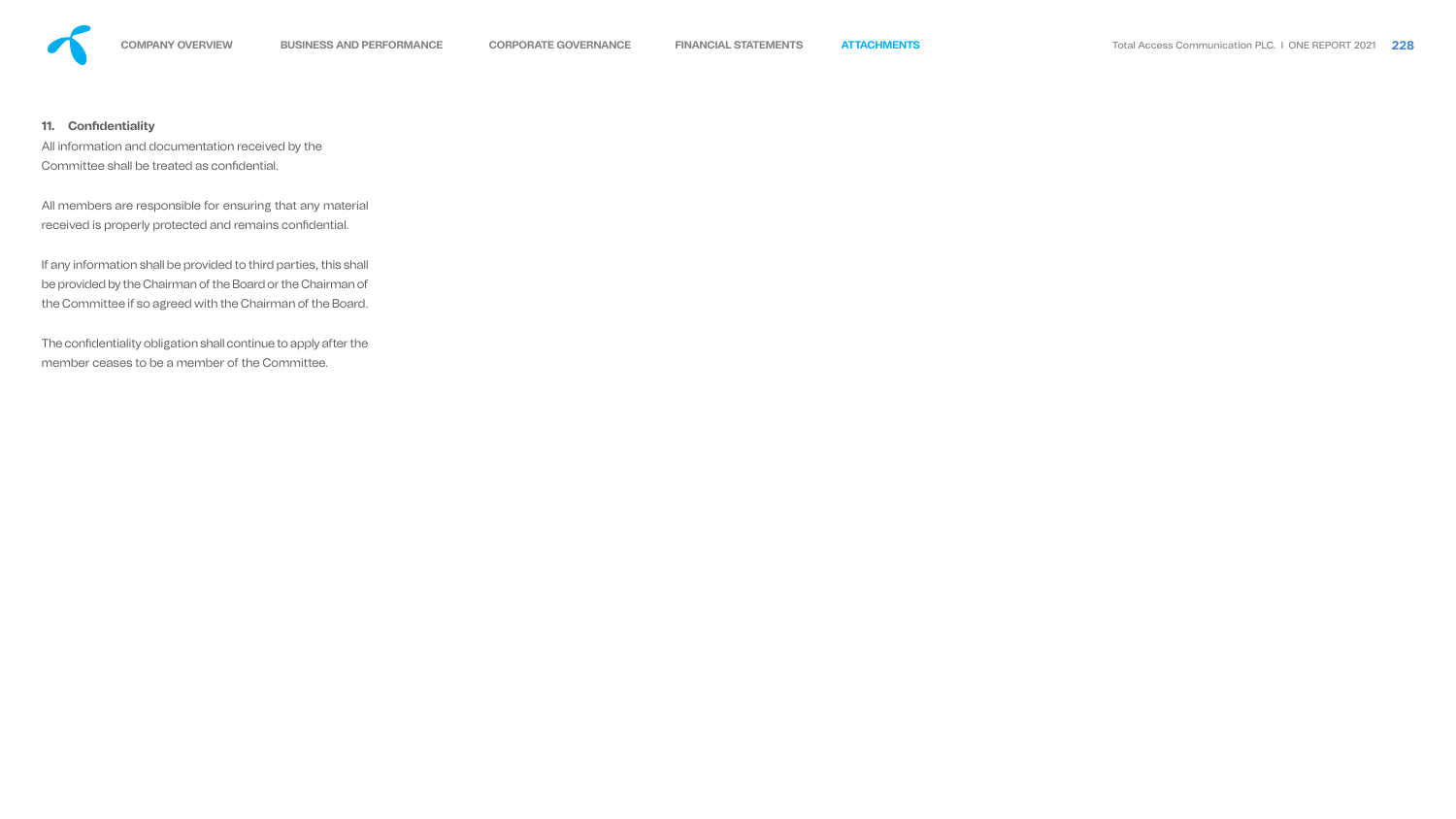**11. Confidentiality**

All information and documentation received by the Committee shall be treated as confidential.

All members are responsible for ensuring that any material received is properly protected and remains confidential.

If any information shall be provided to third parties, this shall be provided by the Chairman of the Board or the Chairman of the Committee if so agreed with the Chairman of the Board.

The confidentiality obligation shall continue to apply after the member ceases to be a member of the Committee.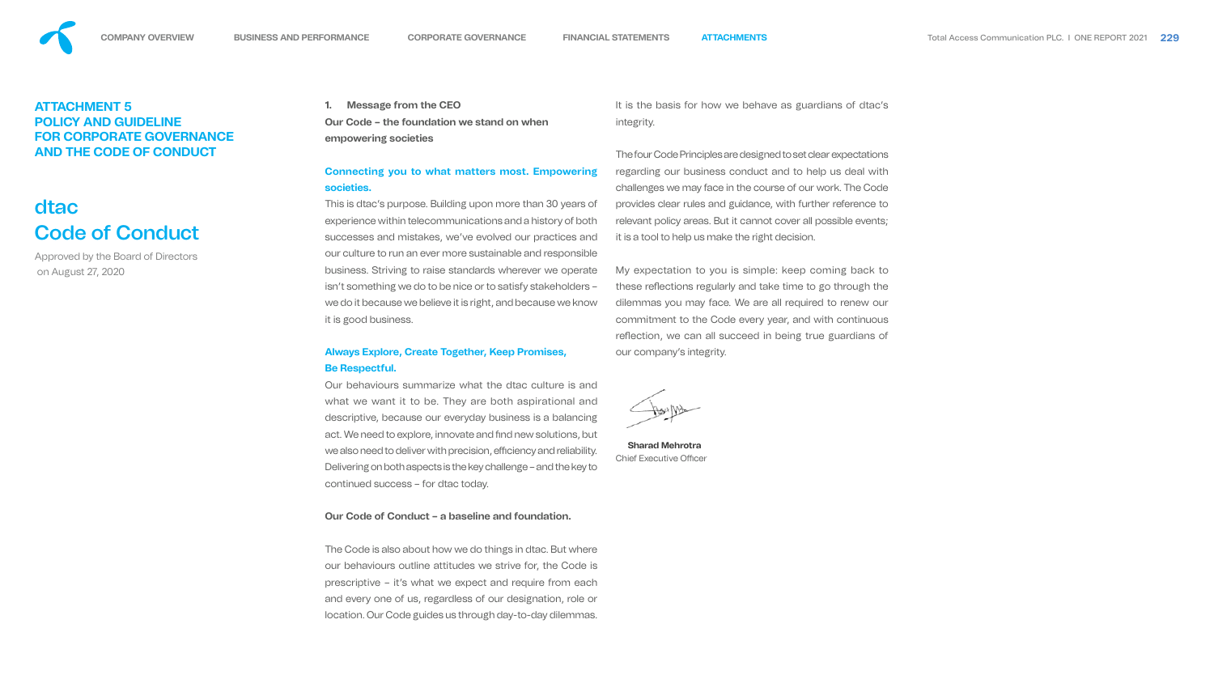## ATTACHMENT 5
## POLICY AND GUIDELINE FOR CORPORATE GOVERNANCE AND THE CODE OF CONDUCT

# dtac Code of Conduct

Approved by the Board of Directors on August 27, 2020

**1. Message from the CEO**

**Our Code – the foundation we stand on when empowering societies**

**Connecting you to what matters most. Empowering societies.**

This is dtac's purpose. Building upon more than 30 years of experience within telecommunications and a history of both successes and mistakes, we've evolved our practices and our culture to run an ever more sustainable and responsible business. Striving to raise standards wherever we operate isn't something we do to be nice or to satisfy stakeholders – we do it because we believe it is right, and because we know it is good business.

**Always Explore, Create Together, Keep Promises, Be Respectful.**

Our behaviours summarize what the dtac culture is and what we want it to be. They are both aspirational and descriptive, because our everyday business is a balancing act. We need to explore, innovate and find new solutions, but we also need to deliver with precision, efficiency and reliability. Delivering on both aspects is the key challenge – and the key to continued success – for dtac today.

**Our Code of Conduct – a baseline and foundation.**

The Code is also about how we do things in dtac. But where our behaviours outline attitudes we strive for, the Code is prescriptive – it's what we expect and require from each and every one of us, regardless of our designation, role or location. Our Code guides us through day-to-day dilemmas. It is the basis for how we behave as guardians of dtac's integrity.

The four Code Principles are designed to set clear expectations regarding our business conduct and to help us deal with challenges we may face in the course of our work. The Code provides clear rules and guidance, with further reference to relevant policy areas. But it cannot cover all possible events; it is a tool to help us make the right decision.

My expectation to you is simple: keep coming back to these reflections regularly and take time to go through the dilemmas you may face. We are all required to renew our commitment to the Code every year, and with continuous reflection, we can all succeed in being true guardians of our company's integrity.

**Sharad Mehrotra**
Chief Executive Officer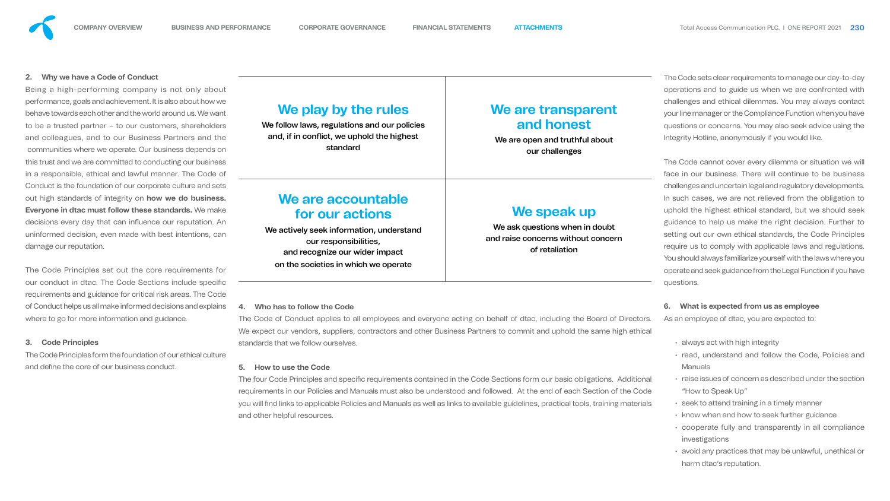### 2. Why we have a Code of Conduct

Being a high-performing company is not only about performance, goals and achievement. It is also about how we behave towards each other and the world around us. We want to be a trusted partner – to our customers, shareholders and colleagues, and to our Business Partners and the communities where we operate. Our business depends on this trust and we are committed to conducting our business in a responsible, ethical and lawful manner. The Code of Conduct is the foundation of our corporate culture and sets out high standards of integrity on **how we do business. Everyone in dtac must follow these standards.** We make decisions every day that can influence our reputation. An uninformed decision, even made with best intentions, can damage our reputation.

The Code Principles set out the core requirements for our conduct in dtac. The Code Sections include specific requirements and guidance for critical risk areas. The Code of Conduct helps us all make informed decisions and explains where to go for more information and guidance.

### 3. Code Principles

The Code Principles form the foundation of our ethical culture and define the core of our business conduct.

| **We play by the rules**<br>We follow laws, regulations and our policies and, if in conflict, we uphold the highest standard | **We are transparent and honest**<br>We are open and truthful about our challenges |
|---|---|
| **We are accountable for our actions**<br>We actively seek information, understand our responsibilities, and recognize our wider impact on the societies in which we operate | **We speak up**<br>We ask questions when in doubt and raise concerns without concern of retaliation |

### 4. Who has to follow the Code

The Code of Conduct applies to all employees and everyone acting on behalf of dtac, including the Board of Directors. We expect our vendors, suppliers, contractors and other Business Partners to commit and uphold the same high ethical standards that we follow ourselves.

### 5. How to use the Code

The four Code Principles and specific requirements contained in the Code Sections form our basic obligations. Additional requirements in our Policies and Manuals must also be understood and followed. At the end of each Section of the Code you will find links to applicable Policies and Manuals as well as links to available guidelines, practical tools, training materials and other helpful resources.

The Code sets clear requirements to manage our day-to-day operations and to guide us when we are confronted with challenges and ethical dilemmas. You may always contact your line manager or the Compliance Function when you have questions or concerns. You may also seek advice using the Integrity Hotline, anonymously if you would like.

The Code cannot cover every dilemma or situation we will face in our business. There will continue to be business challenges and uncertain legal and regulatory developments. In such cases, we are not relieved from the obligation to uphold the highest ethical standard, but we should seek guidance to help us make the right decision. Further to setting out our own ethical standards, the Code Principles require us to comply with applicable laws and regulations. You should always familiarize yourself with the laws where you operate and seek guidance from the Legal Function if you have questions.

### 6. What is expected from us as employee

As an employee of dtac, you are expected to:

- always act with high integrity
- read, understand and follow the Code, Policies and Manuals
- raise issues of concern as described under the section "How to Speak Up"
- seek to attend training in a timely manner
- know when and how to seek further guidance
- cooperate fully and transparently in all compliance investigations
- avoid any practices that may be unlawful, unethical or harm dtac's reputation.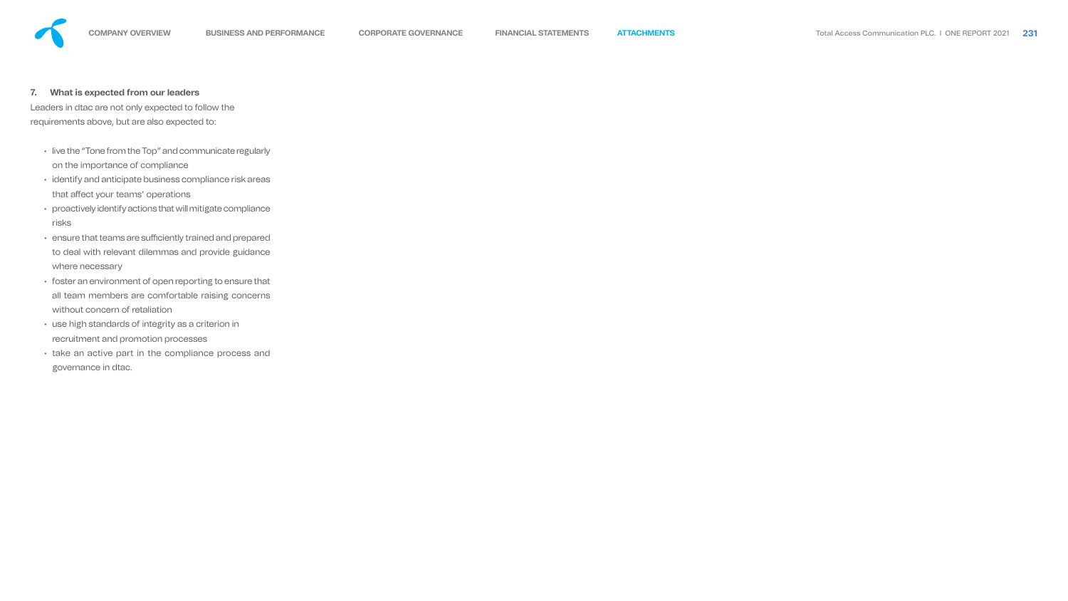### 7. What is expected from our leaders

Leaders in dtac are not only expected to follow the requirements above, but are also expected to:

- live the "Tone from the Top" and communicate regularly on the importance of compliance
- identify and anticipate business compliance risk areas that affect your teams' operations
- proactively identify actions that will mitigate compliance risks
- ensure that teams are sufficiently trained and prepared to deal with relevant dilemmas and provide guidance where necessary
- foster an environment of open reporting to ensure that all team members are comfortable raising concerns without concern of retaliation
- use high standards of integrity as a criterion in recruitment and promotion processes
- take an active part in the compliance process and governance in dtac.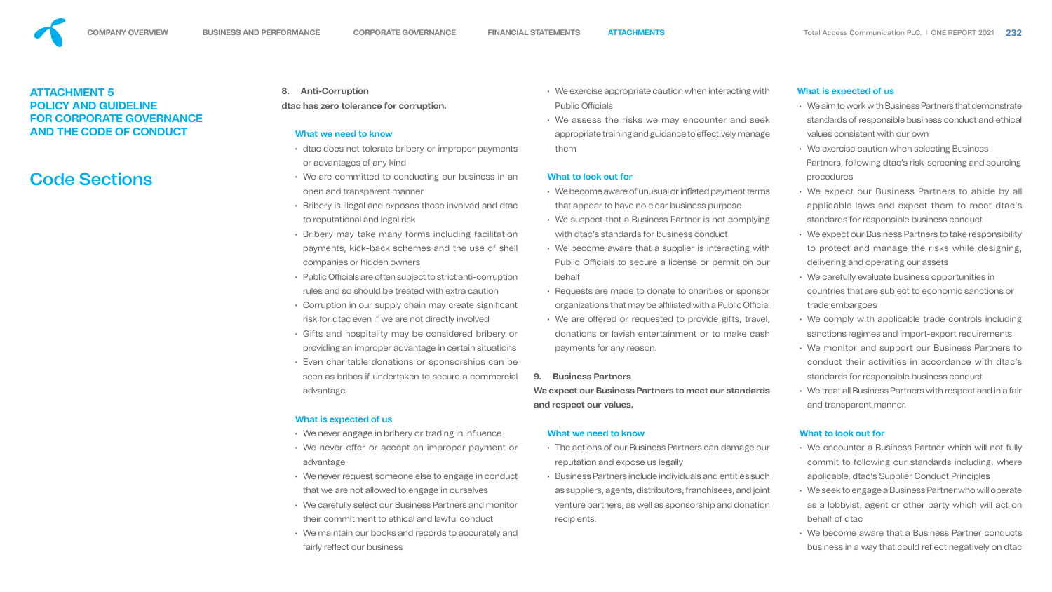# ATTACHMENT 5 POLICY AND GUIDELINE FOR CORPORATE GOVERNANCE AND THE CODE OF CONDUCT

## Code Sections

### 8. Anti-Corruption

**dtac has zero tolerance for corruption.**

#### What we need to know

- dtac does not tolerate bribery or improper payments or advantages of any kind
- We are committed to conducting our business in an open and transparent manner
- Bribery is illegal and exposes those involved and dtac to reputational and legal risk
- Bribery may take many forms including facilitation payments, kick-back schemes and the use of shell companies or hidden owners
- Public Officials are often subject to strict anti-corruption rules and so should be treated with extra caution
- Corruption in our supply chain may create significant risk for dtac even if we are not directly involved
- Gifts and hospitality may be considered bribery or providing an improper advantage in certain situations
- Even charitable donations or sponsorships can be seen as bribes if undertaken to secure a commercial advantage.

#### What is expected of us

- We never engage in bribery or trading in influence
- We never offer or accept an improper payment or advantage
- We never request someone else to engage in conduct that we are not allowed to engage in ourselves
- We carefully select our Business Partners and monitor their commitment to ethical and lawful conduct
- We maintain our books and records to accurately and fairly reflect our business
- We exercise appropriate caution when interacting with Public Officials
- We assess the risks we may encounter and seek appropriate training and guidance to effectively manage them

#### What to look out for

- We become aware of unusual or inflated payment terms that appear to have no clear business purpose
- We suspect that a Business Partner is not complying with dtac's standards for business conduct
- We become aware that a supplier is interacting with Public Officials to secure a license or permit on our behalf
- Requests are made to donate to charities or sponsor organizations that may be affiliated with a Public Official
- We are offered or requested to provide gifts, travel, donations or lavish entertainment or to make cash payments for any reason.

### 9. Business Partners

**We expect our Business Partners to meet our standards and respect our values.**

#### What we need to know

- The actions of our Business Partners can damage our reputation and expose us legally
- Business Partners include individuals and entities such as suppliers, agents, distributors, franchisees, and joint venture partners, as well as sponsorship and donation recipients.

#### What is expected of us

- We aim to work with Business Partners that demonstrate standards of responsible business conduct and ethical values consistent with our own
- We exercise caution when selecting Business Partners, following dtac's risk-screening and sourcing procedures
- We expect our Business Partners to abide by all applicable laws and expect them to meet dtac's standards for responsible business conduct
- We expect our Business Partners to take responsibility to protect and manage the risks while designing, delivering and operating our assets
- We carefully evaluate business opportunities in countries that are subject to economic sanctions or trade embargoes
- We comply with applicable trade controls including sanctions regimes and import-export requirements
- We monitor and support our Business Partners to conduct their activities in accordance with dtac's standards for responsible business conduct
- We treat all Business Partners with respect and in a fair and transparent manner.

#### What to look out for

- We encounter a Business Partner which will not fully commit to following our standards including, where applicable, dtac's Supplier Conduct Principles
- We seek to engage a Business Partner who will operate as a lobbyist, agent or other party which will act on behalf of dtac
- We become aware that a Business Partner conducts business in a way that could reflect negatively on dtac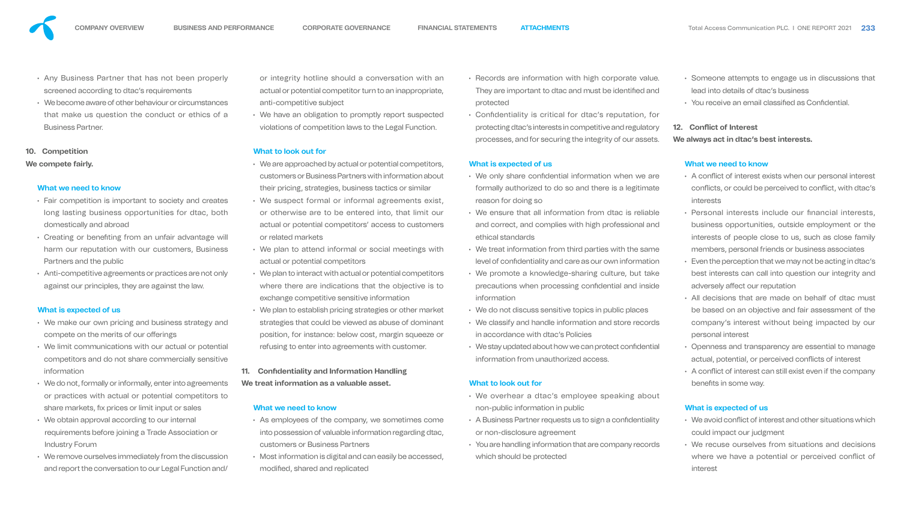- Any Business Partner that has not been properly screened according to dtac's requirements
- We become aware of other behaviour or circumstances that make us question the conduct or ethics of a Business Partner.

## 10. Competition

**We compete fairly.**

### What we need to know

- Fair competition is important to society and creates long lasting business opportunities for dtac, both domestically and abroad
- Creating or benefiting from an unfair advantage will harm our reputation with our customers, Business Partners and the public
- Anti-competitive agreements or practices are not only against our principles, they are against the law.

### What is expected of us

- We make our own pricing and business strategy and compete on the merits of our offerings
- We limit communications with our actual or potential competitors and do not share commercially sensitive information
- We do not, formally or informally, enter into agreements or practices with actual or potential competitors to share markets, fix prices or limit input or sales
- We obtain approval according to our internal requirements before joining a Trade Association or Industry Forum
- We remove ourselves immediately from the discussion and report the conversation to our Legal Function and/or integrity hotline should a conversation with an actual or potential competitor turn to an inappropriate, anti-competitive subject
- We have an obligation to promptly report suspected violations of competition laws to the Legal Function.

### What to look out for

- We are approached by actual or potential competitors, customers or Business Partners with information about their pricing, strategies, business tactics or similar
- We suspect formal or informal agreements exist, or otherwise are to be entered into, that limit our actual or potential competitors' access to customers or related markets
- We plan to attend informal or social meetings with actual or potential competitors
- We plan to interact with actual or potential competitors where there are indications that the objective is to exchange competitive sensitive information
- We plan to establish pricing strategies or other market strategies that could be viewed as abuse of dominant position, for instance: below cost, margin squeeze or refusing to enter into agreements with customer.

## 11. Confidentiality and Information Handling

**We treat information as a valuable asset.**

### What we need to know

- As employees of the company, we sometimes come into possession of valuable information regarding dtac, customers or Business Partners
- Most information is digital and can easily be accessed, modified, shared and replicated
- Records are information with high corporate value. They are important to dtac and must be identified and protected
- Confidentiality is critical for dtac's reputation, for protecting dtac's interests in competitive and regulatory processes, and for securing the integrity of our assets.

### What is expected of us

- We only share confidential information when we are formally authorized to do so and there is a legitimate reason for doing so
- We ensure that all information from dtac is reliable and correct, and complies with high professional and ethical standards
- We treat information from third parties with the same level of confidentiality and care as our own information
- We promote a knowledge-sharing culture, but take precautions when processing confidential and inside information
- We do not discuss sensitive topics in public places
- We classify and handle information and store records in accordance with dtac's Policies
- We stay updated about how we can protect confidential information from unauthorized access.

### What to look out for

- We overhear a dtac's employee speaking about non-public information in public
- A Business Partner requests us to sign a confidentiality or non-disclosure agreement
- You are handling information that are company records which should be protected
- Someone attempts to engage us in discussions that lead into details of dtac's business
- You receive an email classified as Confidential.

## 12. Conflict of Interest

**We always act in dtac's best interests.**

### What we need to know

- A conflict of interest exists when our personal interest conflicts, or could be perceived to conflict, with dtac's interests
- Personal interests include our financial interests, business opportunities, outside employment or the interests of people close to us, such as close family members, personal friends or business associates
- Even the perception that we may not be acting in dtac's best interests can call into question our integrity and adversely affect our reputation
- All decisions that are made on behalf of dtac must be based on an objective and fair assessment of the company's interest without being impacted by our personal interest
- Openness and transparency are essential to manage actual, potential, or perceived conflicts of interest
- A conflict of interest can still exist even if the company benefits in some way.

### What is expected of us

- We avoid conflict of interest and other situations which could impact our judgment
- We recuse ourselves from situations and decisions where we have a potential or perceived conflict of interest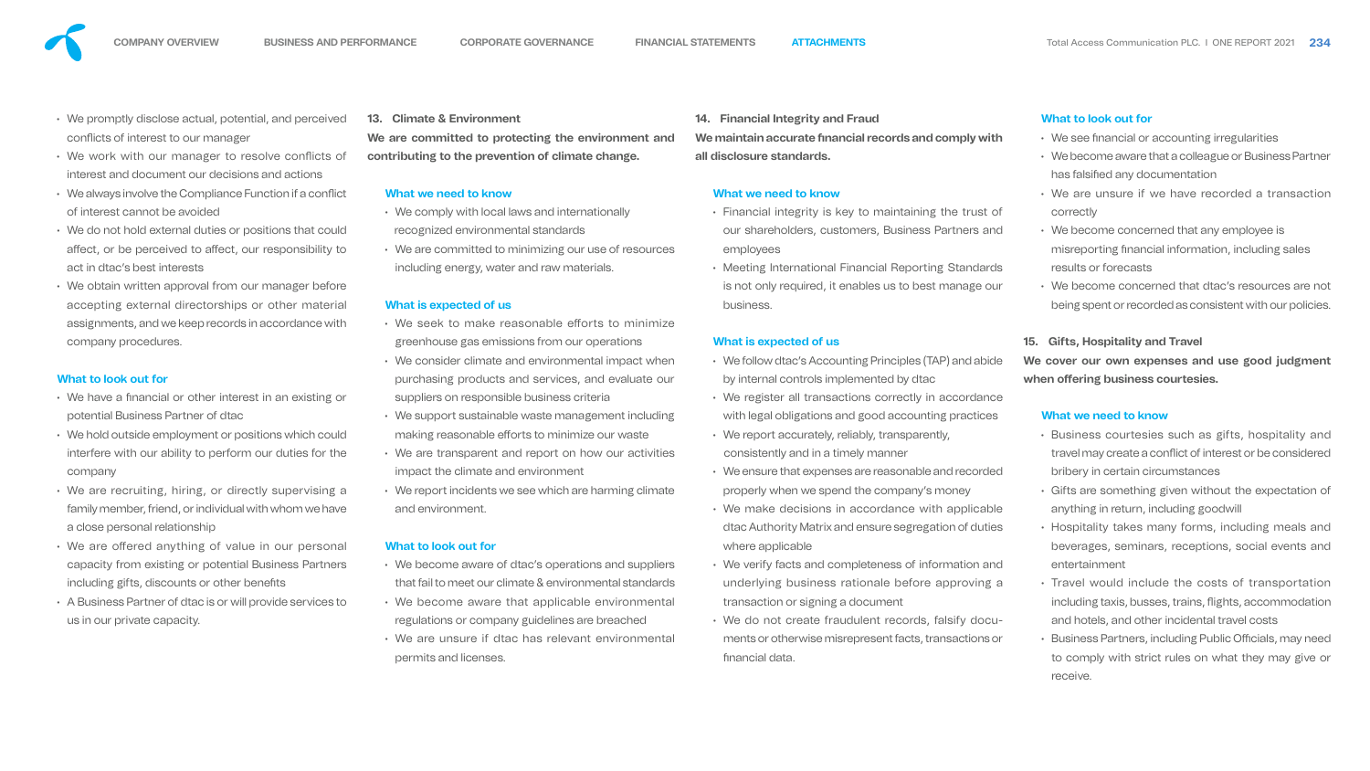- We promptly disclose actual, potential, and perceived conflicts of interest to our manager
- We work with our manager to resolve conflicts of interest and document our decisions and actions
- We always involve the Compliance Function if a conflict of interest cannot be avoided
- We do not hold external duties or positions that could affect, or be perceived to affect, our responsibility to act in dtac's best interests
- We obtain written approval from our manager before accepting external directorships or other material assignments, and we keep records in accordance with company procedures.

### What to look out for

- We have a financial or other interest in an existing or potential Business Partner of dtac
- We hold outside employment or positions which could interfere with our ability to perform our duties for the company
- We are recruiting, hiring, or directly supervising a family member, friend, or individual with whom we have a close personal relationship
- We are offered anything of value in our personal capacity from existing or potential Business Partners including gifts, discounts or other benefits
- A Business Partner of dtac is or will provide services to us in our private capacity.

## 13. Climate & Environment

**We are committed to protecting the environment and contributing to the prevention of climate change.**

### What we need to know

- We comply with local laws and internationally recognized environmental standards
- We are committed to minimizing our use of resources including energy, water and raw materials.

### What is expected of us

- We seek to make reasonable efforts to minimize greenhouse gas emissions from our operations
- We consider climate and environmental impact when purchasing products and services, and evaluate our suppliers on responsible business criteria
- We support sustainable waste management including making reasonable efforts to minimize our waste
- We are transparent and report on how our activities impact the climate and environment
- We report incidents we see which are harming climate and environment.

### What to look out for

- We become aware of dtac's operations and suppliers that fail to meet our climate & environmental standards
- We become aware that applicable environmental regulations or company guidelines are breached
- We are unsure if dtac has relevant environmental permits and licenses.

## 14. Financial Integrity and Fraud

**We maintain accurate financial records and comply with all disclosure standards.**

### What we need to know

- Financial integrity is key to maintaining the trust of our shareholders, customers, Business Partners and employees
- Meeting International Financial Reporting Standards is not only required, it enables us to best manage our business.

### What is expected of us

- We follow dtac's Accounting Principles (TAP) and abide by internal controls implemented by dtac
- We register all transactions correctly in accordance with legal obligations and good accounting practices
- We report accurately, reliably, transparently, consistently and in a timely manner
- We ensure that expenses are reasonable and recorded properly when we spend the company's money
- We make decisions in accordance with applicable dtac Authority Matrix and ensure segregation of duties where applicable
- We verify facts and completeness of information and underlying business rationale before approving a transaction or signing a document
- We do not create fraudulent records, falsify documents or otherwise misrepresent facts, transactions or financial data.

### What to look out for

- We see financial or accounting irregularities
- We become aware that a colleague or Business Partner has falsified any documentation
- We are unsure if we have recorded a transaction correctly
- We become concerned that any employee is misreporting financial information, including sales results or forecasts
- We become concerned that dtac's resources are not being spent or recorded as consistent with our policies.

## 15. Gifts, Hospitality and Travel

**We cover our own expenses and use good judgment when offering business courtesies.**

### What we need to know

- Business courtesies such as gifts, hospitality and travel may create a conflict of interest or be considered bribery in certain circumstances
- Gifts are something given without the expectation of anything in return, including goodwill
- Hospitality takes many forms, including meals and beverages, seminars, receptions, social events and entertainment
- Travel would include the costs of transportation including taxis, busses, trains, flights, accommodation and hotels, and other incidental travel costs
- Business Partners, including Public Officials, may need to comply with strict rules on what they may give or receive.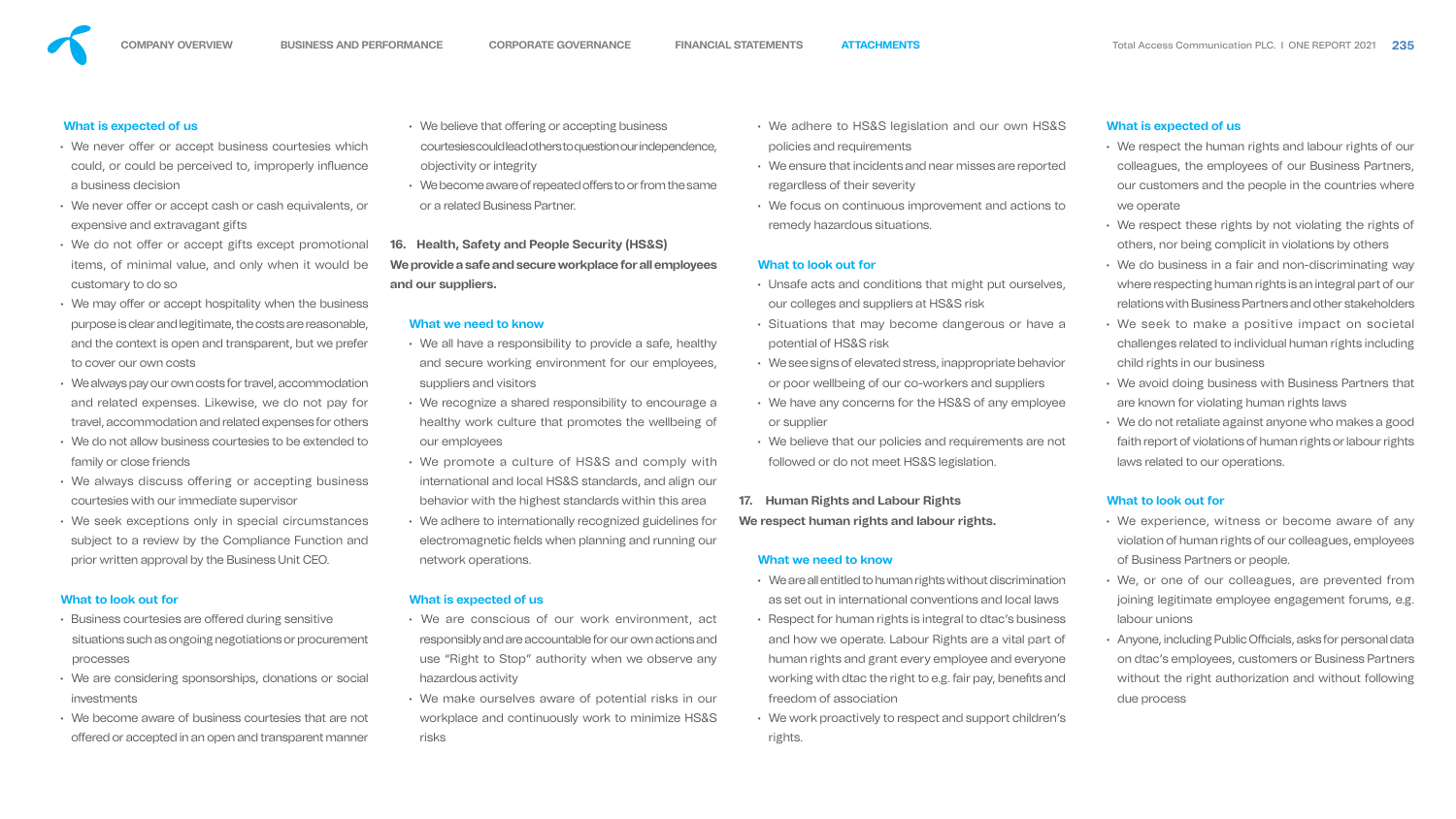### What is expected of us

- We never offer or accept business courtesies which could, or could be perceived to, improperly influence a business decision
- We never offer or accept cash or cash equivalents, or expensive and extravagant gifts
- We do not offer or accept gifts except promotional items, of minimal value, and only when it would be customary to do so
- We may offer or accept hospitality when the business purpose is clear and legitimate, the costs are reasonable, and the context is open and transparent, but we prefer to cover our own costs
- We always pay our own costs for travel, accommodation and related expenses. Likewise, we do not pay for travel, accommodation and related expenses for others
- We do not allow business courtesies to be extended to family or close friends
- We always discuss offering or accepting business courtesies with our immediate supervisor
- We seek exceptions only in special circumstances subject to a review by the Compliance Function and prior written approval by the Business Unit CEO.

### What to look out for

- Business courtesies are offered during sensitive situations such as ongoing negotiations or procurement processes
- We are considering sponsorships, donations or social investments
- We become aware of business courtesies that are not offered or accepted in an open and transparent manner
- We believe that offering or accepting business courtesies could lead others to question our independence, objectivity or integrity
- We become aware of repeated offers to or from the same or a related Business Partner.

## 16. Health, Safety and People Security (HS&S)

**We provide a safe and secure workplace for all employees and our suppliers.**

### What we need to know

- We all have a responsibility to provide a safe, healthy and secure working environment for our employees, suppliers and visitors
- We recognize a shared responsibility to encourage a healthy work culture that promotes the wellbeing of our employees
- We promote a culture of HS&S and comply with international and local HS&S standards, and align our behavior with the highest standards within this area
- We adhere to internationally recognized guidelines for electromagnetic fields when planning and running our network operations.

### What is expected of us

- We are conscious of our work environment, act responsibly and are accountable for our own actions and use "Right to Stop" authority when we observe any hazardous activity
- We make ourselves aware of potential risks in our workplace and continuously work to minimize HS&S risks
- We adhere to HS&S legislation and our own HS&S policies and requirements
- We ensure that incidents and near misses are reported regardless of their severity
- We focus on continuous improvement and actions to remedy hazardous situations.

### What to look out for

- Unsafe acts and conditions that might put ourselves, our colleges and suppliers at HS&S risk
- Situations that may become dangerous or have a potential of HS&S risk
- We see signs of elevated stress, inappropriate behavior or poor wellbeing of our co-workers and suppliers
- We have any concerns for the HS&S of any employee or supplier
- We believe that our policies and requirements are not followed or do not meet HS&S legislation.

## 17. Human Rights and Labour Rights

**We respect human rights and labour rights.**

### What we need to know

- We are all entitled to human rights without discrimination as set out in international conventions and local laws
- Respect for human rights is integral to dtac's business and how we operate. Labour Rights are a vital part of human rights and grant every employee and everyone working with dtac the right to e.g. fair pay, benefits and freedom of association
- We work proactively to respect and support children's rights.

### What is expected of us

- We respect the human rights and labour rights of our colleagues, the employees of our Business Partners, our customers and the people in the countries where we operate
- We respect these rights by not violating the rights of others, nor being complicit in violations by others
- We do business in a fair and non-discriminating way where respecting human rights is an integral part of our relations with Business Partners and other stakeholders
- We seek to make a positive impact on societal challenges related to individual human rights including child rights in our business
- We avoid doing business with Business Partners that are known for violating human rights laws
- We do not retaliate against anyone who makes a good faith report of violations of human rights or labour rights laws related to our operations.

### What to look out for

- We experience, witness or become aware of any violation of human rights of our colleagues, employees of Business Partners or people.
- We, or one of our colleagues, are prevented from joining legitimate employee engagement forums, e.g. labour unions
- Anyone, including Public Officials, asks for personal data on dtac's employees, customers or Business Partners without the right authorization and without following due process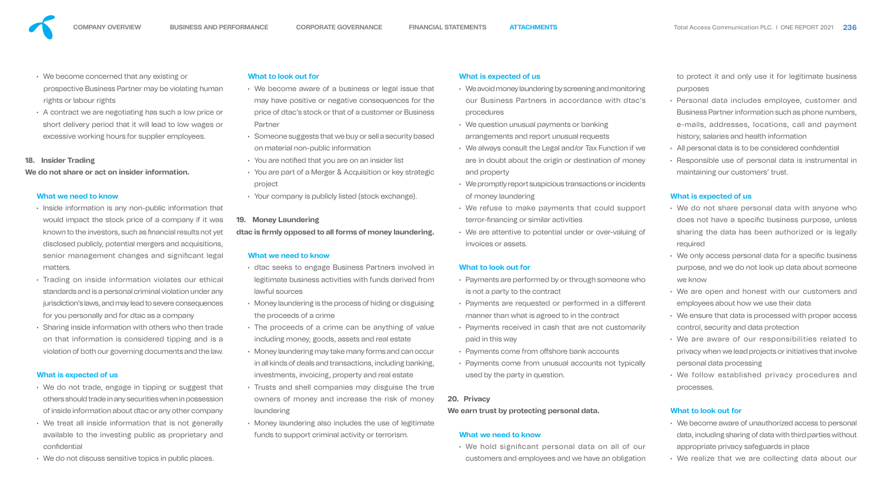- We become concerned that any existing or prospective Business Partner may be violating human rights or labour rights
- A contract we are negotiating has such a low price or short delivery period that it will lead to low wages or excessive working hours for supplier employees.

## 18. Insider Trading

**We do not share or act on insider information.**

### What we need to know

- Inside information is any non-public information that would impact the stock price of a company if it was known to the investors, such as financial results not yet disclosed publicly, potential mergers and acquisitions, senior management changes and significant legal matters.
- Trading on inside information violates our ethical standards and is a personal criminal violation under any jurisdiction's laws, and may lead to severe consequences for you personally and for dtac as a company
- Sharing inside information with others who then trade on that information is considered tipping and is a violation of both our governing documents and the law.

### What is expected of us

- We do not trade, engage in tipping or suggest that others should trade in any securities when in possession of inside information about dtac or any other company
- We treat all inside information that is not generally available to the investing public as proprietary and confidential
- We do not discuss sensitive topics in public places.

### What to look out for

- We become aware of a business or legal issue that may have positive or negative consequences for the price of dtac's stock or that of a customer or Business Partner
- Someone suggests that we buy or sell a security based on material non-public information
- You are notified that you are on an insider list
- You are part of a Merger & Acquisition or key strategic project
- Your company is publicly listed (stock exchange).

## 19. Money Laundering

**dtac is firmly opposed to all forms of money laundering.**

### What we need to know

- dtac seeks to engage Business Partners involved in legitimate business activities with funds derived from lawful sources
- Money laundering is the process of hiding or disguising the proceeds of a crime
- The proceeds of a crime can be anything of value including money, goods, assets and real estate
- Money laundering may take many forms and can occur in all kinds of deals and transactions, including banking, investments, invoicing, property and real estate
- Trusts and shell companies may disguise the true owners of money and increase the risk of money laundering
- Money laundering also includes the use of legitimate funds to support criminal activity or terrorism.

### What is expected of us

- We avoid money laundering by screening and monitoring our Business Partners in accordance with dtac's procedures
- We question unusual payments or banking arrangements and report unusual requests
- We always consult the Legal and/or Tax Function if we are in doubt about the origin or destination of money and property
- We promptly report suspicious transactions or incidents of money laundering
- We refuse to make payments that could support terror-financing or similar activities
- We are attentive to potential under or over-valuing of invoices or assets.

### What to look out for

- Payments are performed by or through someone who is not a party to the contract
- Payments are requested or performed in a different manner than what is agreed to in the contract
- Payments received in cash that are not customarily paid in this way
- Payments come from offshore bank accounts
- Payments come from unusual accounts not typically used by the party in question.

## 20. Privacy

**We earn trust by protecting personal data.**

### What we need to know

- We hold significant personal data on all of our customers and employees and we have an obligation to protect it and only use it for legitimate business purposes
- Personal data includes employee, customer and Business Partner information such as phone numbers, e-mails, addresses, locations, call and payment history, salaries and health information
- All personal data is to be considered confidential
- Responsible use of personal data is instrumental in maintaining our customers' trust.

### What is expected of us

- We do not share personal data with anyone who does not have a specific business purpose, unless sharing the data has been authorized or is legally required
- We only access personal data for a specific business purpose, and we do not look up data about someone we know
- We are open and honest with our customers and employees about how we use their data
- We ensure that data is processed with proper access control, security and data protection
- We are aware of our responsibilities related to privacy when we lead projects or initiatives that involve personal data processing
- We follow established privacy procedures and processes.

### What to look out for

- We become aware of unauthorized access to personal data, including sharing of data with third parties without appropriate privacy safeguards in place
- We realize that we are collecting data about our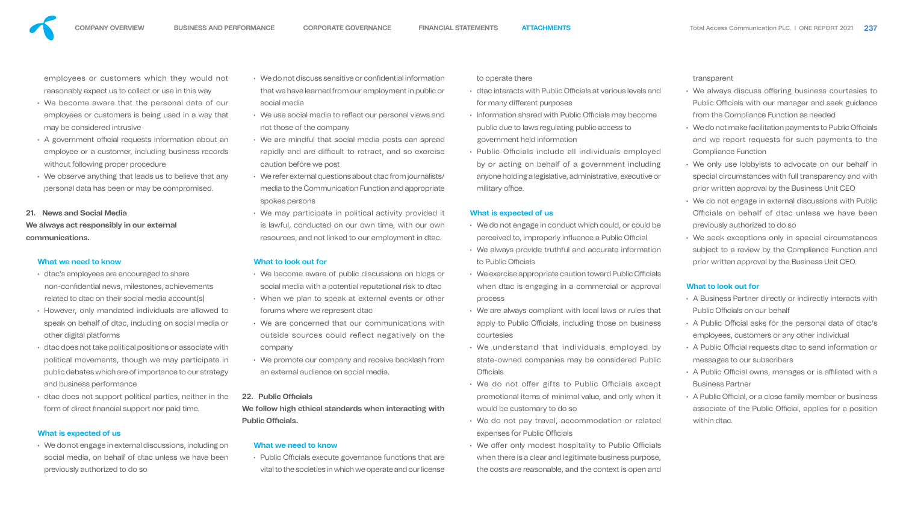employees or customers which they would not reasonably expect us to collect or use in this way

- We become aware that the personal data of our employees or customers is being used in a way that may be considered intrusive
- A government official requests information about an employee or a customer, including business records without following proper procedure
- We observe anything that leads us to believe that any personal data has been or may be compromised.

## 21. News and Social Media

**We always act responsibly in our external communications.**

### What we need to know

- dtac's employees are encouraged to share non-confidential news, milestones, achievements related to dtac on their social media account(s)
- However, only mandated individuals are allowed to speak on behalf of dtac, including on social media or other digital platforms
- dtac does not take political positions or associate with political movements, though we may participate in public debates which are of importance to our strategy and business performance
- dtac does not support political parties, neither in the form of direct financial support nor paid time.

### What is expected of us

- We do not engage in external discussions, including on social media, on behalf of dtac unless we have been previously authorized to do so
- We do not discuss sensitive or confidential information that we have learned from our employment in public or social media
- We use social media to reflect our personal views and not those of the company
- We are mindful that social media posts can spread rapidly and are difficult to retract, and so exercise caution before we post
- We refer external questions about dtac from journalists/media to the Communication Function and appropriate spokes persons
- We may participate in political activity provided it is lawful, conducted on our own time, with our own resources, and not linked to our employment in dtac.

### What to look out for

- We become aware of public discussions on blogs or social media with a potential reputational risk to dtac
- When we plan to speak at external events or other forums where we represent dtac
- We are concerned that our communications with outside sources could reflect negatively on the company
- We promote our company and receive backlash from an external audience on social media.

## 22. Public Officials

**We follow high ethical standards when interacting with Public Officials.**

### What we need to know

- Public Officials execute governance functions that are vital to the societies in which we operate and our license to operate there
- dtac interacts with Public Officials at various levels and for many different purposes
- Information shared with Public Officials may become public due to laws regulating public access to government held information
- Public Officials include all individuals employed by or acting on behalf of a government including anyone holding a legislative, administrative, executive or military office.

### What is expected of us

- We do not engage in conduct which could, or could be perceived to, improperly influence a Public Official
- We always provide truthful and accurate information to Public Officials
- We exercise appropriate caution toward Public Officials when dtac is engaging in a commercial or approval process
- We are always compliant with local laws or rules that apply to Public Officials, including those on business courtesies
- We understand that individuals employed by state-owned companies may be considered Public Officials
- We do not offer gifts to Public Officials except promotional items of minimal value, and only when it would be customary to do so
- We do not pay travel, accommodation or related expenses for Public Officials
- We offer only modest hospitality to Public Officials when there is a clear and legitimate business purpose, the costs are reasonable, and the context is open and transparent
- We always discuss offering business courtesies to Public Officials with our manager and seek guidance from the Compliance Function as needed
- We do not make facilitation payments to Public Officials and we report requests for such payments to the Compliance Function
- We only use lobbyists to advocate on our behalf in special circumstances with full transparency and with prior written approval by the Business Unit CEO
- We do not engage in external discussions with Public Officials on behalf of dtac unless we have been previously authorized to do so
- We seek exceptions only in special circumstances subject to a review by the Compliance Function and prior written approval by the Business Unit CEO.

### What to look out for

- A Business Partner directly or indirectly interacts with Public Officials on our behalf
- A Public Official asks for the personal data of dtac's employees, customers or any other individual
- A Public Official requests dtac to send information or messages to our subscribers
- A Public Official owns, manages or is affiliated with a Business Partner
- A Public Official, or a close family member or business associate of the Public Official, applies for a position within dtac.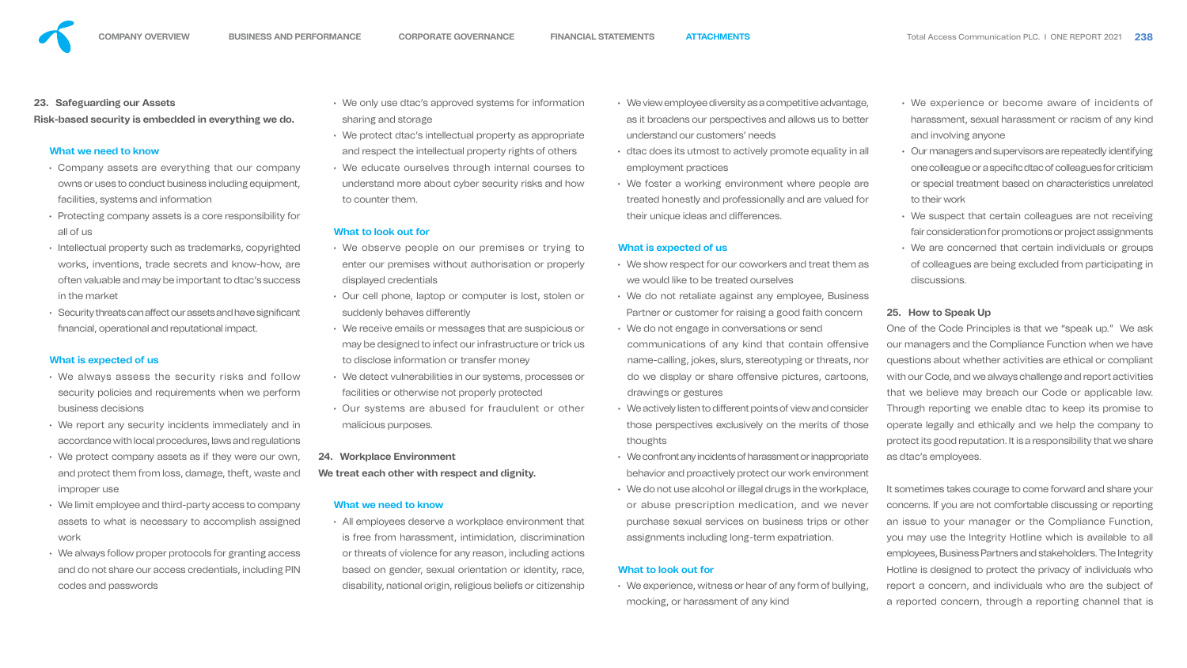## 23. Safeguarding our Assets

**Risk-based security is embedded in everything we do.**

### What we need to know

- Company assets are everything that our company owns or uses to conduct business including equipment, facilities, systems and information
- Protecting company assets is a core responsibility for all of us
- Intellectual property such as trademarks, copyrighted works, inventions, trade secrets and know-how, are often valuable and may be important to dtac's success in the market
- Security threats can affect our assets and have significant financial, operational and reputational impact.

### What is expected of us

- We always assess the security risks and follow security policies and requirements when we perform business decisions
- We report any security incidents immediately and in accordance with local procedures, laws and regulations
- We protect company assets as if they were our own, and protect them from loss, damage, theft, waste and improper use
- We limit employee and third-party access to company assets to what is necessary to accomplish assigned work
- We always follow proper protocols for granting access and do not share our access credentials, including PIN codes and passwords
- We only use dtac's approved systems for information sharing and storage
- We protect dtac's intellectual property as appropriate and respect the intellectual property rights of others
- We educate ourselves through internal courses to understand more about cyber security risks and how to counter them.

### What to look out for

- We observe people on our premises or trying to enter our premises without authorisation or properly displayed credentials
- Our cell phone, laptop or computer is lost, stolen or suddenly behaves differently
- We receive emails or messages that are suspicious or may be designed to infect our infrastructure or trick us to disclose information or transfer money
- We detect vulnerabilities in our systems, processes or facilities or otherwise not properly protected
- Our systems are abused for fraudulent or other malicious purposes.

## 24. Workplace Environment

**We treat each other with respect and dignity.**

### What we need to know

- All employees deserve a workplace environment that is free from harassment, intimidation, discrimination or threats of violence for any reason, including actions based on gender, sexual orientation or identity, race, disability, national origin, religious beliefs or citizenship
- We view employee diversity as a competitive advantage, as it broadens our perspectives and allows us to better understand our customers' needs
- dtac does its utmost to actively promote equality in all employment practices
- We foster a working environment where people are treated honestly and professionally and are valued for their unique ideas and differences.

### What is expected of us

- We show respect for our coworkers and treat them as we would like to be treated ourselves
- We do not retaliate against any employee, Business Partner or customer for raising a good faith concern
- We do not engage in conversations or send communications of any kind that contain offensive name-calling, jokes, slurs, stereotyping or threats, nor do we display or share offensive pictures, cartoons, drawings or gestures
- We actively listen to different points of view and consider those perspectives exclusively on the merits of those thoughts
- We confront any incidents of harassment or inappropriate behavior and proactively protect our work environment
- We do not use alcohol or illegal drugs in the workplace, or abuse prescription medication, and we never purchase sexual services on business trips or other assignments including long-term expatriation.

### What to look out for

- We experience, witness or hear of any form of bullying, mocking, or harassment of any kind
- We experience or become aware of incidents of harassment, sexual harassment or racism of any kind and involving anyone
- Our managers and supervisors are repeatedly identifying one colleague or a specific dtac of colleagues for criticism or special treatment based on characteristics unrelated to their work
- We suspect that certain colleagues are not receiving fair consideration for promotions or project assignments
- We are concerned that certain individuals or groups of colleagues are being excluded from participating in discussions.

## 25. How to Speak Up

One of the Code Principles is that we "speak up." We ask our managers and the Compliance Function when we have questions about whether activities are ethical or compliant with our Code, and we always challenge and report activities that we believe may breach our Code or applicable law. Through reporting we enable dtac to keep its promise to operate legally and ethically and we help the company to protect its good reputation. It is a responsibility that we share as dtac's employees.

It sometimes takes courage to come forward and share your concerns. If you are not comfortable discussing or reporting an issue to your manager or the Compliance Function, you may use the Integrity Hotline which is available to all employees, Business Partners and stakeholders. The Integrity Hotline is designed to protect the privacy of individuals who report a concern, and individuals who are the subject of a reported concern, through a reporting channel that is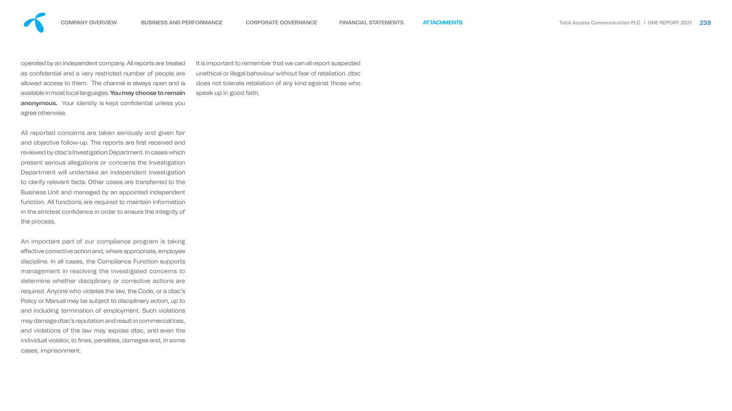operated by an independent company. All reports are treated as confidential and a very restricted number of people are allowed access to them. The channel is always open and is available in most local languages. **You may choose to remain anonymous.** Your identity is kept confidential unless you agree otherwise.

All reported concerns are taken seriously and given fair and objective follow-up. The reports are first received and reviewed by dtac's Investigation Department. In cases which present serious allegations or concerns the Investigation Department will undertake an independent investigation to clarify relevant facts. Other cases are transferred to the Business Unit and managed by an appointed independent function. All functions are required to maintain information in the strictest confidence in order to ensure the integrity of the process.

An important part of our compliance program is taking effective corrective action and, where appropriate, employee discipline. In all cases, the Compliance Function supports management in resolving the investigated concerns to determine whether disciplinary or corrective actions are required. Anyone who violates the law, the Code, or a dtac's Policy or Manual may be subject to disciplinary action, up to and including termination of employment. Such violations may damage dtac's reputation and result in commercial loss, and violations of the law may expose dtac, and even the individual violator, to fines, penalties, damages and, in some cases, imprisonment.

It is important to remember that we can all report suspected unethical or illegal behaviour without fear of retaliation. dtac does not tolerate retaliation of any kind against those who speak up in good faith.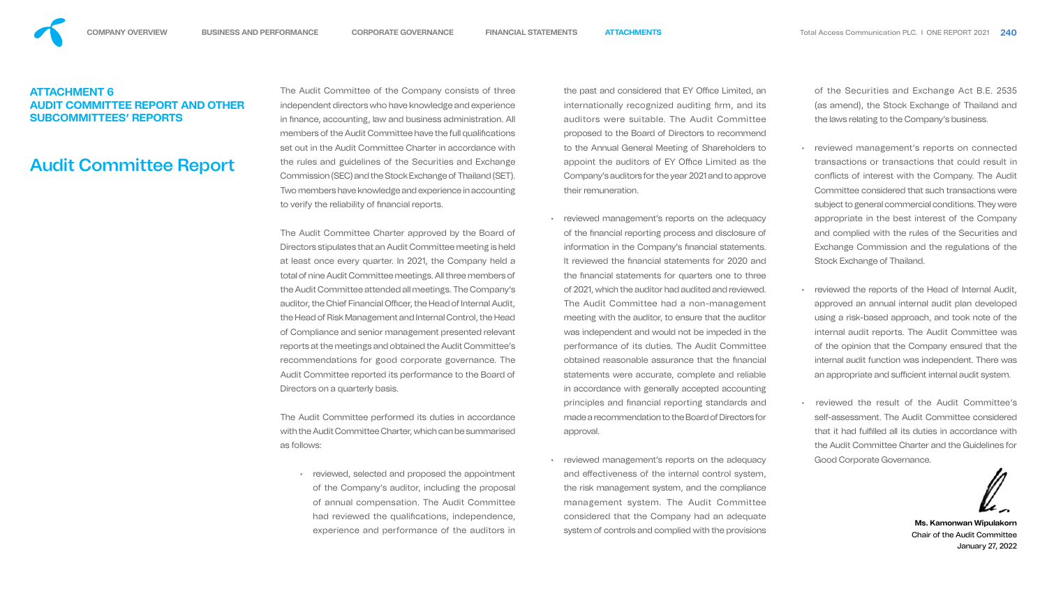## ATTACHMENT 6
## AUDIT COMMITTEE REPORT AND OTHER SUBCOMMITTEES' REPORTS

# Audit Committee Report

The Audit Committee of the Company consists of three independent directors who have knowledge and experience in finance, accounting, law and business administration. All members of the Audit Committee have the full qualifications set out in the Audit Committee Charter in accordance with the rules and guidelines of the Securities and Exchange Commission (SEC) and the Stock Exchange of Thailand (SET). Two members have knowledge and experience in accounting to verify the reliability of financial reports.

The Audit Committee Charter approved by the Board of Directors stipulates that an Audit Committee meeting is held at least once every quarter. In 2021, the Company held a total of nine Audit Committee meetings. All three members of the Audit Committee attended all meetings. The Company's auditor, the Chief Financial Officer, the Head of Internal Audit, the Head of Risk Management and Internal Control, the Head of Compliance and senior management presented relevant reports at the meetings and obtained the Audit Committee's recommendations for good corporate governance. The Audit Committee reported its performance to the Board of Directors on a quarterly basis.

The Audit Committee performed its duties in accordance with the Audit Committee Charter, which can be summarised as follows:

- reviewed, selected and proposed the appointment of the Company's auditor, including the proposal of annual compensation. The Audit Committee had reviewed the qualifications, independence, experience and performance of the auditors in the past and considered that EY Office Limited, an internationally recognized auditing firm, and its auditors were suitable. The Audit Committee proposed to the Board of Directors to recommend to the Annual General Meeting of Shareholders to appoint the auditors of EY Office Limited as the Company's auditors for the year 2021 and to approve their remuneration.
- reviewed management's reports on the adequacy of the financial reporting process and disclosure of information in the Company's financial statements. It reviewed the financial statements for 2020 and the financial statements for quarters one to three of 2021, which the auditor had audited and reviewed. The Audit Committee had a non-management meeting with the auditor, to ensure that the auditor was independent and would not be impeded in the performance of its duties. The Audit Committee obtained reasonable assurance that the financial statements were accurate, complete and reliable in accordance with generally accepted accounting principles and financial reporting standards and made a recommendation to the Board of Directors for approval.
- reviewed management's reports on the adequacy and effectiveness of the internal control system, the risk management system, and the compliance management system. The Audit Committee considered that the Company had an adequate system of controls and complied with the provisions of the Securities and Exchange Act B.E. 2535 (as amend), the Stock Exchange of Thailand and the laws relating to the Company's business.
- reviewed management's reports on connected transactions or transactions that could result in conflicts of interest with the Company. The Audit Committee considered that such transactions were subject to general commercial conditions. They were appropriate in the best interest of the Company and complied with the rules of the Securities and Exchange Commission and the regulations of the Stock Exchange of Thailand.
- reviewed the reports of the Head of Internal Audit, approved an annual internal audit plan developed using a risk-based approach, and took note of the internal audit reports. The Audit Committee was of the opinion that the Company ensured that the internal audit function was independent. There was an appropriate and sufficient internal audit system.
- reviewed the result of the Audit Committee's self-assessment. The Audit Committee considered that it had fulfilled all its duties in accordance with the Audit Committee Charter and the Guidelines for Good Corporate Governance.

**Ms. Kamonwan Wipulakorn**
Chair of the Audit Committee
January 27, 2022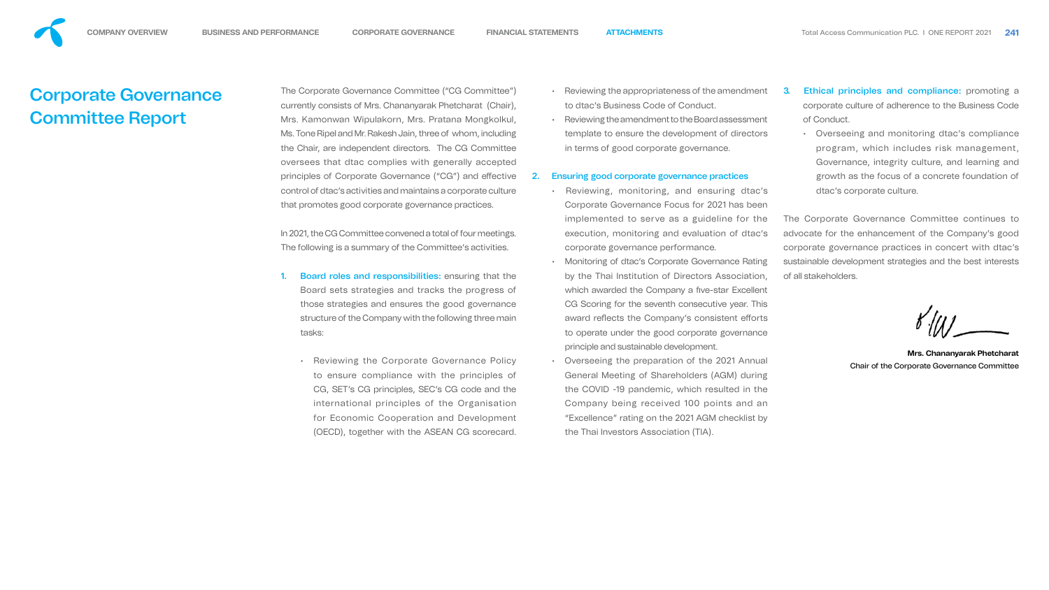# Corporate Governance Committee Report

The Corporate Governance Committee ("CG Committee") currently consists of Mrs. Chananyarak Phetcharat (Chair), Mrs. Kamonwan Wipulakorn, Mrs. Pratana Mongkolkul, Ms. Tone Ripel and Mr. Rakesh Jain, three of whom, including the Chair, are independent directors. The CG Committee oversees that dtac complies with generally accepted principles of Corporate Governance ("CG") and effective control of dtac's activities and maintains a corporate culture that promotes good corporate governance practices.

In 2021, the CG Committee convened a total of four meetings. The following is a summary of the Committee's activities.

1. **Board roles and responsibilities:** ensuring that the Board sets strategies and tracks the progress of those strategies and ensures the good governance structure of the Company with the following three main tasks:
   - Reviewing the Corporate Governance Policy to ensure compliance with the principles of CG, SET's CG principles, SEC's CG code and the international principles of the Organisation for Economic Cooperation and Development (OECD), together with the ASEAN CG scorecard.
   - Reviewing the appropriateness of the amendment to dtac's Business Code of Conduct.
   - Reviewing the amendment to the Board assessment template to ensure the development of directors in terms of good corporate governance.
2. **Ensuring good corporate governance practices**
   - Reviewing, monitoring, and ensuring dtac's Corporate Governance Focus for 2021 has been implemented to serve as a guideline for the execution, monitoring and evaluation of dtac's corporate governance performance.
   - Monitoring of dtac's Corporate Governance Rating by the Thai Institution of Directors Association, which awarded the Company a five-star Excellent CG Scoring for the seventh consecutive year. This award reflects the Company's consistent efforts to operate under the good corporate governance principle and sustainable development.
   - Overseeing the preparation of the 2021 Annual General Meeting of Shareholders (AGM) during the COVID -19 pandemic, which resulted in the Company being received 100 points and an "Excellence" rating on the 2021 AGM checklist by the Thai Investors Association (TIA).
3. **Ethical principles and compliance:** promoting a corporate culture of adherence to the Business Code of Conduct.
   - Overseeing and monitoring dtac's compliance program, which includes risk management, Governance, integrity culture, and learning and growth as the focus of a concrete foundation of dtac's corporate culture.

The Corporate Governance Committee continues to advocate for the enhancement of the Company's good corporate governance practices in concert with dtac's sustainable development strategies and the best interests of all stakeholders.

**Mrs. Chananyarak Phetcharat**
Chair of the Corporate Governance Committee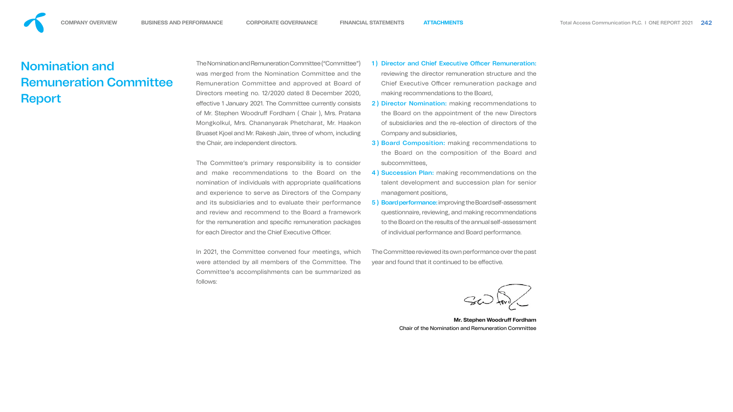# Nomination and Remuneration Committee Report

The Nomination and Remuneration Committee ("Committee") was merged from the Nomination Committee and the Remuneration Committee and approved at Board of Directors meeting no. 12/2020 dated 8 December 2020, effective 1 January 2021. The Committee currently consists of Mr. Stephen Woodruff Fordham ( Chair ), Mrs. Pratana Mongkolkul, Mrs. Chananyarak Phetcharat, Mr. Haakon Bruaset Kjoel and Mr. Rakesh Jain, three of whom, including the Chair, are independent directors.

The Committee's primary responsibility is to consider and make recommendations to the Board on the nomination of individuals with appropriate qualifications and experience to serve as Directors of the Company and its subsidiaries and to evaluate their performance and review and recommend to the Board a framework for the remuneration and specific remuneration packages for each Director and the Chief Executive Officer.

In 2021, the Committee convened four meetings, which were attended by all members of the Committee. The Committee's accomplishments can be summarized as follows:

1 ) **Director and Chief Executive Officer Remuneration:** reviewing the director remuneration structure and the Chief Executive Officer remuneration package and making recommendations to the Board,
2 ) **Director Nomination:** making recommendations to the Board on the appointment of the new Directors of subsidiaries and the re-election of directors of the Company and subsidiaries,
3 ) **Board Composition:** making recommendations to the Board on the composition of the Board and subcommittees,
4 ) **Succession Plan:** making recommendations on the talent development and succession plan for senior management positions,
5 ) **Board performance:** improving the Board self-assessment questionnaire, reviewing, and making recommendations to the Board on the results of the annual self-assessment of individual performance and Board performance.

The Committee reviewed its own performance over the past year and found that it continued to be effective.

**Mr. Stephen Woodruff Fordham**
Chair of the Nomination and Remuneration Committee